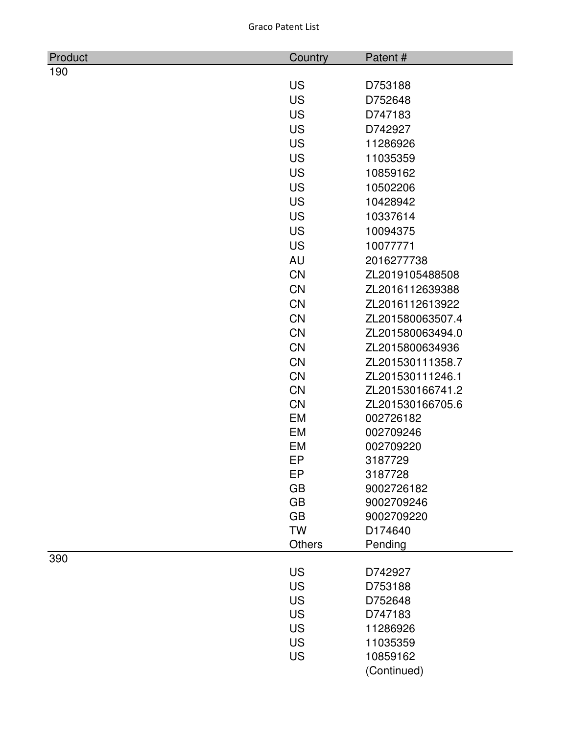# Graco Patent List

| Product | Country | Patent # |
|---|---|---|
| 190 | | |
| | US | D753188 |
| | US | D752648 |
| | US | D747183 |
| | US | D742927 |
| | US | 11286926 |
| | US | 11035359 |
| | US | 10859162 |
| | US | 10502206 |
| | US | 10428942 |
| | US | 10337614 |
| | US | 10094375 |
| | US | 10077771 |
| | AU | 2016277738 |
| | CN | ZL2019105488508 |
| | CN | ZL2016112639388 |
| | CN | ZL2016112613922 |
| | CN | ZL201580063507.4 |
| | CN | ZL201580063494.0 |
| | CN | ZL2015800634936 |
| | CN | ZL201530111358.7 |
| | CN | ZL201530111246.1 |
| | CN | ZL201530166741.2 |
| | CN | ZL201530166705.6 |
| | EM | 002726182 |
| | EM | 002709246 |
| | EM | 002709220 |
| | EP | 3187729 |
| | EP | 3187728 |
| | GB | 9002726182 |
| | GB | 9002709246 |
| | GB | 9002709220 |
| | TW | D174640 |
| | Others | Pending |
| 390 | | |
| | US | D742927 |
| | US | D753188 |
| | US | D752648 |
| | US | D747183 |
| | US | 11286926 |
| | US | 11035359 |
| | US | 10859162 |
| | | (Continued) |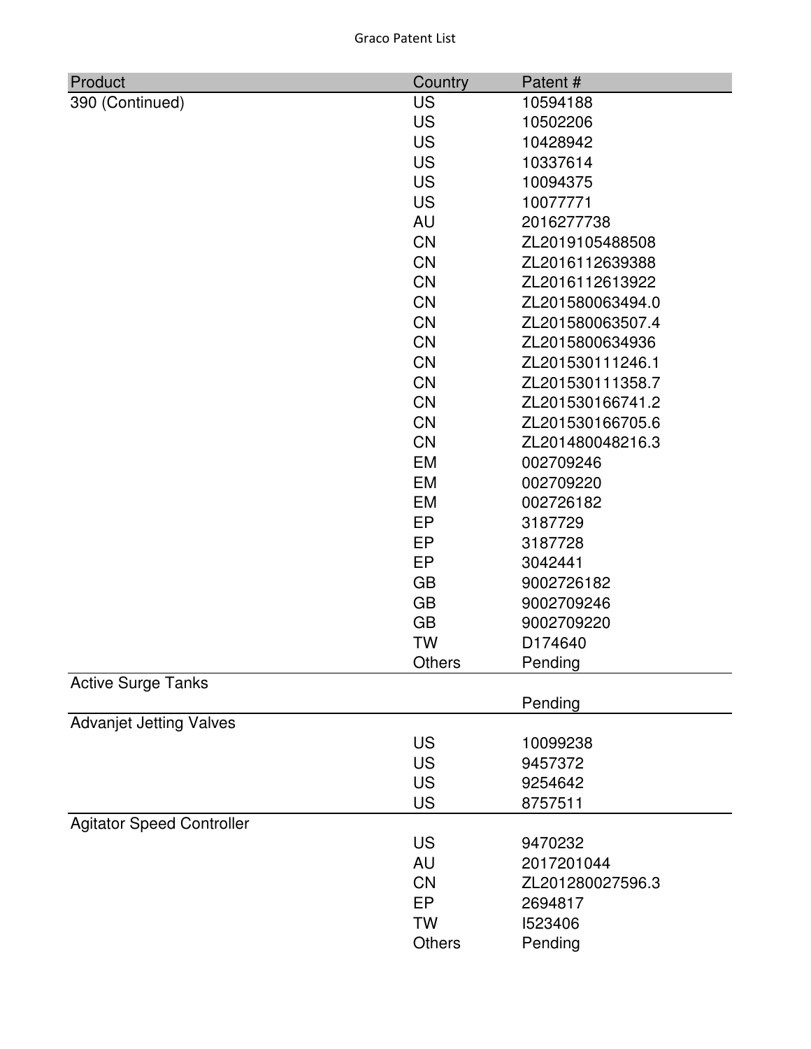| Product | Country | Patent # |
|---|---|---|
| 390 (Continued) | US | 10594188 |
| | US | 10502206 |
| | US | 10428942 |
| | US | 10337614 |
| | US | 10094375 |
| | US | 10077771 |
| | AU | 2016277738 |
| | CN | ZL2019105488508 |
| | CN | ZL2016112639388 |
| | CN | ZL2016112613922 |
| | CN | ZL201580063494.0 |
| | CN | ZL201580063507.4 |
| | CN | ZL2015800634936 |
| | CN | ZL201530111246.1 |
| | CN | ZL201530111358.7 |
| | CN | ZL201530166741.2 |
| | CN | ZL201530166705.6 |
| | CN | ZL201480048216.3 |
| | EM | 002709246 |
| | EM | 002709220 |
| | EM | 002726182 |
| | EP | 3187729 |
| | EP | 3187728 |
| | EP | 3042441 |
| | GB | 9002726182 |
| | GB | 9002709246 |
| | GB | 9002709220 |
| | TW | D174640 |
| | Others | Pending |
| Active Surge Tanks | | |
| | | Pending |
| Advanjet Jetting Valves | | |
| | US | 10099238 |
| | US | 9457372 |
| | US | 9254642 |
| | US | 8757511 |
| Agitator Speed Controller | | |
| | US | 9470232 |
| | AU | 2017201044 |
| | CN | ZL201280027596.3 |
| | EP | 2694817 |
| | TW | I523406 |
| | Others | Pending |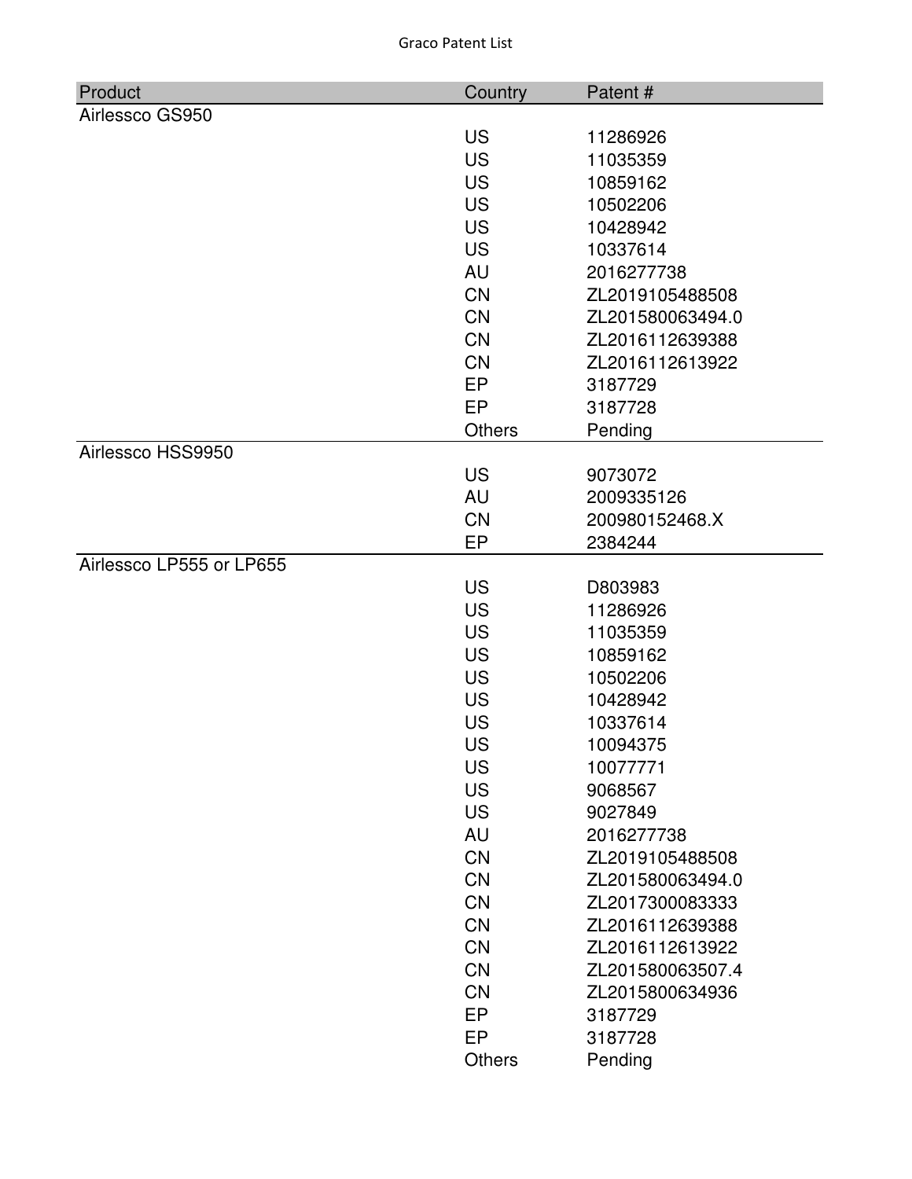| Product | Country | Patent # |
|---|---|---|
| Airlessco GS950 | | |
| | US | 11286926 |
| | US | 11035359 |
| | US | 10859162 |
| | US | 10502206 |
| | US | 10428942 |
| | US | 10337614 |
| | AU | 2016277738 |
| | CN | ZL2019105488508 |
| | CN | ZL201580063494.0 |
| | CN | ZL2016112639388 |
| | CN | ZL2016112613922 |
| | EP | 3187729 |
| | EP | 3187728 |
| | Others | Pending |
| Airlessco HSS9950 | | |
| | US | 9073072 |
| | AU | 2009335126 |
| | CN | 200980152468.X |
| | EP | 2384244 |
| Airlessco LP555 or LP655 | | |
| | US | D803983 |
| | US | 11286926 |
| | US | 11035359 |
| | US | 10859162 |
| | US | 10502206 |
| | US | 10428942 |
| | US | 10337614 |
| | US | 10094375 |
| | US | 10077771 |
| | US | 9068567 |
| | US | 9027849 |
| | AU | 2016277738 |
| | CN | ZL2019105488508 |
| | CN | ZL201580063494.0 |
| | CN | ZL2017300083333 |
| | CN | ZL2016112639388 |
| | CN | ZL2016112613922 |
| | CN | ZL201580063507.4 |
| | CN | ZL2015800634936 |
| | EP | 3187729 |
| | EP | 3187728 |
| | Others | Pending |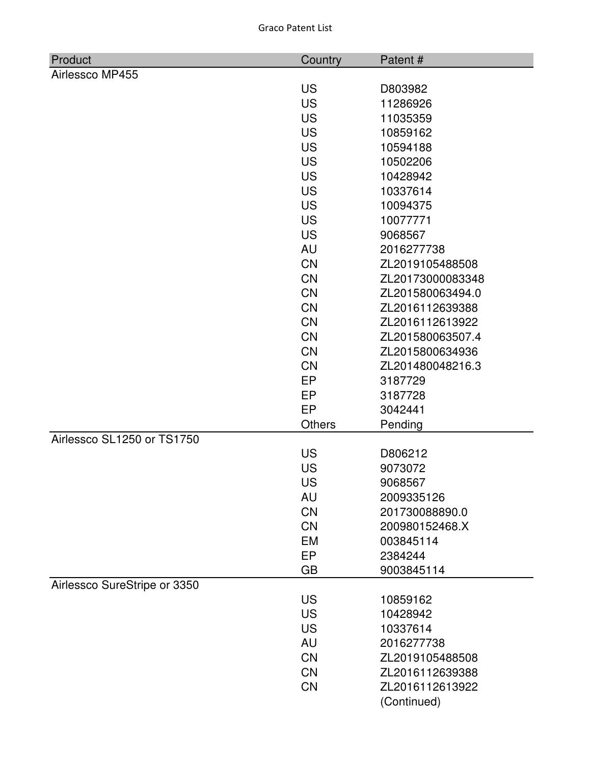| Product | Country | Patent # |
|---|---|---|
| Airlessco MP455 | | |
| | US | D803982 |
| | US | 11286926 |
| | US | 11035359 |
| | US | 10859162 |
| | US | 10594188 |
| | US | 10502206 |
| | US | 10428942 |
| | US | 10337614 |
| | US | 10094375 |
| | US | 10077771 |
| | US | 9068567 |
| | AU | 2016277738 |
| | CN | ZL2019105488508 |
| | CN | ZL20173000083348 |
| | CN | ZL201580063494.0 |
| | CN | ZL2016112639388 |
| | CN | ZL2016112613922 |
| | CN | ZL201580063507.4 |
| | CN | ZL2015800634936 |
| | CN | ZL201480048216.3 |
| | EP | 3187729 |
| | EP | 3187728 |
| | EP | 3042441 |
| | Others | Pending |
| Airlessco SL1250 or TS1750 | | |
| | US | D806212 |
| | US | 9073072 |
| | US | 9068567 |
| | AU | 2009335126 |
| | CN | 201730088890.0 |
| | CN | 200980152468.X |
| | EM | 003845114 |
| | EP | 2384244 |
| | GB | 9003845114 |
| Airlessco SureStripe or 3350 | | |
| | US | 10859162 |
| | US | 10428942 |
| | US | 10337614 |
| | AU | 2016277738 |
| | CN | ZL2019105488508 |
| | CN | ZL2016112639388 |
| | CN | ZL2016112613922 |
| | | (Continued) |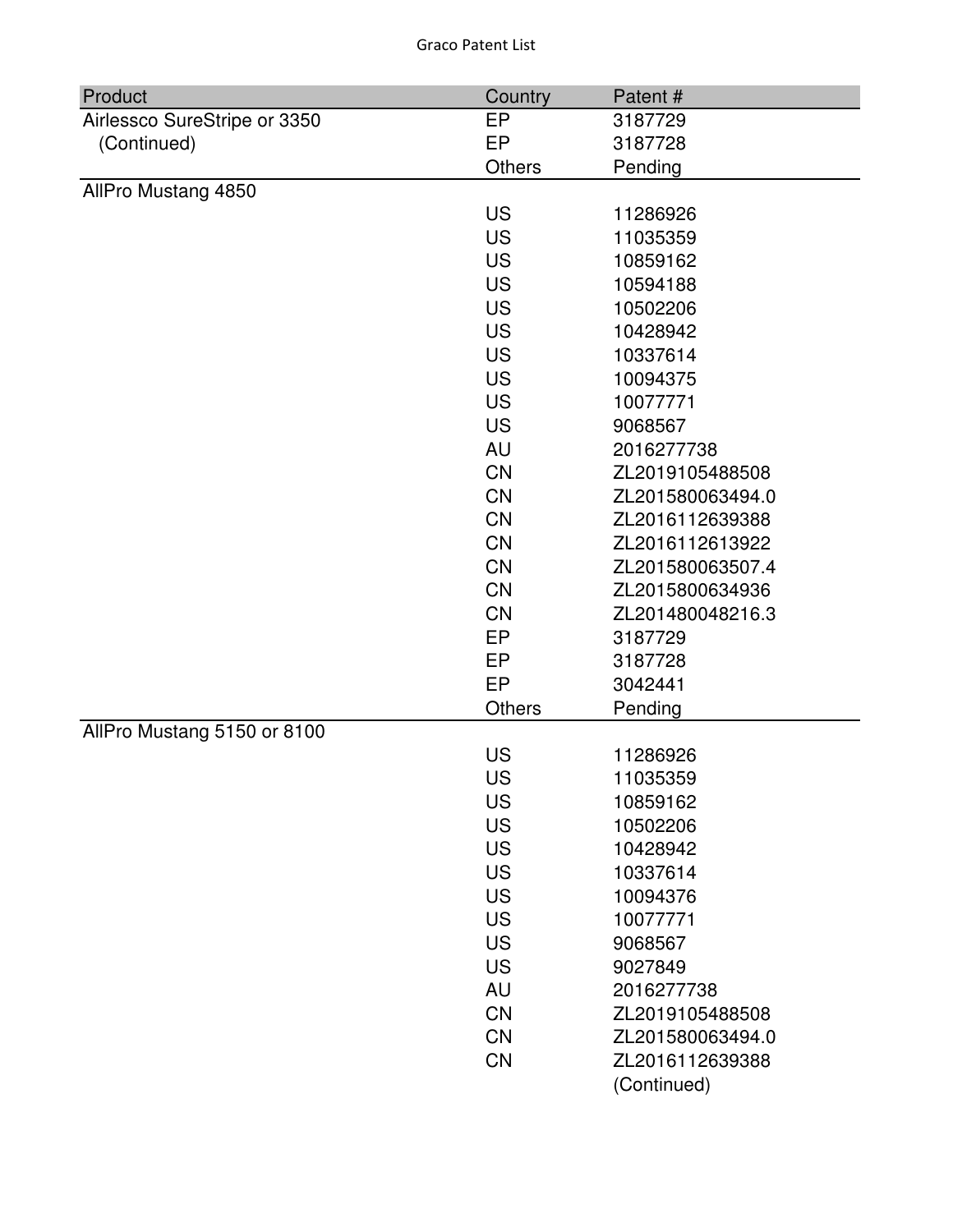| Product | Country | Patent # |
|---|---|---|
| Airlessco SureStripe or 3350 | EP | 3187729 |
| (Continued) | EP | 3187728 |
| | Others | Pending |
| AllPro Mustang 4850 | | |
| | US | 11286926 |
| | US | 11035359 |
| | US | 10859162 |
| | US | 10594188 |
| | US | 10502206 |
| | US | 10428942 |
| | US | 10337614 |
| | US | 10094375 |
| | US | 10077771 |
| | US | 9068567 |
| | AU | 2016277738 |
| | CN | ZL2019105488508 |
| | CN | ZL201580063494.0 |
| | CN | ZL2016112639388 |
| | CN | ZL2016112613922 |
| | CN | ZL201580063507.4 |
| | CN | ZL2015800634936 |
| | CN | ZL201480048216.3 |
| | EP | 3187729 |
| | EP | 3187728 |
| | EP | 3042441 |
| | Others | Pending |
| AllPro Mustang 5150 or 8100 | | |
| | US | 11286926 |
| | US | 11035359 |
| | US | 10859162 |
| | US | 10502206 |
| | US | 10428942 |
| | US | 10337614 |
| | US | 10094376 |
| | US | 10077771 |
| | US | 9068567 |
| | US | 9027849 |
| | AU | 2016277738 |
| | CN | ZL2019105488508 |
| | CN | ZL201580063494.0 |
| | CN | ZL2016112639388 |
| | | (Continued) |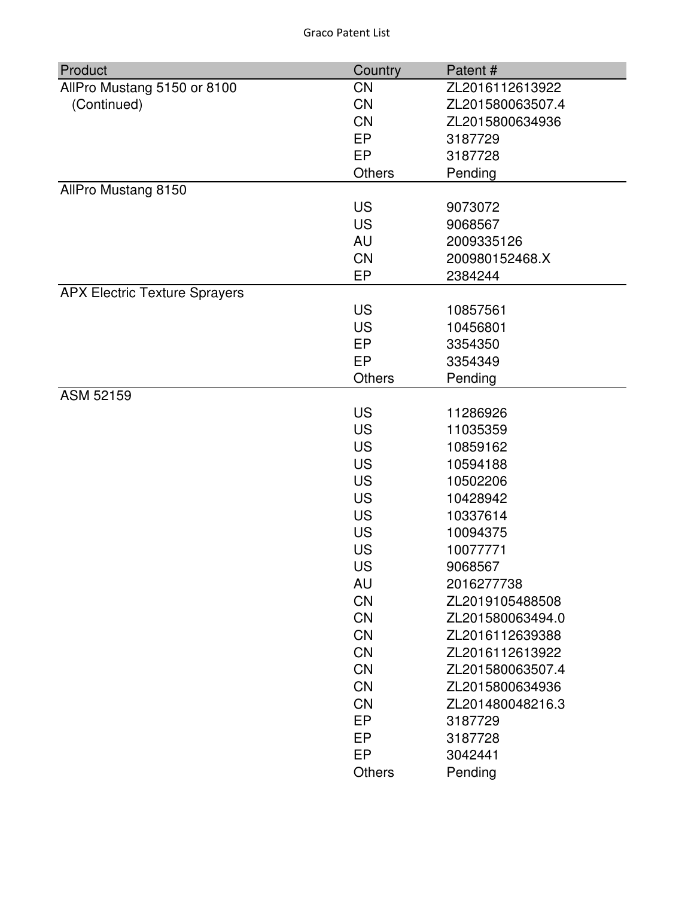| Product | Country | Patent # |
| --- | --- | --- |
| AllPro Mustang 5150 or 8100 | CN | ZL2016112613922 |
| (Continued) | CN | ZL201580063507.4 |
| | CN | ZL2015800634936 |
| | EP | 3187729 |
| | EP | 3187728 |
| | Others | Pending |
| AllPro Mustang 8150 | | |
| | US | 9073072 |
| | US | 9068567 |
| | AU | 2009335126 |
| | CN | 200980152468.X |
| | EP | 2384244 |
| APX Electric Texture Sprayers | | |
| | US | 10857561 |
| | US | 10456801 |
| | EP | 3354350 |
| | EP | 3354349 |
| | Others | Pending |
| ASM 52159 | | |
| | US | 11286926 |
| | US | 11035359 |
| | US | 10859162 |
| | US | 10594188 |
| | US | 10502206 |
| | US | 10428942 |
| | US | 10337614 |
| | US | 10094375 |
| | US | 10077771 |
| | US | 9068567 |
| | AU | 2016277738 |
| | CN | ZL2019105488508 |
| | CN | ZL201580063494.0 |
| | CN | ZL2016112639388 |
| | CN | ZL2016112613922 |
| | CN | ZL201580063507.4 |
| | CN | ZL2015800634936 |
| | CN | ZL201480048216.3 |
| | EP | 3187729 |
| | EP | 3187728 |
| | EP | 3042441 |
| | Others | Pending |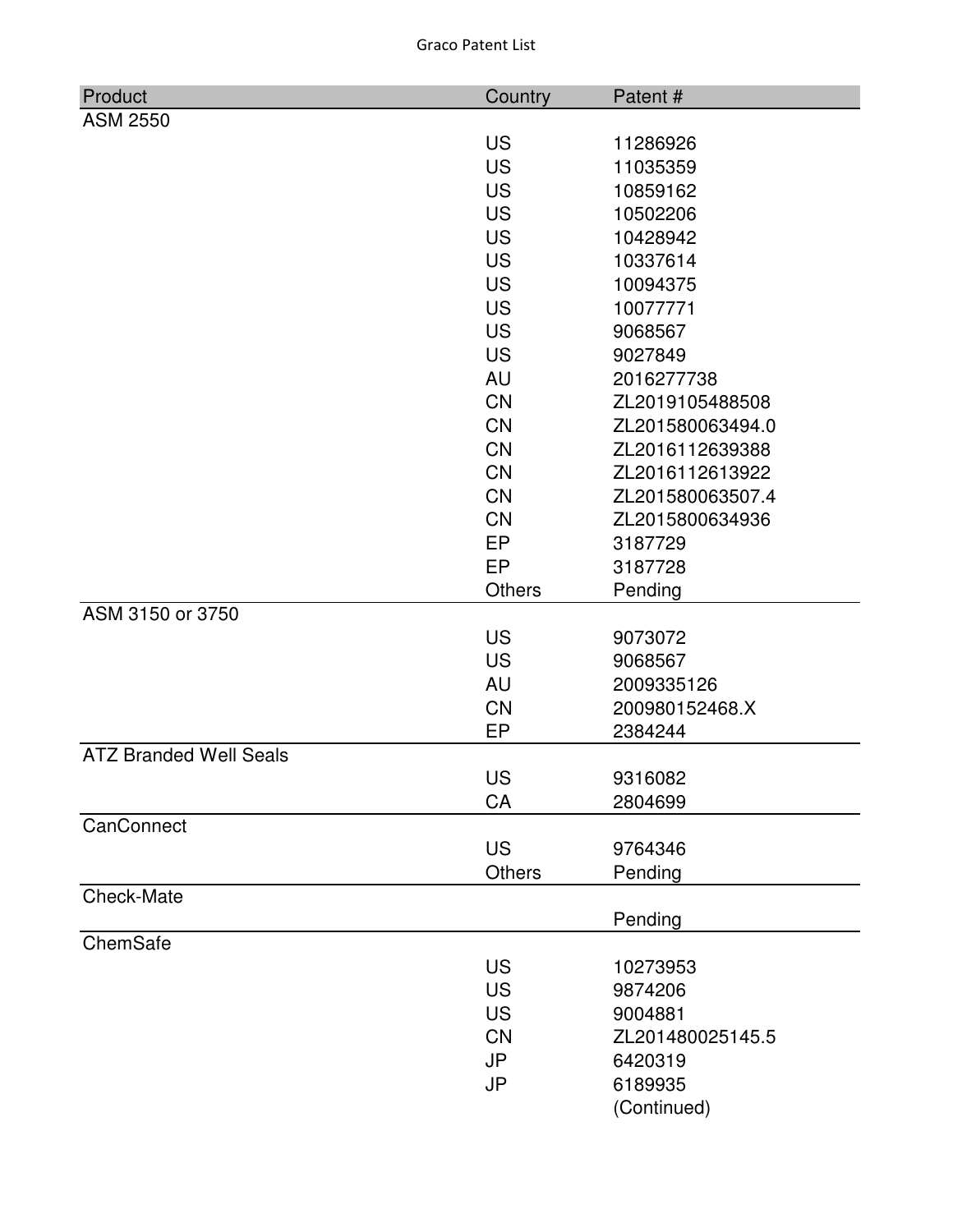| Product | Country | Patent # |
| --- | --- | --- |
| ASM 2550 | | |
| | US | 11286926 |
| | US | 11035359 |
| | US | 10859162 |
| | US | 10502206 |
| | US | 10428942 |
| | US | 10337614 |
| | US | 10094375 |
| | US | 10077771 |
| | US | 9068567 |
| | US | 9027849 |
| | AU | 2016277738 |
| | CN | ZL2019105488508 |
| | CN | ZL201580063494.0 |
| | CN | ZL2016112639388 |
| | CN | ZL2016112613922 |
| | CN | ZL201580063507.4 |
| | CN | ZL2015800634936 |
| | EP | 3187729 |
| | EP | 3187728 |
| | Others | Pending |
| ASM 3150 or 3750 | | |
| | US | 9073072 |
| | US | 9068567 |
| | AU | 2009335126 |
| | CN | 200980152468.X |
| | EP | 2384244 |
| ATZ Branded Well Seals | | |
| | US | 9316082 |
| | CA | 2804699 |
| CanConnect | | |
| | US | 9764346 |
| | Others | Pending |
| Check-Mate | | |
| | | Pending |
| ChemSafe | | |
| | US | 10273953 |
| | US | 9874206 |
| | US | 9004881 |
| | CN | ZL201480025145.5 |
| | JP | 6420319 |
| | JP | 6189935 |
| | | (Continued) |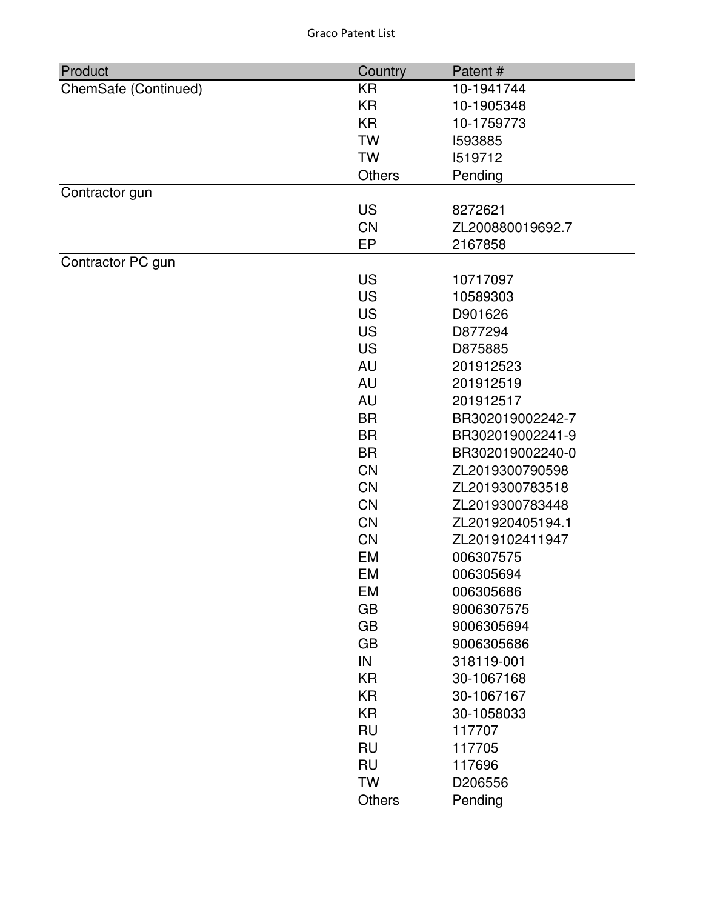| Product | Country | Patent # |
| --- | --- | --- |
| ChemSafe (Continued) | KR | 10-1941744 |
| | KR | 10-1905348 |
| | KR | 10-1759773 |
| | TW | I593885 |
| | TW | I519712 |
| | Others | Pending |
| Contractor gun | | |
| | US | 8272621 |
| | CN | ZL200880019692.7 |
| | EP | 2167858 |
| Contractor PC gun | | |
| | US | 10717097 |
| | US | 10589303 |
| | US | D901626 |
| | US | D877294 |
| | US | D875885 |
| | AU | 201912523 |
| | AU | 201912519 |
| | AU | 201912517 |
| | BR | BR302019002242-7 |
| | BR | BR302019002241-9 |
| | BR | BR302019002240-0 |
| | CN | ZL2019300790598 |
| | CN | ZL2019300783518 |
| | CN | ZL2019300783448 |
| | CN | ZL201920405194.1 |
| | CN | ZL2019102411947 |
| | EM | 006307575 |
| | EM | 006305694 |
| | EM | 006305686 |
| | GB | 9006307575 |
| | GB | 9006305694 |
| | GB | 9006305686 |
| | IN | 318119-001 |
| | KR | 30-1067168 |
| | KR | 30-1067167 |
| | KR | 30-1058033 |
| | RU | 117707 |
| | RU | 117705 |
| | RU | 117696 |
| | TW | D206556 |
| | Others | Pending |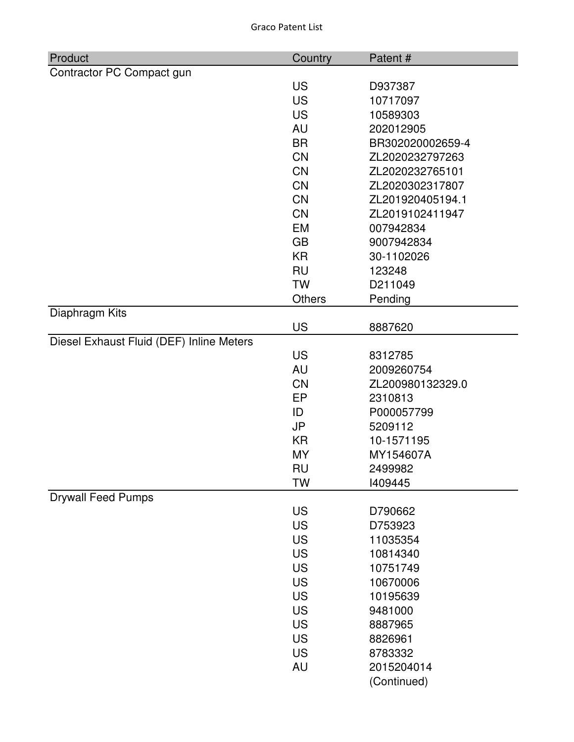| Product | Country | Patent # |
|---|---|---|
| Contractor PC Compact gun | | |
| | US | D937387 |
| | US | 10717097 |
| | US | 10589303 |
| | AU | 202012905 |
| | BR | BR302020002659-4 |
| | CN | ZL2020232797263 |
| | CN | ZL2020232765101 |
| | CN | ZL2020302317807 |
| | CN | ZL201920405194.1 |
| | CN | ZL2019102411947 |
| | EM | 007942834 |
| | GB | 9007942834 |
| | KR | 30-1102026 |
| | RU | 123248 |
| | TW | D211049 |
| | Others | Pending |
| Diaphragm Kits | | |
| | US | 8887620 |
| Diesel Exhaust Fluid (DEF) Inline Meters | | |
| | US | 8312785 |
| | AU | 2009260754 |
| | CN | ZL200980132329.0 |
| | EP | 2310813 |
| | ID | P000057799 |
| | JP | 5209112 |
| | KR | 10-1571195 |
| | MY | MY154607A |
| | RU | 2499982 |
| | TW | I409445 |
| Drywall Feed Pumps | | |
| | US | D790662 |
| | US | D753923 |
| | US | 11035354 |
| | US | 10814340 |
| | US | 10751749 |
| | US | 10670006 |
| | US | 10195639 |
| | US | 9481000 |
| | US | 8887965 |
| | US | 8826961 |
| | US | 8783332 |
| | AU | 2015204014 |
| | | (Continued) |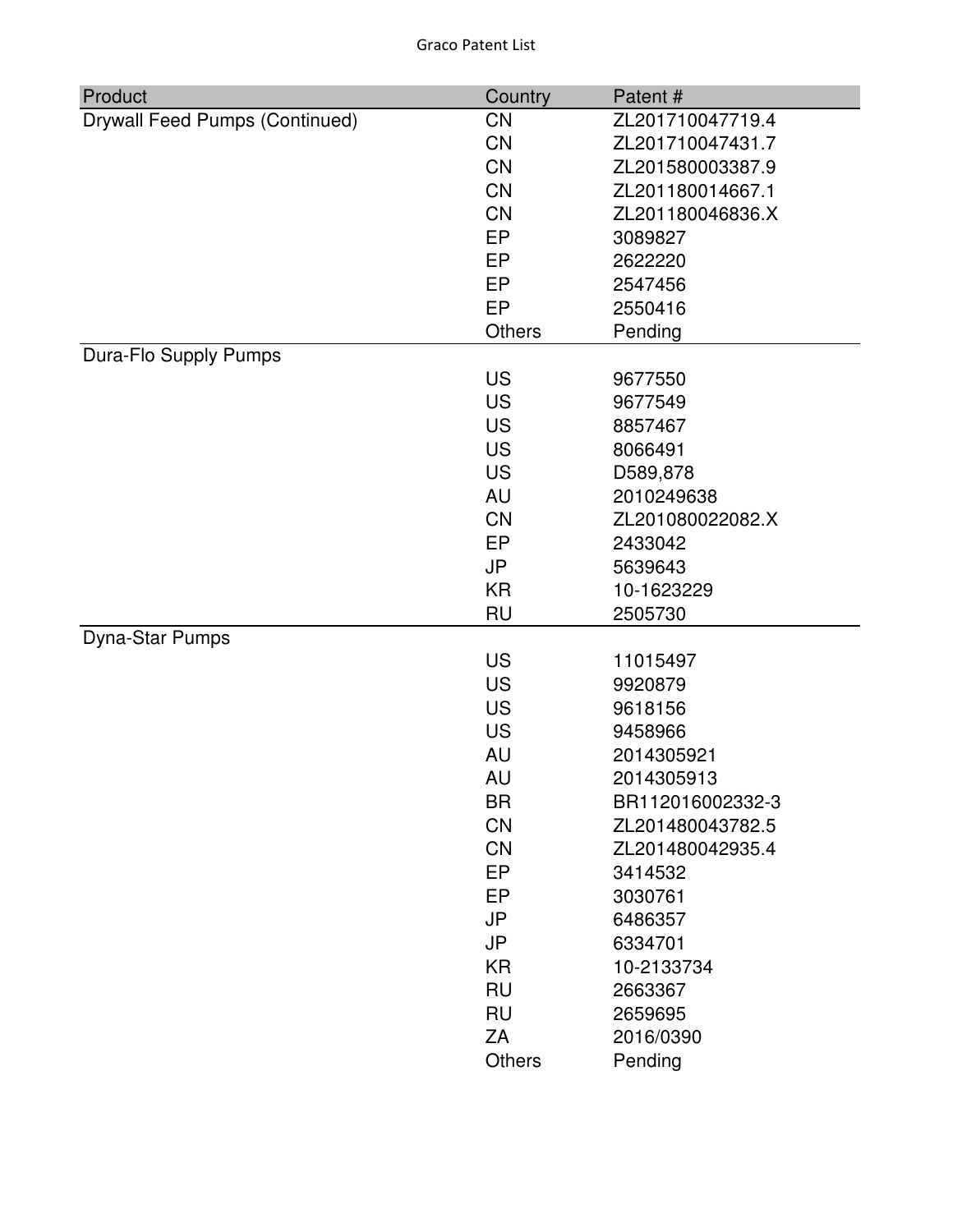| Product | Country | Patent # |
| --- | --- | --- |
| Drywall Feed Pumps (Continued) | CN | ZL201710047719.4 |
| | CN | ZL201710047431.7 |
| | CN | ZL201580003387.9 |
| | CN | ZL201180014667.1 |
| | CN | ZL201180046836.X |
| | EP | 3089827 |
| | EP | 2622220 |
| | EP | 2547456 |
| | EP | 2550416 |
| | Others | Pending |
| Dura-Flo Supply Pumps | | |
| | US | 9677550 |
| | US | 9677549 |
| | US | 8857467 |
| | US | 8066491 |
| | US | D589,878 |
| | AU | 2010249638 |
| | CN | ZL201080022082.X |
| | EP | 2433042 |
| | JP | 5639643 |
| | KR | 10-1623229 |
| | RU | 2505730 |
| Dyna-Star Pumps | | |
| | US | 11015497 |
| | US | 9920879 |
| | US | 9618156 |
| | US | 9458966 |
| | AU | 2014305921 |
| | AU | 2014305913 |
| | BR | BR112016002332-3 |
| | CN | ZL201480043782.5 |
| | CN | ZL201480042935.4 |
| | EP | 3414532 |
| | EP | 3030761 |
| | JP | 6486357 |
| | JP | 6334701 |
| | KR | 10-2133734 |
| | RU | 2663367 |
| | RU | 2659695 |
| | ZA | 2016/0390 |
| | Others | Pending |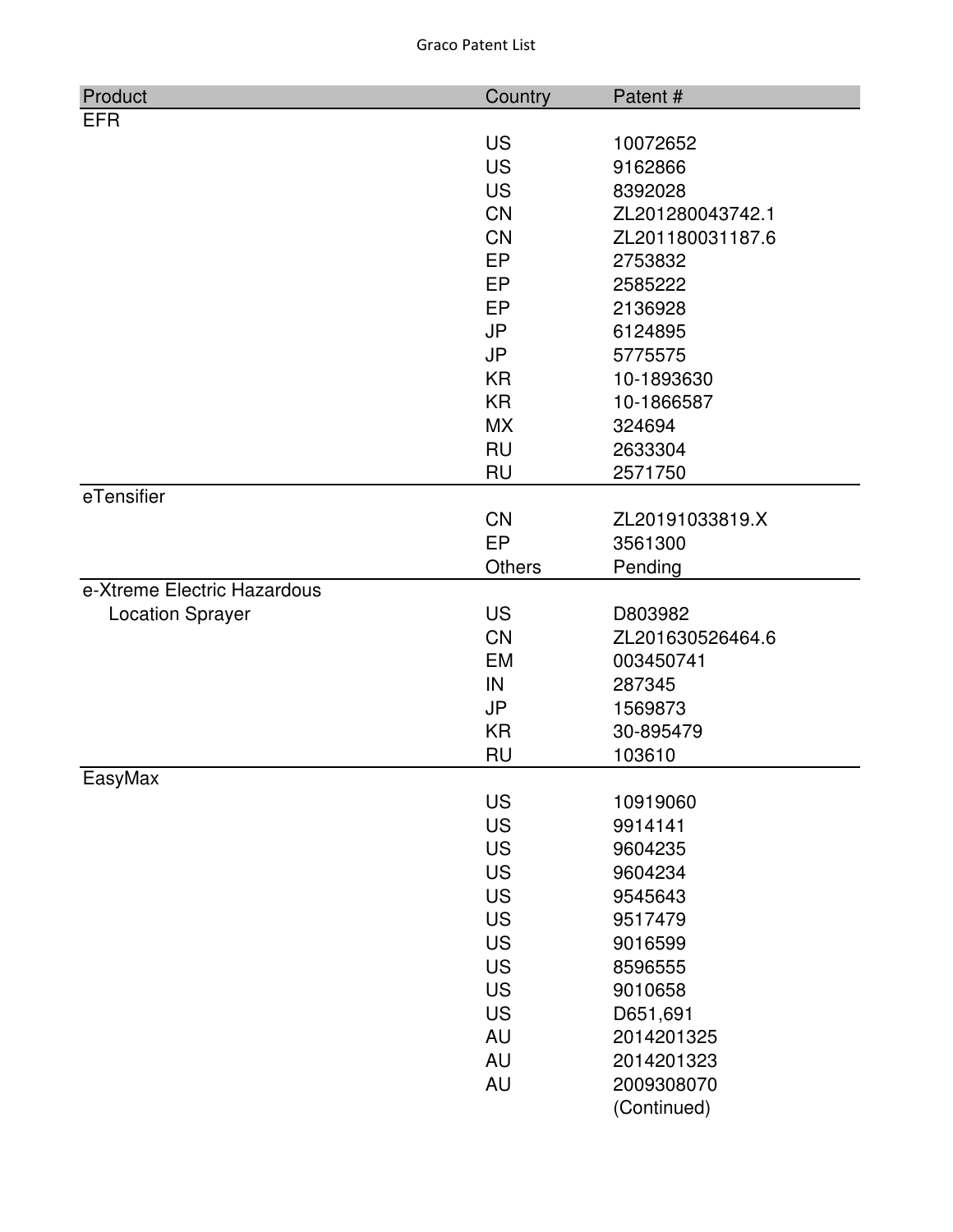| Product | Country | Patent # |
|---|---|---|
| EFR | | |
| | US | 10072652 |
| | US | 9162866 |
| | US | 8392028 |
| | CN | ZL201280043742.1 |
| | CN | ZL201180031187.6 |
| | EP | 2753832 |
| | EP | 2585222 |
| | EP | 2136928 |
| | JP | 6124895 |
| | JP | 5775575 |
| | KR | 10-1893630 |
| | KR | 10-1866587 |
| | MX | 324694 |
| | RU | 2633304 |
| | RU | 2571750 |
| eTensifier | | |
| | CN | ZL20191033819.X |
| | EP | 3561300 |
| | Others | Pending |
| e-Xtreme Electric Hazardous Location Sprayer | US | D803982 |
| | CN | ZL201630526464.6 |
| | EM | 003450741 |
| | IN | 287345 |
| | JP | 1569873 |
| | KR | 30-895479 |
| | RU | 103610 |
| EasyMax | | |
| | US | 10919060 |
| | US | 9914141 |
| | US | 9604235 |
| | US | 9604234 |
| | US | 9545643 |
| | US | 9517479 |
| | US | 9016599 |
| | US | 8596555 |
| | US | 9010658 |
| | US | D651,691 |
| | AU | 2014201325 |
| | AU | 2014201323 |
| | AU | 2009308070 |
| | | (Continued) |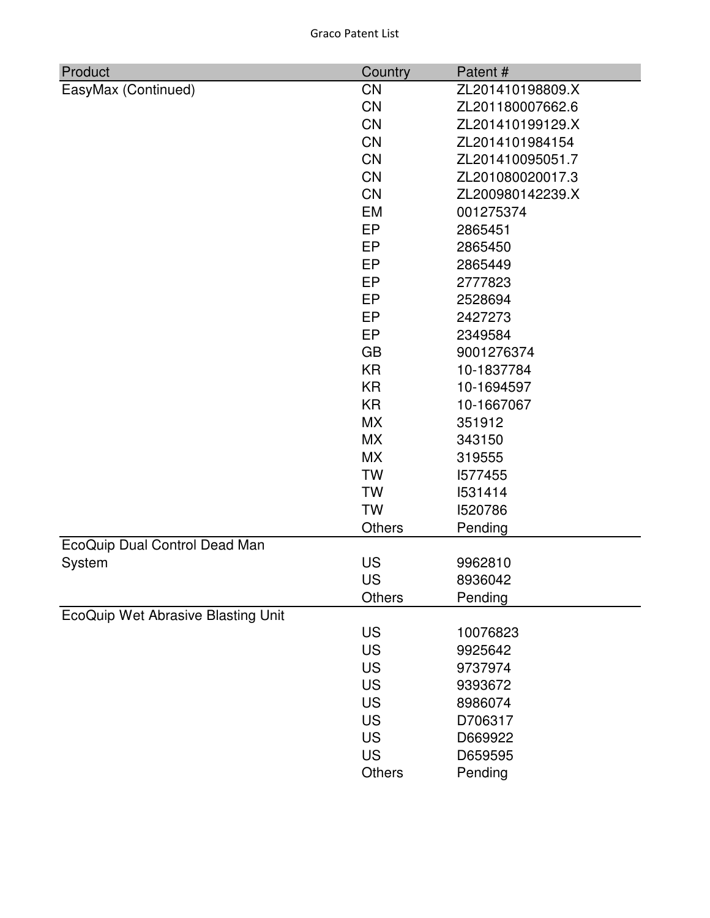| Product | Country | Patent # |
| --- | --- | --- |
| EasyMax (Continued) | CN | ZL201410198809.X |
| | CN | ZL201180007662.6 |
| | CN | ZL201410199129.X |
| | CN | ZL2014101984154 |
| | CN | ZL201410095051.7 |
| | CN | ZL201080020017.3 |
| | CN | ZL200980142239.X |
| | EM | 001275374 |
| | EP | 2865451 |
| | EP | 2865450 |
| | EP | 2865449 |
| | EP | 2777823 |
| | EP | 2528694 |
| | EP | 2427273 |
| | EP | 2349584 |
| | GB | 9001276374 |
| | KR | 10-1837784 |
| | KR | 10-1694597 |
| | KR | 10-1667067 |
| | MX | 351912 |
| | MX | 343150 |
| | MX | 319555 |
| | TW | I577455 |
| | TW | I531414 |
| | TW | I520786 |
| | Others | Pending |
| EcoQuip Dual Control Dead Man System | | |
| | US | 9962810 |
| | US | 8936042 |
| | Others | Pending |
| EcoQuip Wet Abrasive Blasting Unit | | |
| | US | 10076823 |
| | US | 9925642 |
| | US | 9737974 |
| | US | 9393672 |
| | US | 8986074 |
| | US | D706317 |
| | US | D669922 |
| | US | D659595 |
| | Others | Pending |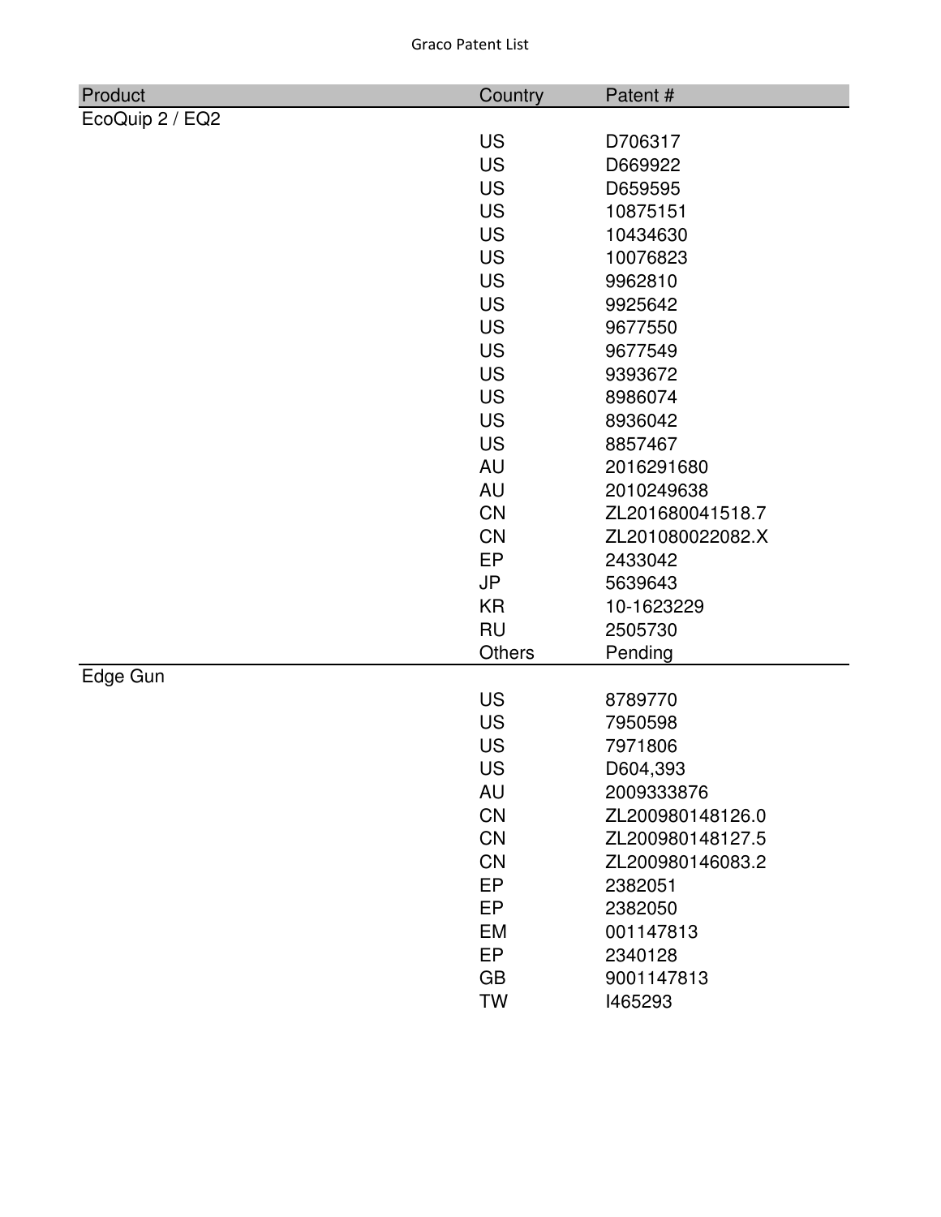| Product | Country | Patent # |
| --- | --- | --- |
| EcoQuip 2 / EQ2 | | |
| | US | D706317 |
| | US | D669922 |
| | US | D659595 |
| | US | 10875151 |
| | US | 10434630 |
| | US | 10076823 |
| | US | 9962810 |
| | US | 9925642 |
| | US | 9677550 |
| | US | 9677549 |
| | US | 9393672 |
| | US | 8986074 |
| | US | 8936042 |
| | US | 8857467 |
| | AU | 2016291680 |
| | AU | 2010249638 |
| | CN | ZL201680041518.7 |
| | CN | ZL201080022082.X |
| | EP | 2433042 |
| | JP | 5639643 |
| | KR | 10-1623229 |
| | RU | 2505730 |
| | Others | Pending |
| Edge Gun | | |
| | US | 8789770 |
| | US | 7950598 |
| | US | 7971806 |
| | US | D604,393 |
| | AU | 2009333876 |
| | CN | ZL200980148126.0 |
| | CN | ZL200980148127.5 |
| | CN | ZL200980146083.2 |
| | EP | 2382051 |
| | EP | 2382050 |
| | EM | 001147813 |
| | EP | 2340128 |
| | GB | 9001147813 |
| | TW | I465293 |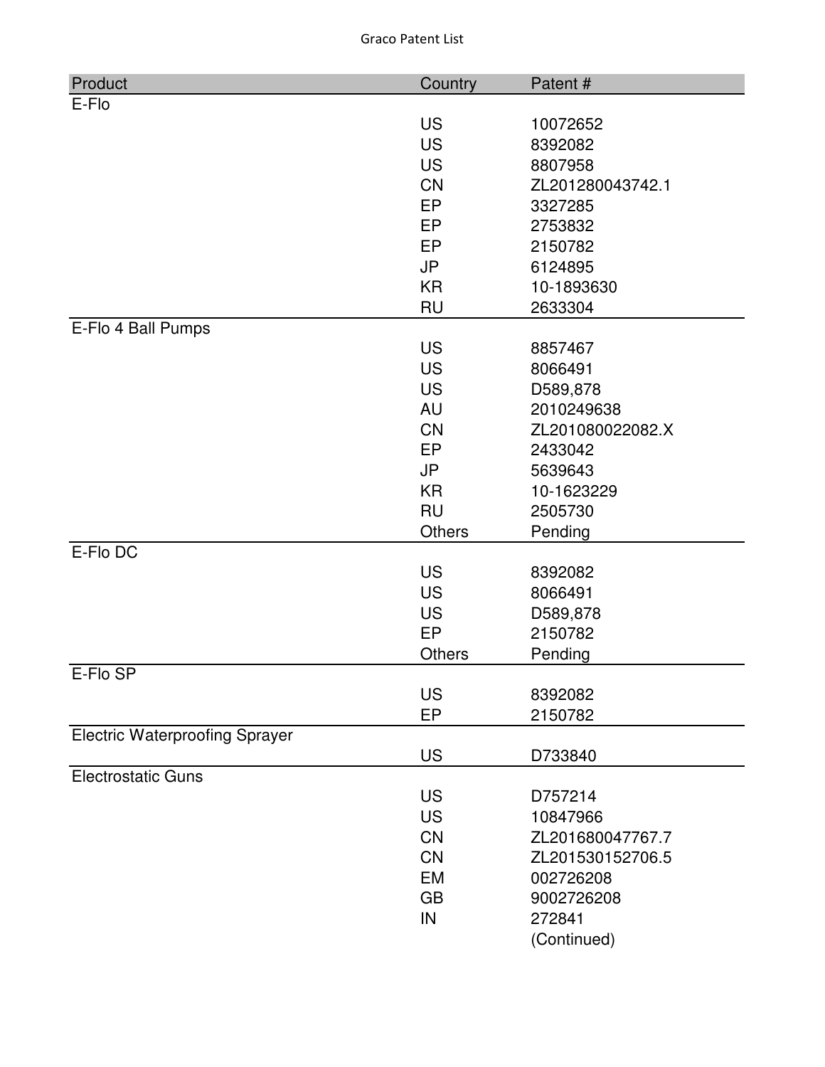| Product | Country | Patent # |
| --- | --- | --- |
| E-Flo | | |
| | US | 10072652 |
| | US | 8392082 |
| | US | 8807958 |
| | CN | ZL201280043742.1 |
| | EP | 3327285 |
| | EP | 2753832 |
| | EP | 2150782 |
| | JP | 6124895 |
| | KR | 10-1893630 |
| | RU | 2633304 |
| E-Flo 4 Ball Pumps | | |
| | US | 8857467 |
| | US | 8066491 |
| | US | D589,878 |
| | AU | 2010249638 |
| | CN | ZL201080022082.X |
| | EP | 2433042 |
| | JP | 5639643 |
| | KR | 10-1623229 |
| | RU | 2505730 |
| | Others | Pending |
| E-Flo DC | | |
| | US | 8392082 |
| | US | 8066491 |
| | US | D589,878 |
| | EP | 2150782 |
| | Others | Pending |
| E-Flo SP | | |
| | US | 8392082 |
| | EP | 2150782 |
| Electric Waterproofing Sprayer | | |
| | US | D733840 |
| Electrostatic Guns | | |
| | US | D757214 |
| | US | 10847966 |
| | CN | ZL201680047767.7 |
| | CN | ZL201530152706.5 |
| | EM | 002726208 |
| | GB | 9002726208 |
| | IN | 272841 |
| | | (Continued) |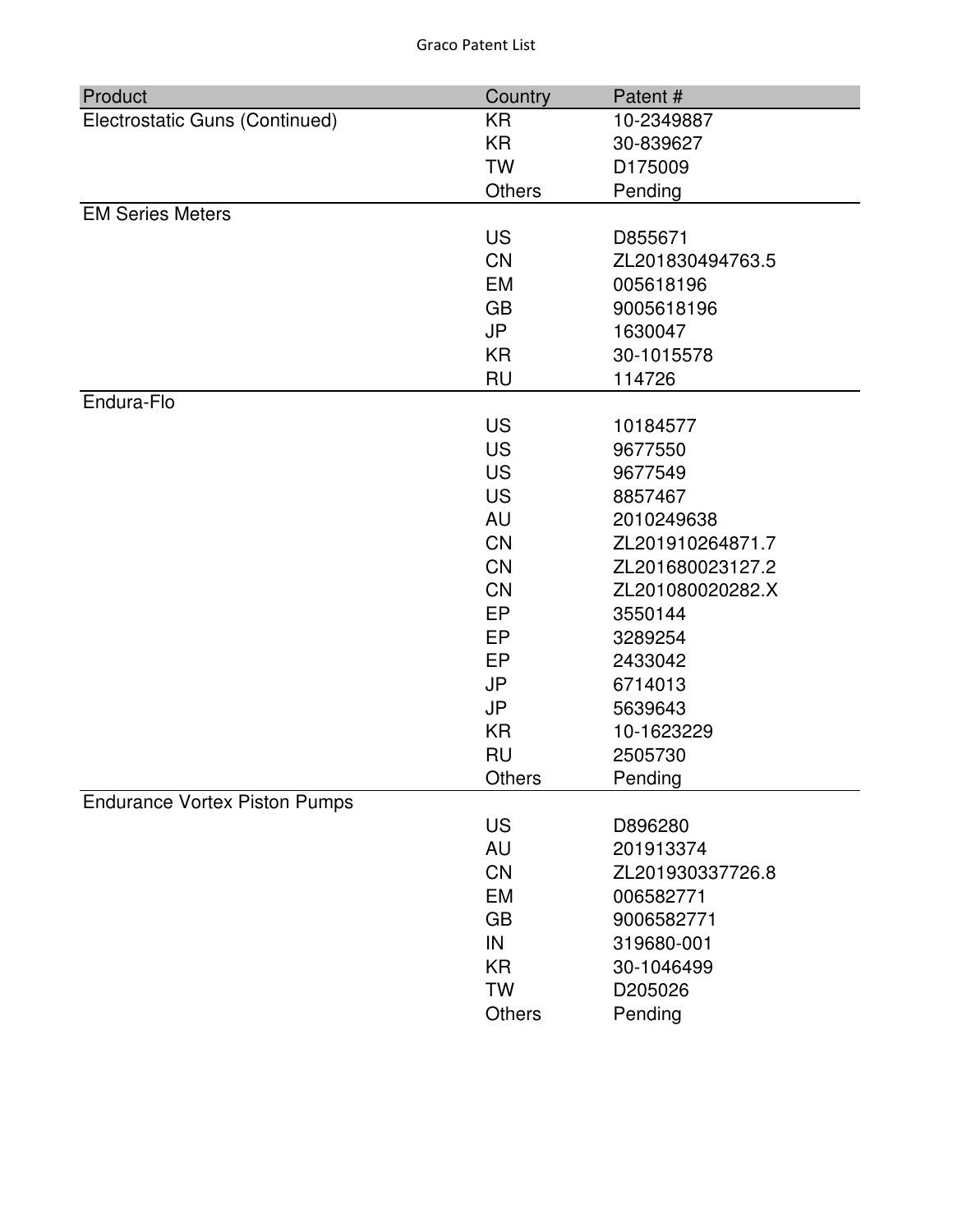| Product | Country | Patent # |
| --- | --- | --- |
| Electrostatic Guns (Continued) | KR | 10-2349887 |
| | KR | 30-839627 |
| | TW | D175009 |
| | Others | Pending |
| EM Series Meters | | |
| | US | D855671 |
| | CN | ZL201830494763.5 |
| | EM | 005618196 |
| | GB | 9005618196 |
| | JP | 1630047 |
| | KR | 30-1015578 |
| | RU | 114726 |
| Endura-Flo | | |
| | US | 10184577 |
| | US | 9677550 |
| | US | 9677549 |
| | US | 8857467 |
| | AU | 2010249638 |
| | CN | ZL201910264871.7 |
| | CN | ZL201680023127.2 |
| | CN | ZL201080020282.X |
| | EP | 3550144 |
| | EP | 3289254 |
| | EP | 2433042 |
| | JP | 6714013 |
| | JP | 5639643 |
| | KR | 10-1623229 |
| | RU | 2505730 |
| | Others | Pending |
| Endurance Vortex Piston Pumps | | |
| | US | D896280 |
| | AU | 201913374 |
| | CN | ZL201930337726.8 |
| | EM | 006582771 |
| | GB | 9006582771 |
| | IN | 319680-001 |
| | KR | 30-1046499 |
| | TW | D205026 |
| | Others | Pending |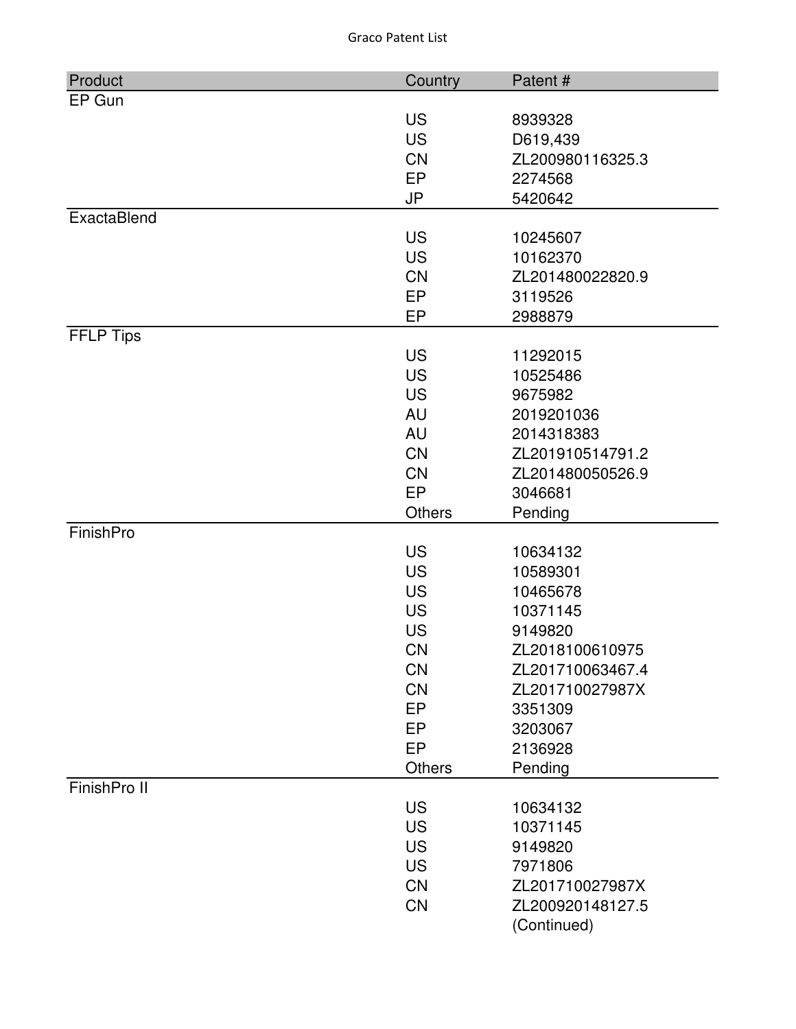Graco Patent List

| Product | Country | Patent # |
| --- | --- | --- |
| EP Gun | | |
| | US | 8939328 |
| | US | D619,439 |
| | CN | ZL200980116325.3 |
| | EP | 2274568 |
| | JP | 5420642 |
| ExactaBlend | | |
| | US | 10245607 |
| | US | 10162370 |
| | CN | ZL201480022820.9 |
| | EP | 3119526 |
| | EP | 2988879 |
| FFLP Tips | | |
| | US | 11292015 |
| | US | 10525486 |
| | US | 9675982 |
| | AU | 2019201036 |
| | AU | 2014318383 |
| | CN | ZL201910514791.2 |
| | CN | ZL201480050526.9 |
| | EP | 3046681 |
| | Others | Pending |
| FinishPro | | |
| | US | 10634132 |
| | US | 10589301 |
| | US | 10465678 |
| | US | 10371145 |
| | US | 9149820 |
| | CN | ZL2018100610975 |
| | CN | ZL201710063467.4 |
| | CN | ZL201710027987X |
| | EP | 3351309 |
| | EP | 3203067 |
| | EP | 2136928 |
| | Others | Pending |
| FinishPro II | | |
| | US | 10634132 |
| | US | 10371145 |
| | US | 9149820 |
| | US | 7971806 |
| | CN | ZL201710027987X |
| | CN | ZL200920148127.5 |
| | | (Continued) |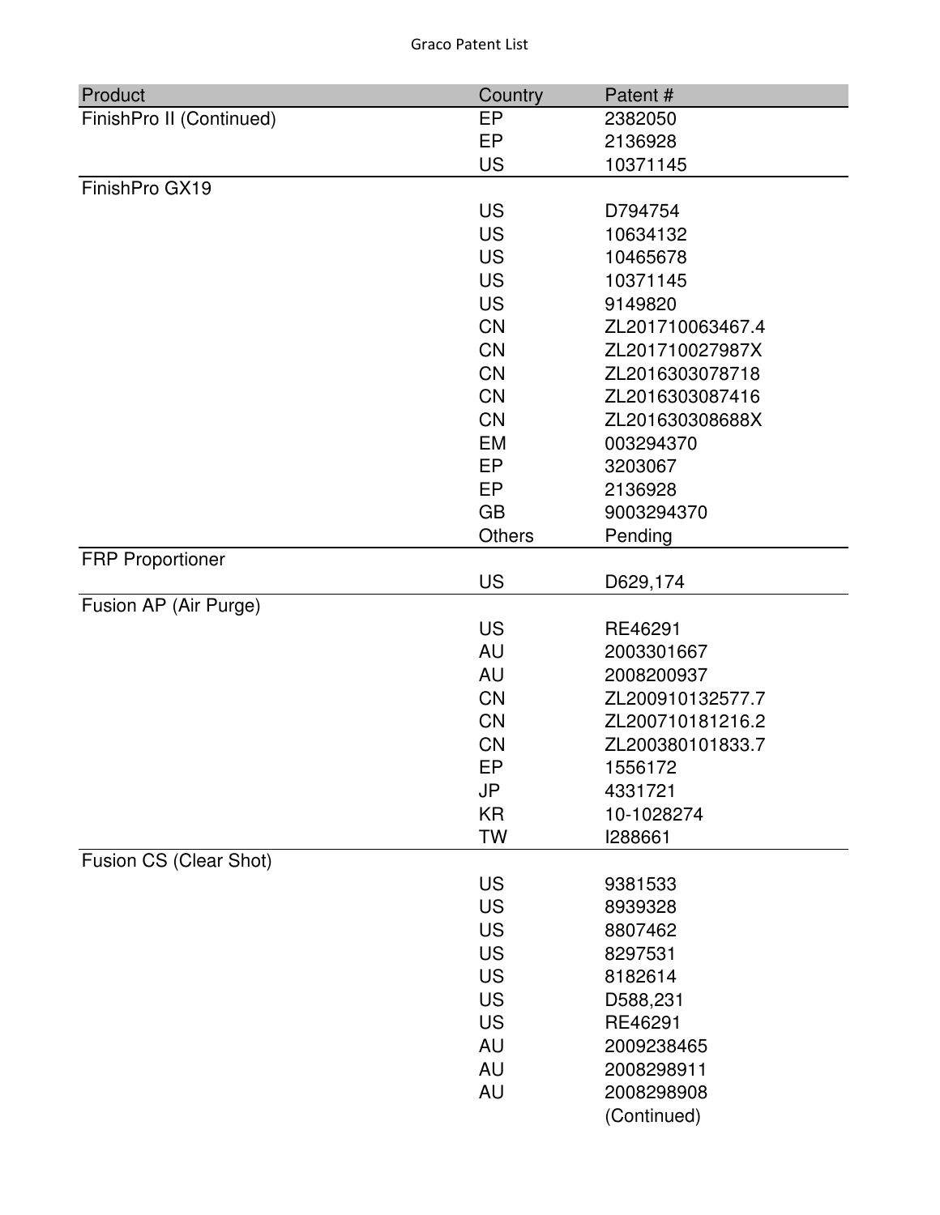| Product | Country | Patent # |
|---|---|---|
| FinishPro II (Continued) | EP | 2382050 |
| | EP | 2136928 |
| | US | 10371145 |
| FinishPro GX19 | | |
| | US | D794754 |
| | US | 10634132 |
| | US | 10465678 |
| | US | 10371145 |
| | US | 9149820 |
| | CN | ZL201710063467.4 |
| | CN | ZL201710027987X |
| | CN | ZL2016303078718 |
| | CN | ZL2016303087416 |
| | CN | ZL201630308688X |
| | EM | 003294370 |
| | EP | 3203067 |
| | EP | 2136928 |
| | GB | 9003294370 |
| | Others | Pending |
| FRP Proportioner | | |
| | US | D629,174 |
| Fusion AP (Air Purge) | | |
| | US | RE46291 |
| | AU | 2003301667 |
| | AU | 2008200937 |
| | CN | ZL200910132577.7 |
| | CN | ZL200710181216.2 |
| | CN | ZL200380101833.7 |
| | EP | 1556172 |
| | JP | 4331721 |
| | KR | 10-1028274 |
| | TW | I288661 |
| Fusion CS (Clear Shot) | | |
| | US | 9381533 |
| | US | 8939328 |
| | US | 8807462 |
| | US | 8297531 |
| | US | 8182614 |
| | US | D588,231 |
| | US | RE46291 |
| | AU | 2009238465 |
| | AU | 2008298911 |
| | AU | 2008298908 |
| | | (Continued) |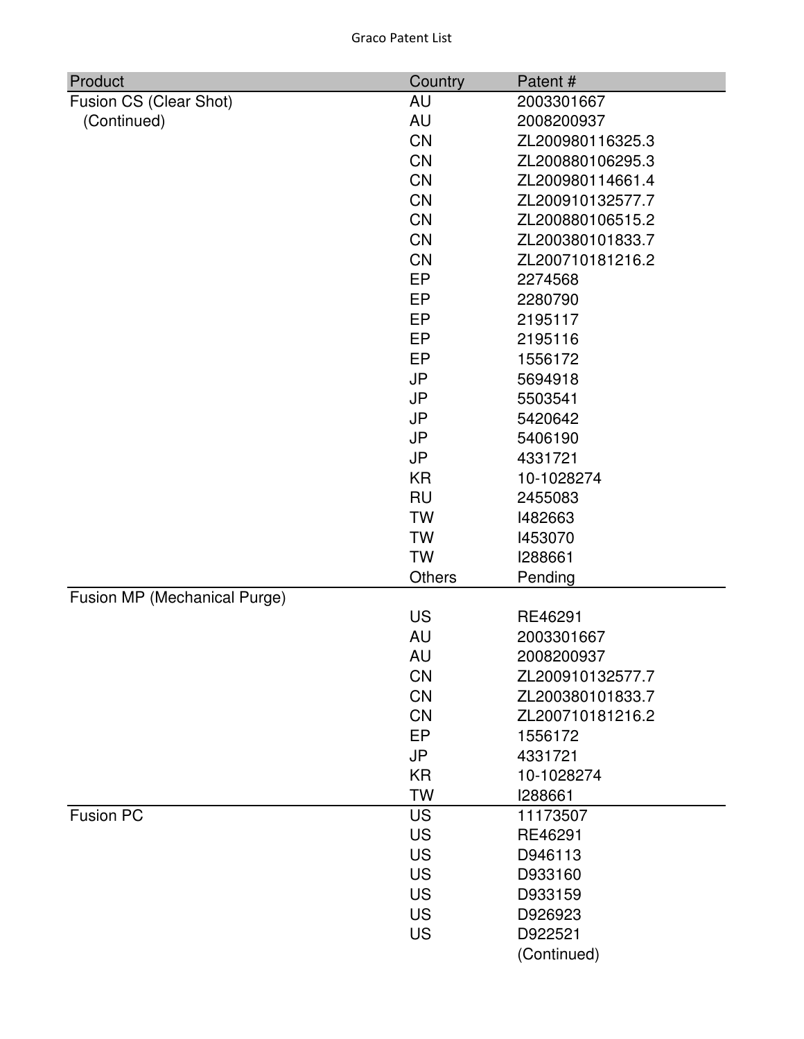| Product | Country | Patent # |
|---|---|---|
| Fusion CS (Clear Shot) | AU | 2003301667 |
| (Continued) | AU | 2008200937 |
| | CN | ZL200980116325.3 |
| | CN | ZL200880106295.3 |
| | CN | ZL200980114661.4 |
| | CN | ZL200910132577.7 |
| | CN | ZL200880106515.2 |
| | CN | ZL200380101833.7 |
| | CN | ZL200710181216.2 |
| | EP | 2274568 |
| | EP | 2280790 |
| | EP | 2195117 |
| | EP | 2195116 |
| | EP | 1556172 |
| | JP | 5694918 |
| | JP | 5503541 |
| | JP | 5420642 |
| | JP | 5406190 |
| | JP | 4331721 |
| | KR | 10-1028274 |
| | RU | 2455083 |
| | TW | I482663 |
| | TW | I453070 |
| | TW | I288661 |
| | Others | Pending |
| Fusion MP (Mechanical Purge) | | |
| | US | RE46291 |
| | AU | 2003301667 |
| | AU | 2008200937 |
| | CN | ZL200910132577.7 |
| | CN | ZL200380101833.7 |
| | CN | ZL200710181216.2 |
| | EP | 1556172 |
| | JP | 4331721 |
| | KR | 10-1028274 |
| | TW | I288661 |
| Fusion PC | US | 11173507 |
| | US | RE46291 |
| | US | D946113 |
| | US | D933160 |
| | US | D933159 |
| | US | D926923 |
| | US | D922521 |
| | | (Continued) |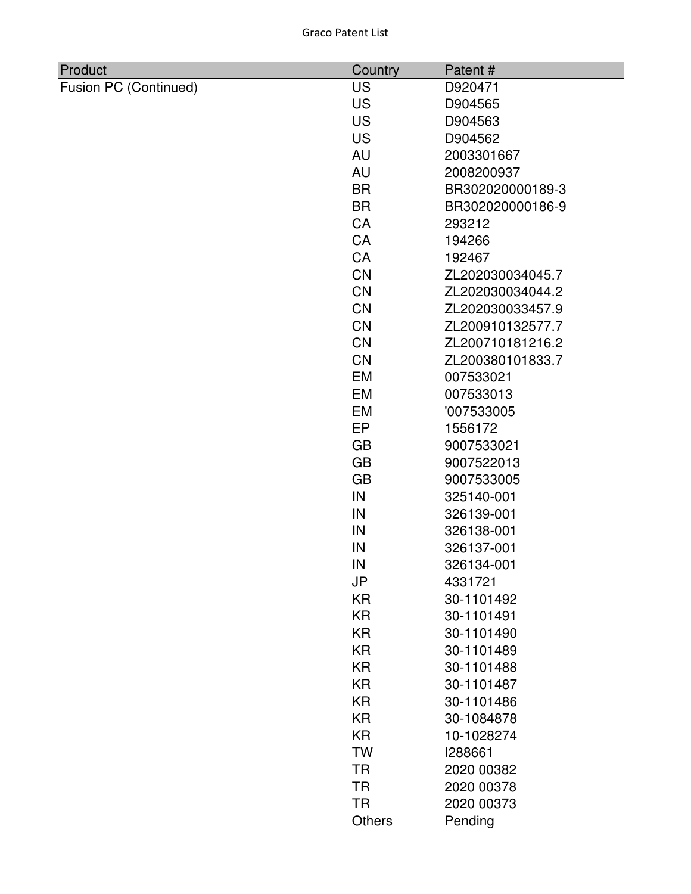| Product | Country | Patent # |
| --- | --- | --- |
| Fusion PC (Continued) | US | D920471 |
| | US | D904565 |
| | US | D904563 |
| | US | D904562 |
| | AU | 2003301667 |
| | AU | 2008200937 |
| | BR | BR302020000189-3 |
| | BR | BR302020000186-9 |
| | CA | 293212 |
| | CA | 194266 |
| | CA | 192467 |
| | CN | ZL202030034045.7 |
| | CN | ZL202030034044.2 |
| | CN | ZL202030033457.9 |
| | CN | ZL200910132577.7 |
| | CN | ZL200710181216.2 |
| | CN | ZL200380101833.7 |
| | EM | 007533021 |
| | EM | 007533013 |
| | EM | '007533005 |
| | EP | 1556172 |
| | GB | 9007533021 |
| | GB | 9007522013 |
| | GB | 9007533005 |
| | IN | 325140-001 |
| | IN | 326139-001 |
| | IN | 326138-001 |
| | IN | 326137-001 |
| | IN | 326134-001 |
| | JP | 4331721 |
| | KR | 30-1101492 |
| | KR | 30-1101491 |
| | KR | 30-1101490 |
| | KR | 30-1101489 |
| | KR | 30-1101488 |
| | KR | 30-1101487 |
| | KR | 30-1101486 |
| | KR | 30-1084878 |
| | KR | 10-1028274 |
| | TW | I288661 |
| | TR | 2020 00382 |
| | TR | 2020 00378 |
| | TR | 2020 00373 |
| | Others | Pending |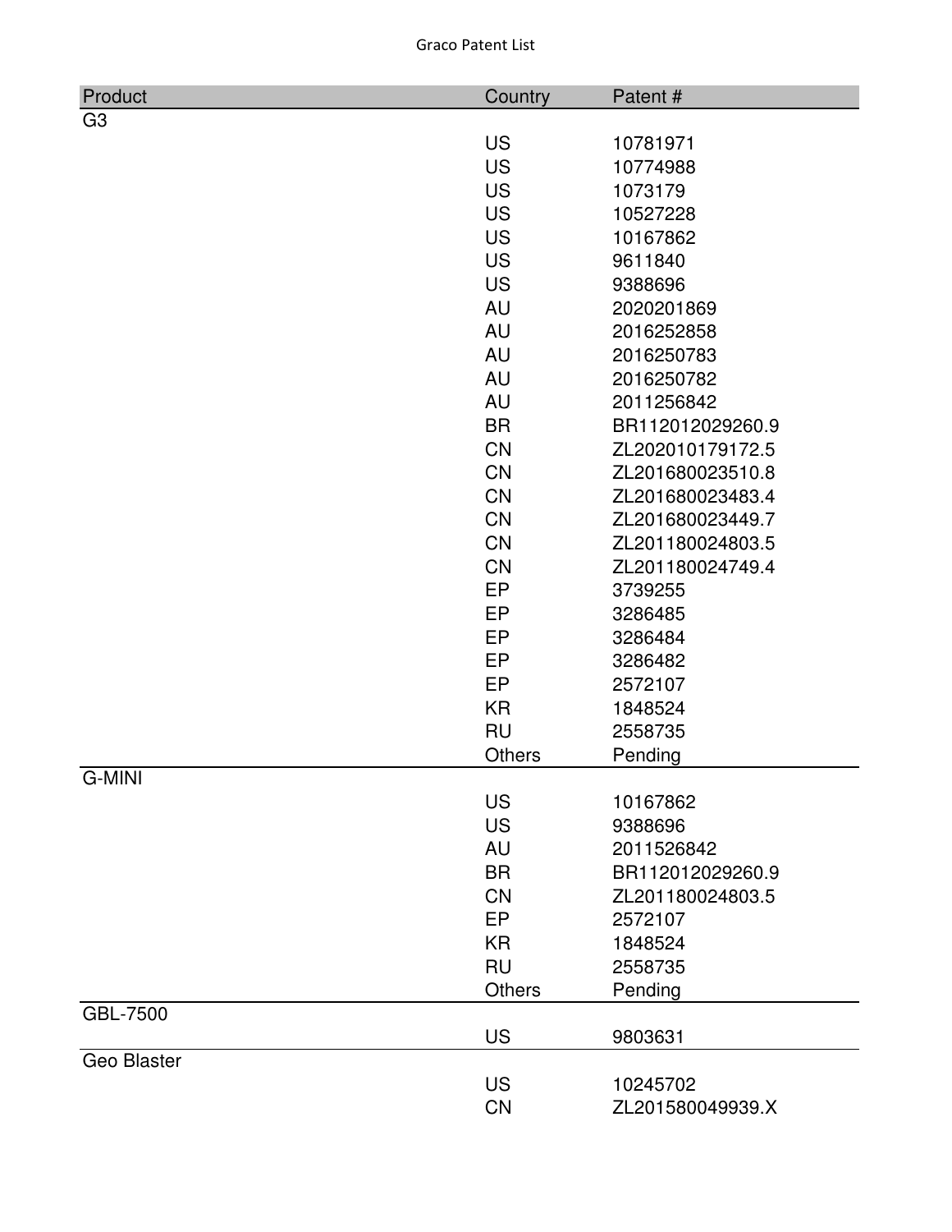| Product | Country | Patent # |
| --- | --- | --- |
| G3 | | |
| | US | 10781971 |
| | US | 10774988 |
| | US | 1073179 |
| | US | 10527228 |
| | US | 10167862 |
| | US | 9611840 |
| | US | 9388696 |
| | AU | 2020201869 |
| | AU | 2016252858 |
| | AU | 2016250783 |
| | AU | 2016250782 |
| | AU | 2011256842 |
| | BR | BR112012029260.9 |
| | CN | ZL202010179172.5 |
| | CN | ZL201680023510.8 |
| | CN | ZL201680023483.4 |
| | CN | ZL201680023449.7 |
| | CN | ZL201180024803.5 |
| | CN | ZL201180024749.4 |
| | EP | 3739255 |
| | EP | 3286485 |
| | EP | 3286484 |
| | EP | 3286482 |
| | EP | 2572107 |
| | KR | 1848524 |
| | RU | 2558735 |
| | Others | Pending |
| G-MINI | | |
| | US | 10167862 |
| | US | 9388696 |
| | AU | 2011526842 |
| | BR | BR112012029260.9 |
| | CN | ZL201180024803.5 |
| | EP | 2572107 |
| | KR | 1848524 |
| | RU | 2558735 |
| | Others | Pending |
| GBL-7500 | | |
| | US | 9803631 |
| Geo Blaster | | |
| | US | 10245702 |
| | CN | ZL201580049939.X |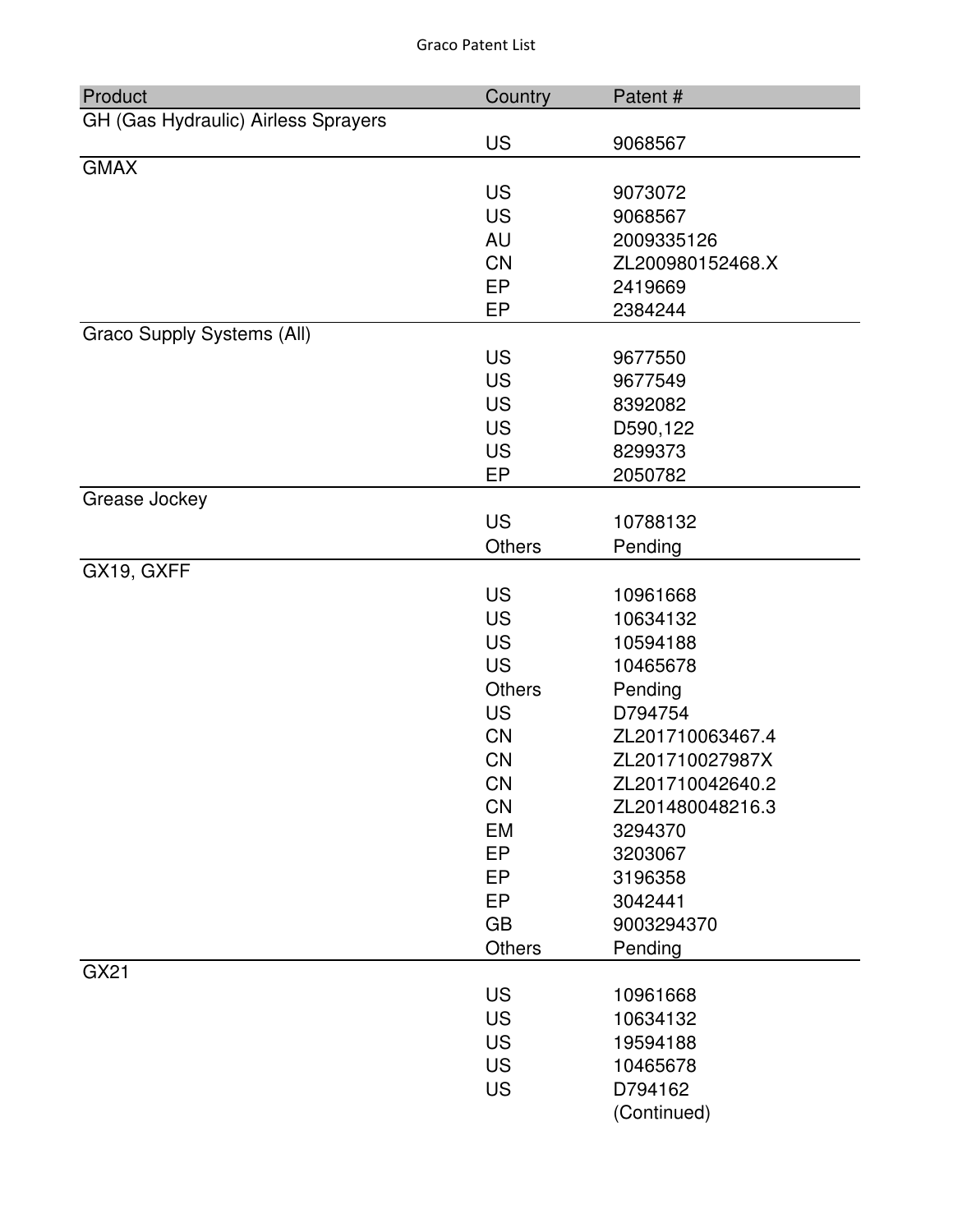| Product | Country | Patent # |
|---|---|---|
| GH (Gas Hydraulic) Airless Sprayers | | |
| | US | 9068567 |
| GMAX | | |
| | US | 9073072 |
| | US | 9068567 |
| | AU | 2009335126 |
| | CN | ZL200980152468.X |
| | EP | 2419669 |
| | EP | 2384244 |
| Graco Supply Systems (All) | | |
| | US | 9677550 |
| | US | 9677549 |
| | US | 8392082 |
| | US | D590,122 |
| | US | 8299373 |
| | EP | 2050782 |
| Grease Jockey | | |
| | US | 10788132 |
| | Others | Pending |
| GX19, GXFF | | |
| | US | 10961668 |
| | US | 10634132 |
| | US | 10594188 |
| | US | 10465678 |
| | Others | Pending |
| | US | D794754 |
| | CN | ZL201710063467.4 |
| | CN | ZL201710027987X |
| | CN | ZL201710042640.2 |
| | CN | ZL201480048216.3 |
| | EM | 3294370 |
| | EP | 3203067 |
| | EP | 3196358 |
| | EP | 3042441 |
| | GB | 9003294370 |
| | Others | Pending |
| GX21 | | |
| | US | 10961668 |
| | US | 10634132 |
| | US | 19594188 |
| | US | 10465678 |
| | US | D794162 |
| | | (Continued) |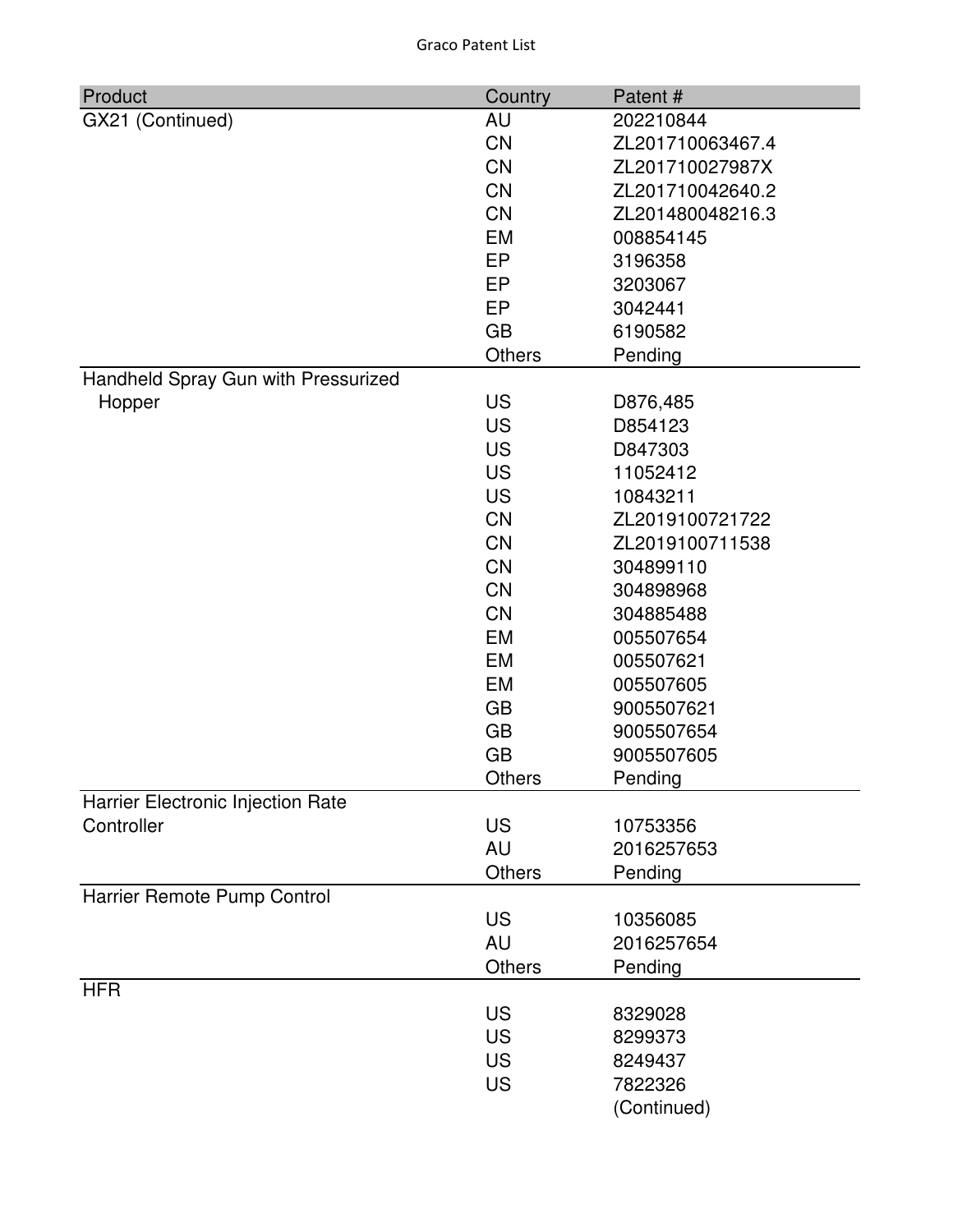| Product | Country | Patent # |
| --- | --- | --- |
| GX21 (Continued) | AU | 202210844 |
| | CN | ZL201710063467.4 |
| | CN | ZL201710027987X |
| | CN | ZL201710042640.2 |
| | CN | ZL201480048216.3 |
| | EM | 008854145 |
| | EP | 3196358 |
| | EP | 3203067 |
| | EP | 3042441 |
| | GB | 6190582 |
| | Others | Pending |
| Handheld Spray Gun with Pressurized Hopper | US | D876,485 |
| | US | D854123 |
| | US | D847303 |
| | US | 11052412 |
| | US | 10843211 |
| | CN | ZL2019100721722 |
| | CN | ZL2019100711538 |
| | CN | 304899110 |
| | CN | 304898968 |
| | CN | 304885488 |
| | EM | 005507654 |
| | EM | 005507621 |
| | EM | 005507605 |
| | GB | 9005507621 |
| | GB | 9005507654 |
| | GB | 9005507605 |
| | Others | Pending |
| Harrier Electronic Injection Rate Controller | US | 10753356 |
| | AU | 2016257653 |
| | Others | Pending |
| Harrier Remote Pump Control | US | 10356085 |
| | AU | 2016257654 |
| | Others | Pending |
| HFR | US | 8329028 |
| | US | 8299373 |
| | US | 8249437 |
| | US | 7822326 |
| | | (Continued) |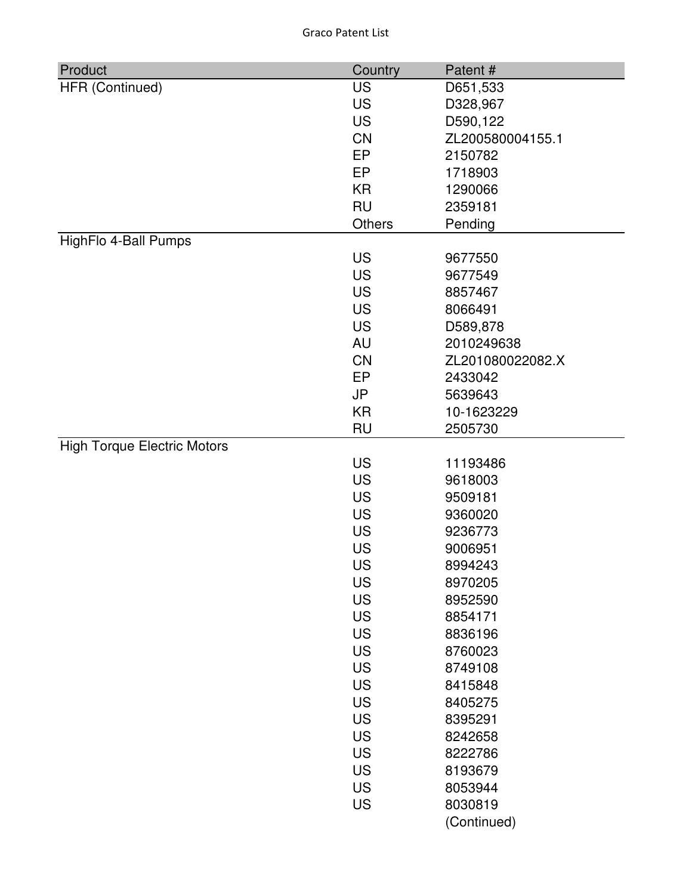| Product | Country | Patent # |
|---|---|---|
| HFR (Continued) | US | D651,533 |
| | US | D328,967 |
| | US | D590,122 |
| | CN | ZL200580004155.1 |
| | EP | 2150782 |
| | EP | 1718903 |
| | KR | 1290066 |
| | RU | 2359181 |
| | Others | Pending |
| HighFlo 4-Ball Pumps | | |
| | US | 9677550 |
| | US | 9677549 |
| | US | 8857467 |
| | US | 8066491 |
| | US | D589,878 |
| | AU | 2010249638 |
| | CN | ZL201080022082.X |
| | EP | 2433042 |
| | JP | 5639643 |
| | KR | 10-1623229 |
| | RU | 2505730 |
| High Torque Electric Motors | | |
| | US | 11193486 |
| | US | 9618003 |
| | US | 9509181 |
| | US | 9360020 |
| | US | 9236773 |
| | US | 9006951 |
| | US | 8994243 |
| | US | 8970205 |
| | US | 8952590 |
| | US | 8854171 |
| | US | 8836196 |
| | US | 8760023 |
| | US | 8749108 |
| | US | 8415848 |
| | US | 8405275 |
| | US | 8395291 |
| | US | 8242658 |
| | US | 8222786 |
| | US | 8193679 |
| | US | 8053944 |
| | US | 8030819 |
| | | (Continued) |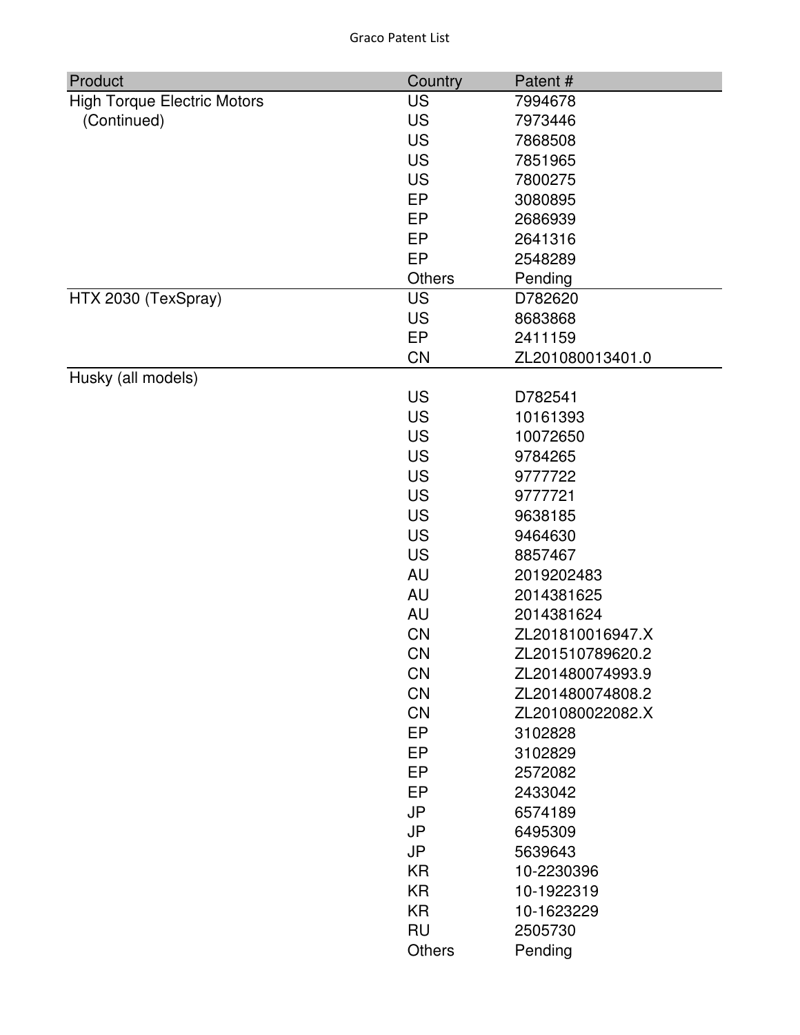| Product | Country | Patent # |
|---|---|---|
| High Torque Electric Motors (Continued) | US | 7994678 |
| | US | 7973446 |
| | US | 7868508 |
| | US | 7851965 |
| | US | 7800275 |
| | EP | 3080895 |
| | EP | 2686939 |
| | EP | 2641316 |
| | EP | 2548289 |
| | Others | Pending |
| HTX 2030 (TexSpray) | US | D782620 |
| | US | 8683868 |
| | EP | 2411159 |
| | CN | ZL201080013401.0 |
| Husky (all models) | | |
| | US | D782541 |
| | US | 10161393 |
| | US | 10072650 |
| | US | 9784265 |
| | US | 9777722 |
| | US | 9777721 |
| | US | 9638185 |
| | US | 9464630 |
| | US | 8857467 |
| | AU | 2019202483 |
| | AU | 2014381625 |
| | AU | 2014381624 |
| | CN | ZL201810016947.X |
| | CN | ZL201510789620.2 |
| | CN | ZL201480074993.9 |
| | CN | ZL201480074808.2 |
| | CN | ZL201080022082.X |
| | EP | 3102828 |
| | EP | 3102829 |
| | EP | 2572082 |
| | EP | 2433042 |
| | JP | 6574189 |
| | JP | 6495309 |
| | JP | 5639643 |
| | KR | 10-2230396 |
| | KR | 10-1922319 |
| | KR | 10-1623229 |
| | RU | 2505730 |
| | Others | Pending |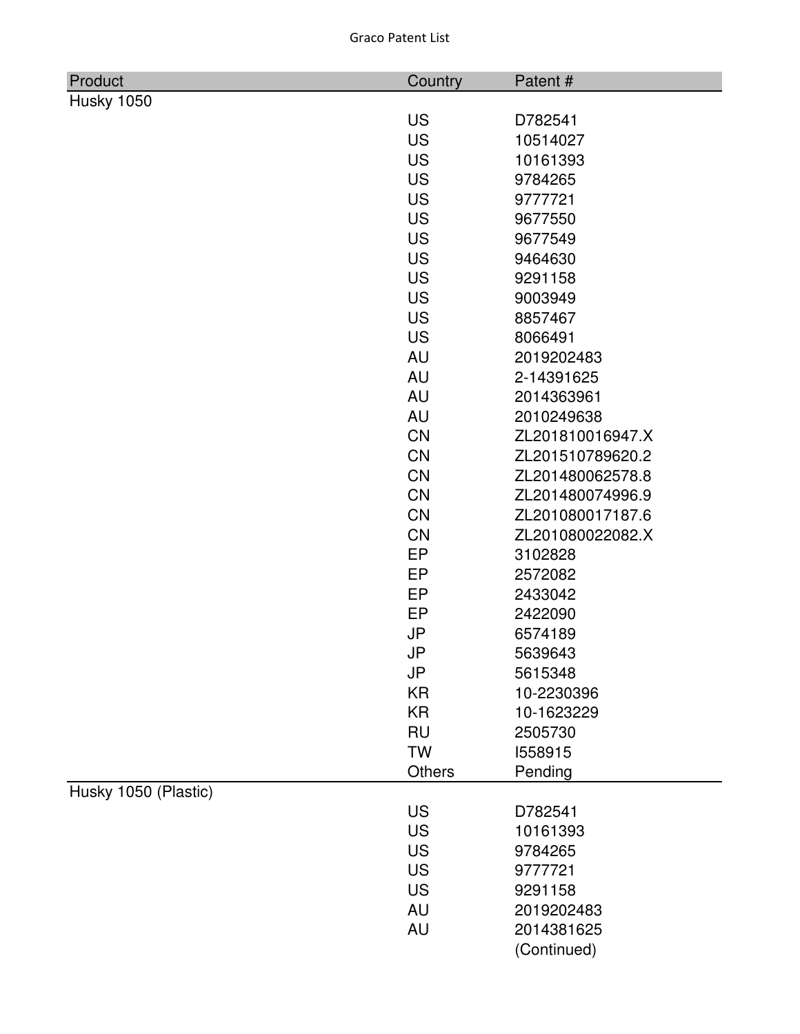| Product | Country | Patent # |
|---|---|---|
| Husky 1050 | | |
| | US | D782541 |
| | US | 10514027 |
| | US | 10161393 |
| | US | 9784265 |
| | US | 9777721 |
| | US | 9677550 |
| | US | 9677549 |
| | US | 9464630 |
| | US | 9291158 |
| | US | 9003949 |
| | US | 8857467 |
| | US | 8066491 |
| | AU | 2019202483 |
| | AU | 2-14391625 |
| | AU | 2014363961 |
| | AU | 2010249638 |
| | CN | ZL201810016947.X |
| | CN | ZL201510789620.2 |
| | CN | ZL201480062578.8 |
| | CN | ZL201480074996.9 |
| | CN | ZL201080017187.6 |
| | CN | ZL201080022082.X |
| | EP | 3102828 |
| | EP | 2572082 |
| | EP | 2433042 |
| | EP | 2422090 |
| | JP | 6574189 |
| | JP | 5639643 |
| | JP | 5615348 |
| | KR | 10-2230396 |
| | KR | 10-1623229 |
| | RU | 2505730 |
| | TW | I558915 |
| | Others | Pending |
| Husky 1050 (Plastic) | | |
| | US | D782541 |
| | US | 10161393 |
| | US | 9784265 |
| | US | 9777721 |
| | US | 9291158 |
| | AU | 2019202483 |
| | AU | 2014381625 |
| | | (Continued) |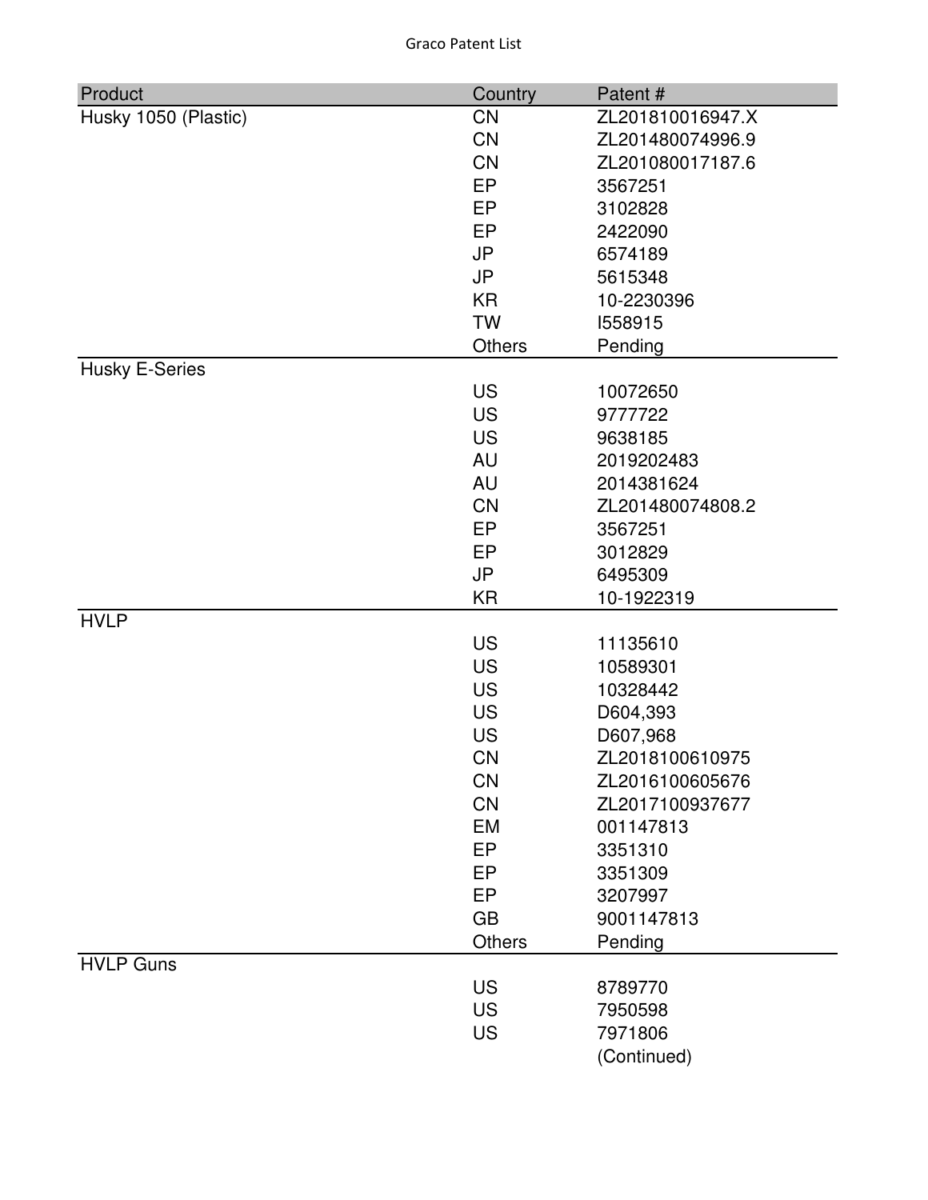| Product | Country | Patent # |
|---|---|---|
| Husky 1050 (Plastic) | CN | ZL201810016947.X |
| | CN | ZL201480074996.9 |
| | CN | ZL201080017187.6 |
| | EP | 3567251 |
| | EP | 3102828 |
| | EP | 2422090 |
| | JP | 6574189 |
| | JP | 5615348 |
| | KR | 10-2230396 |
| | TW | I558915 |
| | Others | Pending |
| Husky E-Series | | |
| | US | 10072650 |
| | US | 9777722 |
| | US | 9638185 |
| | AU | 2019202483 |
| | AU | 2014381624 |
| | CN | ZL201480074808.2 |
| | EP | 3567251 |
| | EP | 3012829 |
| | JP | 6495309 |
| | KR | 10-1922319 |
| HVLP | | |
| | US | 11135610 |
| | US | 10589301 |
| | US | 10328442 |
| | US | D604,393 |
| | US | D607,968 |
| | CN | ZL2018100610975 |
| | CN | ZL2016100605676 |
| | CN | ZL2017100937677 |
| | EM | 001147813 |
| | EP | 3351310 |
| | EP | 3351309 |
| | EP | 3207997 |
| | GB | 9001147813 |
| | Others | Pending |
| HVLP Guns | | |
| | US | 8789770 |
| | US | 7950598 |
| | US | 7971806 |
| | | (Continued) |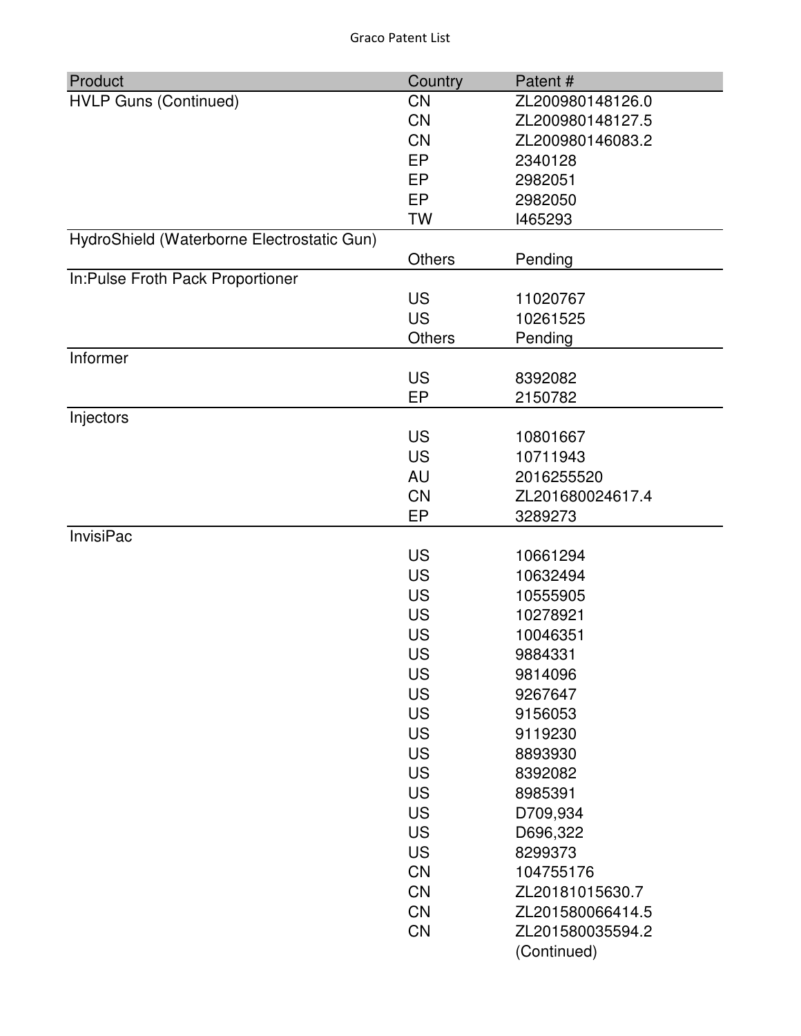| Product | Country | Patent # |
|---|---|---|
| HVLP Guns (Continued) | CN | ZL200980148126.0 |
| | CN | ZL200980148127.5 |
| | CN | ZL200980146083.2 |
| | EP | 2340128 |
| | EP | 2982051 |
| | EP | 2982050 |
| | TW | I465293 |
| HydroShield (Waterborne Electrostatic Gun) | | |
| | Others | Pending |
| In:Pulse Froth Pack Proportioner | | |
| | US | 11020767 |
| | US | 10261525 |
| | Others | Pending |
| Informer | | |
| | US | 8392082 |
| | EP | 2150782 |
| Injectors | | |
| | US | 10801667 |
| | US | 10711943 |
| | AU | 2016255520 |
| | CN | ZL201680024617.4 |
| | EP | 3289273 |
| InvisiPac | | |
| | US | 10661294 |
| | US | 10632494 |
| | US | 10555905 |
| | US | 10278921 |
| | US | 10046351 |
| | US | 9884331 |
| | US | 9814096 |
| | US | 9267647 |
| | US | 9156053 |
| | US | 9119230 |
| | US | 8893930 |
| | US | 8392082 |
| | US | 8985391 |
| | US | D709,934 |
| | US | D696,322 |
| | US | 8299373 |
| | CN | 104755176 |
| | CN | ZL20181015630.7 |
| | CN | ZL201580066414.5 |
| | CN | ZL201580035594.2 |
| | | (Continued) |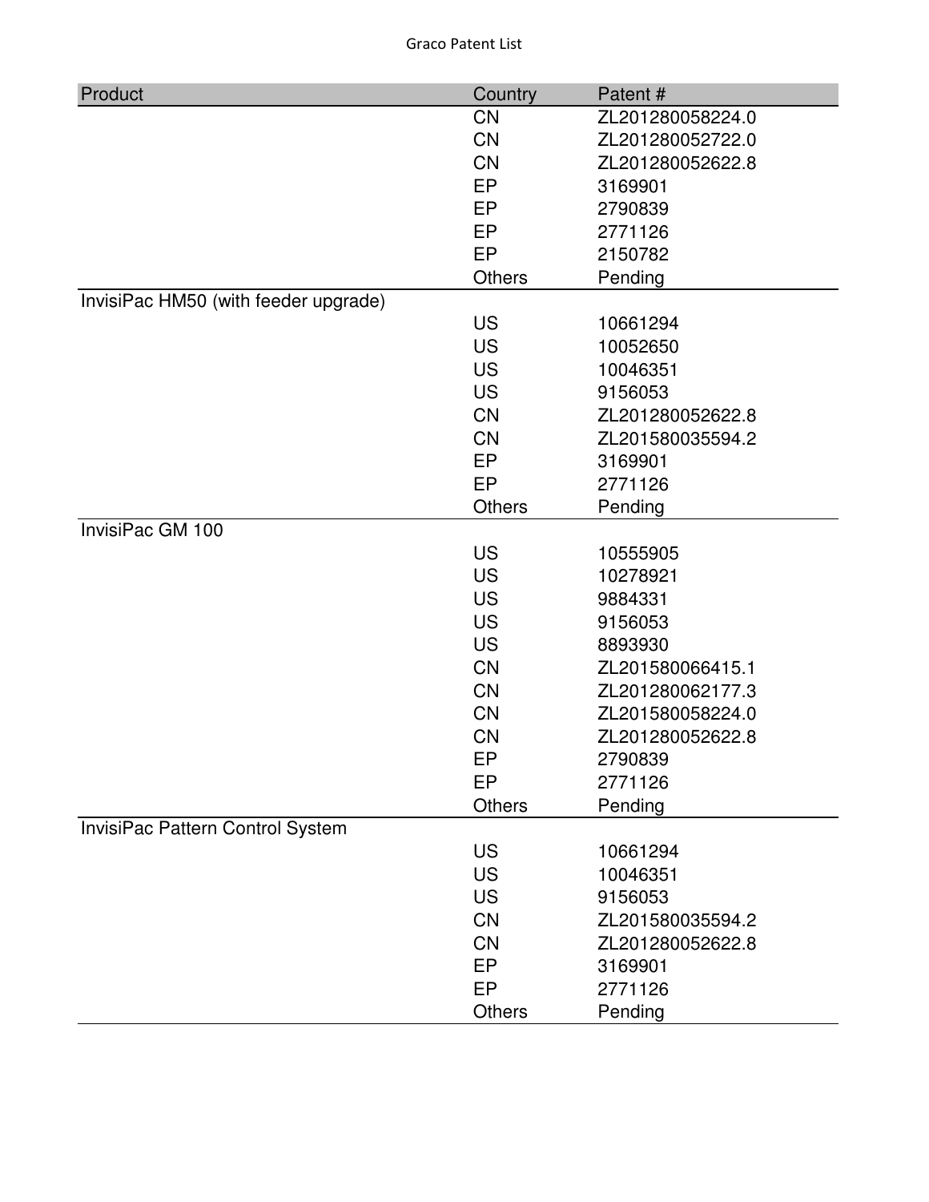| Product | Country | Patent # |
| --- | --- | --- |
| | CN | ZL201280058224.0 |
| | CN | ZL201280052722.0 |
| | CN | ZL201280052622.8 |
| | EP | 3169901 |
| | EP | 2790839 |
| | EP | 2771126 |
| | EP | 2150782 |
| | Others | Pending |
| InvisiPac HM50 (with feeder upgrade) | | |
| | US | 10661294 |
| | US | 10052650 |
| | US | 10046351 |
| | US | 9156053 |
| | CN | ZL201280052622.8 |
| | CN | ZL201580035594.2 |
| | EP | 3169901 |
| | EP | 2771126 |
| | Others | Pending |
| InvisiPac GM 100 | | |
| | US | 10555905 |
| | US | 10278921 |
| | US | 9884331 |
| | US | 9156053 |
| | US | 8893930 |
| | CN | ZL201580066415.1 |
| | CN | ZL201280062177.3 |
| | CN | ZL201580058224.0 |
| | CN | ZL201280052622.8 |
| | EP | 2790839 |
| | EP | 2771126 |
| | Others | Pending |
| InvisiPac Pattern Control System | | |
| | US | 10661294 |
| | US | 10046351 |
| | US | 9156053 |
| | CN | ZL201580035594.2 |
| | CN | ZL201280052622.8 |
| | EP | 3169901 |
| | EP | 2771126 |
| | Others | Pending |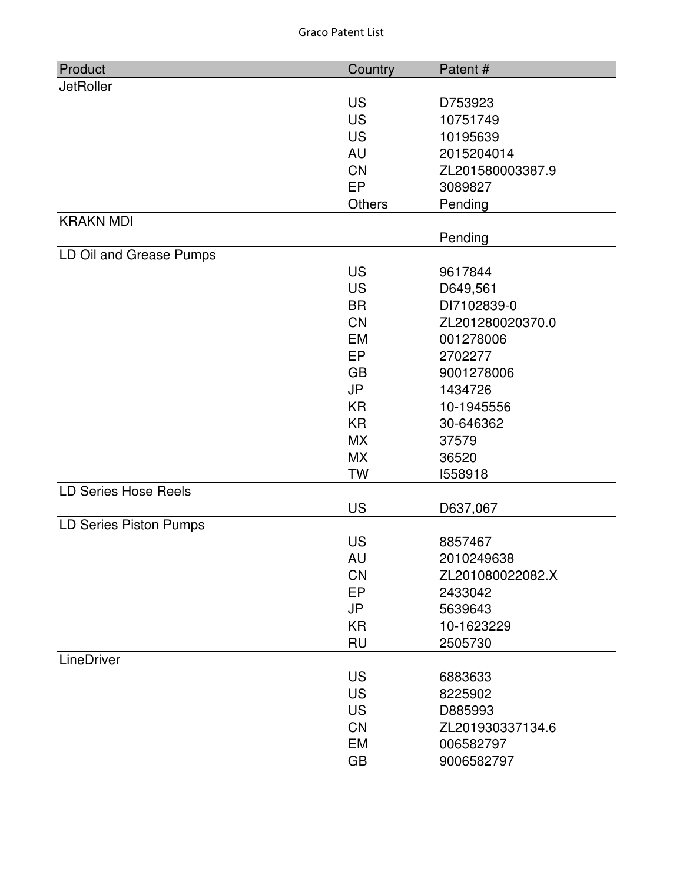| Product | Country | Patent # |
| --- | --- | --- |
| JetRoller | | |
| | US | D753923 |
| | US | 10751749 |
| | US | 10195639 |
| | AU | 2015204014 |
| | CN | ZL201580003387.9 |
| | EP | 3089827 |
| | Others | Pending |
| KRAKN MDI | | |
| | | Pending |
| LD Oil and Grease Pumps | | |
| | US | 9617844 |
| | US | D649,561 |
| | BR | DI7102839-0 |
| | CN | ZL201280020370.0 |
| | EM | 001278006 |
| | EP | 2702277 |
| | GB | 9001278006 |
| | JP | 1434726 |
| | KR | 10-1945556 |
| | KR | 30-646362 |
| | MX | 37579 |
| | MX | 36520 |
| | TW | I558918 |
| LD Series Hose Reels | | |
| | US | D637,067 |
| LD Series Piston Pumps | | |
| | US | 8857467 |
| | AU | 2010249638 |
| | CN | ZL201080022082.X |
| | EP | 2433042 |
| | JP | 5639643 |
| | KR | 10-1623229 |
| | RU | 2505730 |
| LineDriver | | |
| | US | 6883633 |
| | US | 8225902 |
| | US | D885993 |
| | CN | ZL201930337134.6 |
| | EM | 006582797 |
| | GB | 9006582797 |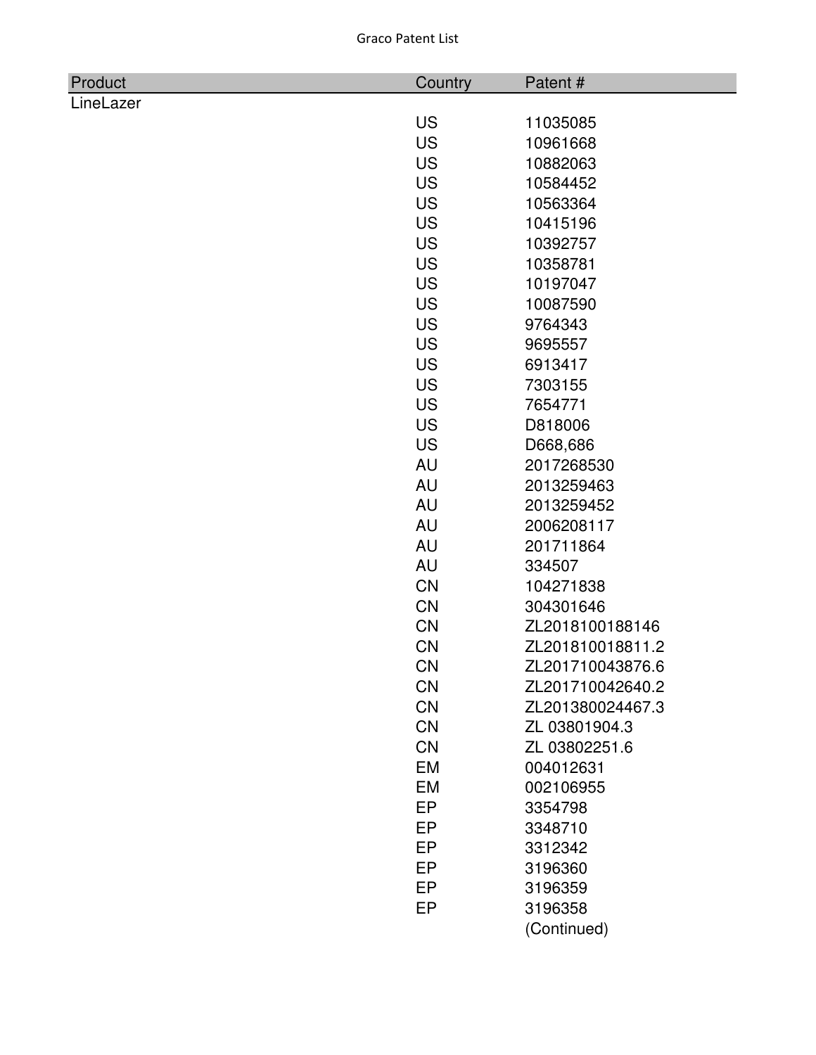| Product | Country | Patent # |
| --- | --- | --- |
| LineLazer | | |
| | US | 11035085 |
| | US | 10961668 |
| | US | 10882063 |
| | US | 10584452 |
| | US | 10563364 |
| | US | 10415196 |
| | US | 10392757 |
| | US | 10358781 |
| | US | 10197047 |
| | US | 10087590 |
| | US | 9764343 |
| | US | 9695557 |
| | US | 6913417 |
| | US | 7303155 |
| | US | 7654771 |
| | US | D818006 |
| | US | D668,686 |
| | AU | 2017268530 |
| | AU | 2013259463 |
| | AU | 2013259452 |
| | AU | 2006208117 |
| | AU | 201711864 |
| | AU | 334507 |
| | CN | 104271838 |
| | CN | 304301646 |
| | CN | ZL2018100188146 |
| | CN | ZL201810018811.2 |
| | CN | ZL201710043876.6 |
| | CN | ZL201710042640.2 |
| | CN | ZL201380024467.3 |
| | CN | ZL 03801904.3 |
| | CN | ZL 03802251.6 |
| | EM | 004012631 |
| | EM | 002106955 |
| | EP | 3354798 |
| | EP | 3348710 |
| | EP | 3312342 |
| | EP | 3196360 |
| | EP | 3196359 |
| | EP | 3196358 |
| | | (Continued) |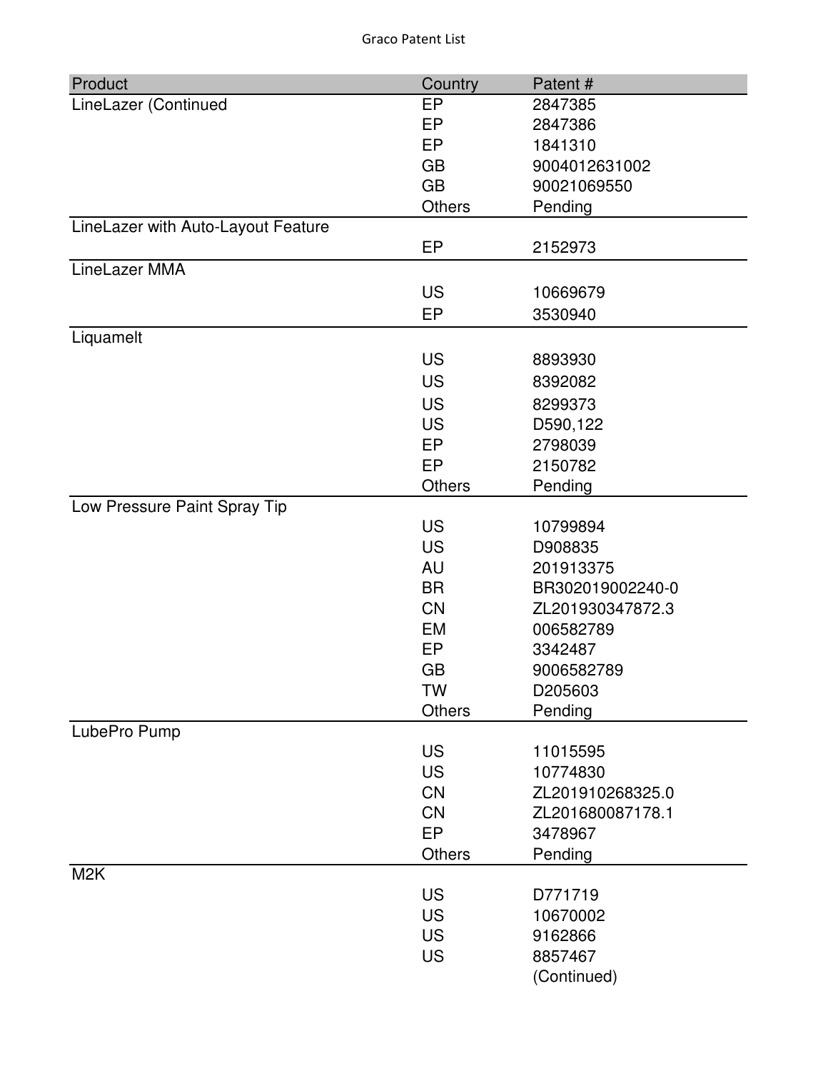| Product | Country | Patent # |
|---|---|---|
| LineLazer (Continued | EP | 2847385 |
| | EP | 2847386 |
| | EP | 1841310 |
| | GB | 9004012631002 |
| | GB | 90021069550 |
| | Others | Pending |
| LineLazer with Auto-Layout Feature | | |
| | EP | 2152973 |
| LineLazer MMA | | |
| | US | 10669679 |
| | EP | 3530940 |
| Liquamelt | | |
| | US | 8893930 |
| | US | 8392082 |
| | US | 8299373 |
| | US | D590,122 |
| | EP | 2798039 |
| | EP | 2150782 |
| | Others | Pending |
| Low Pressure Paint Spray Tip | | |
| | US | 10799894 |
| | US | D908835 |
| | AU | 201913375 |
| | BR | BR302019002240-0 |
| | CN | ZL201930347872.3 |
| | EM | 006582789 |
| | EP | 3342487 |
| | GB | 9006582789 |
| | TW | D205603 |
| | Others | Pending |
| LubePro Pump | | |
| | US | 11015595 |
| | US | 10774830 |
| | CN | ZL201910268325.0 |
| | CN | ZL201680087178.1 |
| | EP | 3478967 |
| | Others | Pending |
| M2K | | |
| | US | D771719 |
| | US | 10670002 |
| | US | 9162866 |
| | US | 8857467 |
| | | (Continued) |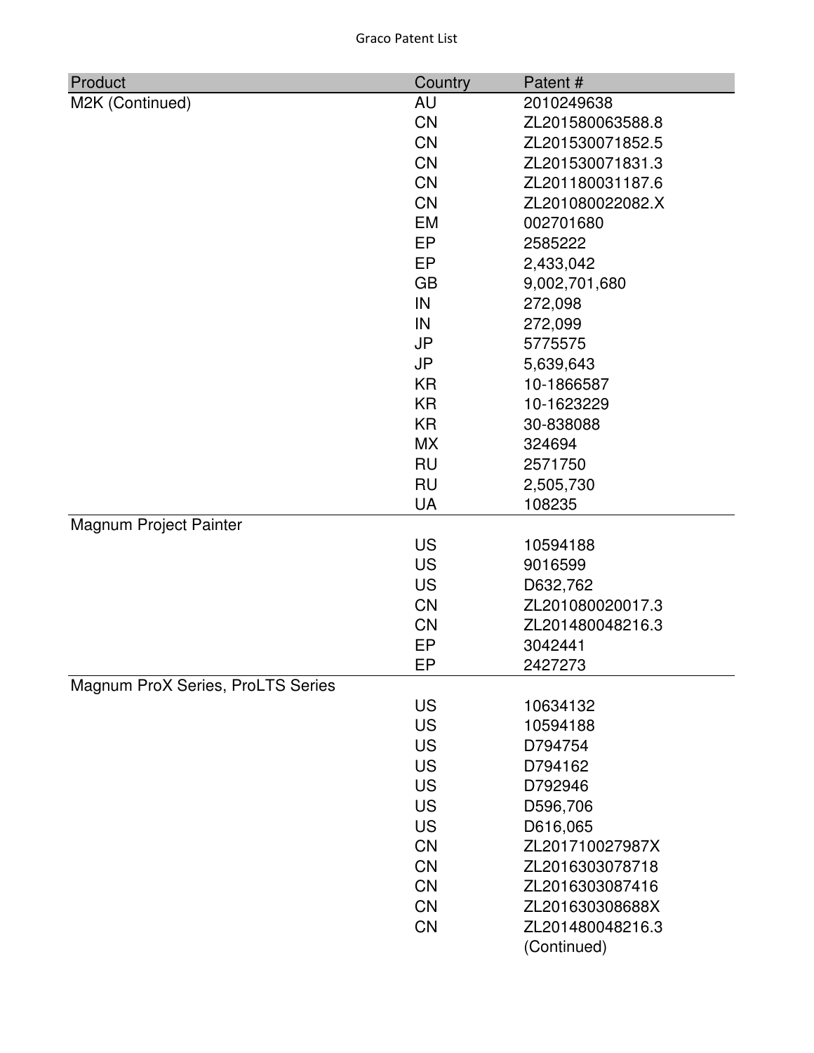| Product | Country | Patent # |
|---|---|---|
| M2K (Continued) | AU | 2010249638 |
| | CN | ZL201580063588.8 |
| | CN | ZL201530071852.5 |
| | CN | ZL201530071831.3 |
| | CN | ZL201180031187.6 |
| | CN | ZL201080022082.X |
| | EM | 002701680 |
| | EP | 2585222 |
| | EP | 2,433,042 |
| | GB | 9,002,701,680 |
| | IN | 272,098 |
| | IN | 272,099 |
| | JP | 5775575 |
| | JP | 5,639,643 |
| | KR | 10-1866587 |
| | KR | 10-1623229 |
| | KR | 30-838088 |
| | MX | 324694 |
| | RU | 2571750 |
| | RU | 2,505,730 |
| | UA | 108235 |
| Magnum Project Painter | | |
| | US | 10594188 |
| | US | 9016599 |
| | US | D632,762 |
| | CN | ZL201080020017.3 |
| | CN | ZL201480048216.3 |
| | EP | 3042441 |
| | EP | 2427273 |
| Magnum ProX Series, ProLTS Series | | |
| | US | 10634132 |
| | US | 10594188 |
| | US | D794754 |
| | US | D794162 |
| | US | D792946 |
| | US | D596,706 |
| | US | D616,065 |
| | CN | ZL201710027987X |
| | CN | ZL2016303078718 |
| | CN | ZL2016303087416 |
| | CN | ZL201630308688X |
| | CN | ZL201480048216.3 |
| | | (Continued) |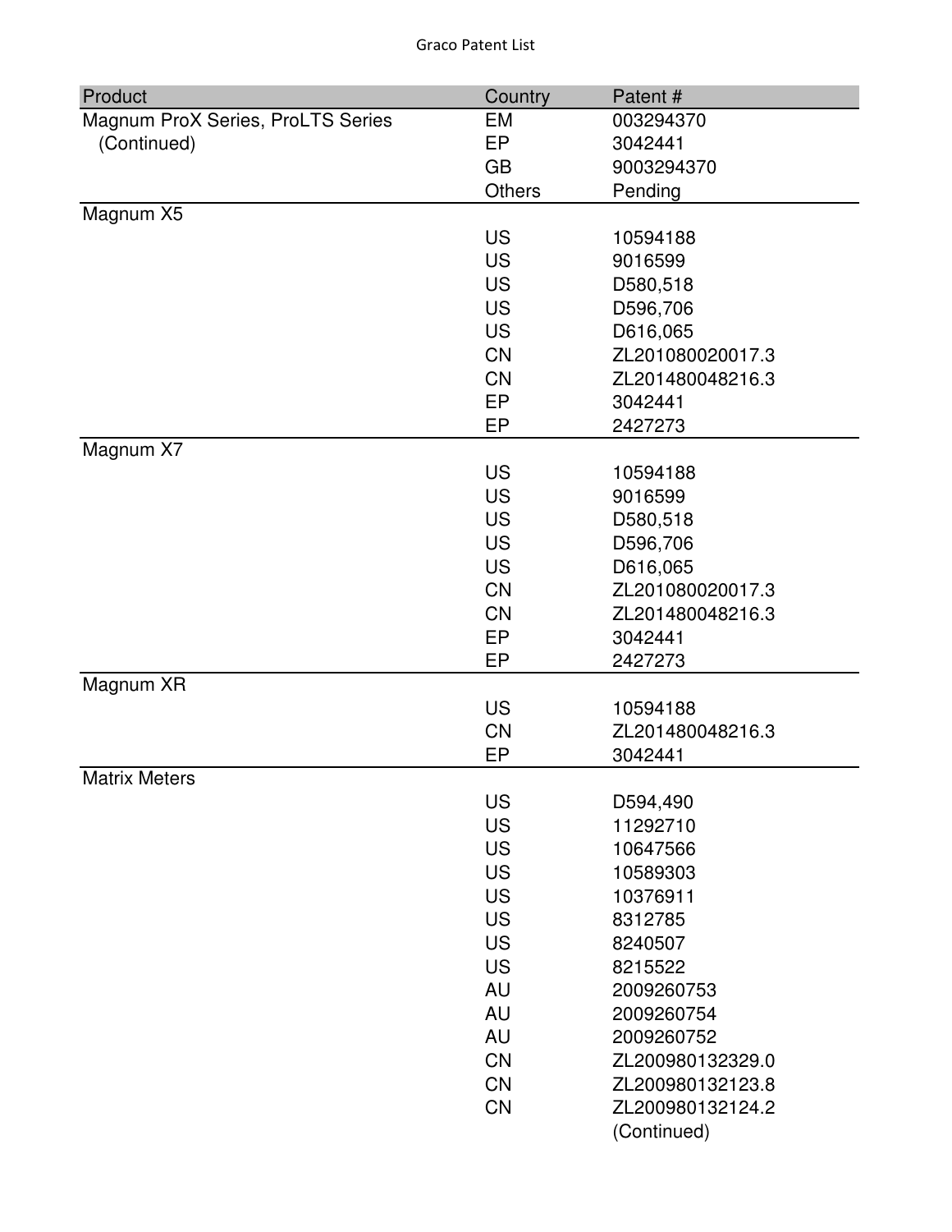| Product | Country | Patent # |
|---|---|---|
| Magnum ProX Series, ProLTS Series (Continued) | EM | 003294370 |
| | EP | 3042441 |
| | GB | 9003294370 |
| | Others | Pending |
| Magnum X5 | | |
| | US | 10594188 |
| | US | 9016599 |
| | US | D580,518 |
| | US | D596,706 |
| | US | D616,065 |
| | CN | ZL201080020017.3 |
| | CN | ZL201480048216.3 |
| | EP | 3042441 |
| | EP | 2427273 |
| Magnum X7 | | |
| | US | 10594188 |
| | US | 9016599 |
| | US | D580,518 |
| | US | D596,706 |
| | US | D616,065 |
| | CN | ZL201080020017.3 |
| | CN | ZL201480048216.3 |
| | EP | 3042441 |
| | EP | 2427273 |
| Magnum XR | | |
| | US | 10594188 |
| | CN | ZL201480048216.3 |
| | EP | 3042441 |
| Matrix Meters | | |
| | US | D594,490 |
| | US | 11292710 |
| | US | 10647566 |
| | US | 10589303 |
| | US | 10376911 |
| | US | 8312785 |
| | US | 8240507 |
| | US | 8215522 |
| | AU | 2009260753 |
| | AU | 2009260754 |
| | AU | 2009260752 |
| | CN | ZL200980132329.0 |
| | CN | ZL200980132123.8 |
| | CN | ZL200980132124.2 |
| | | (Continued) |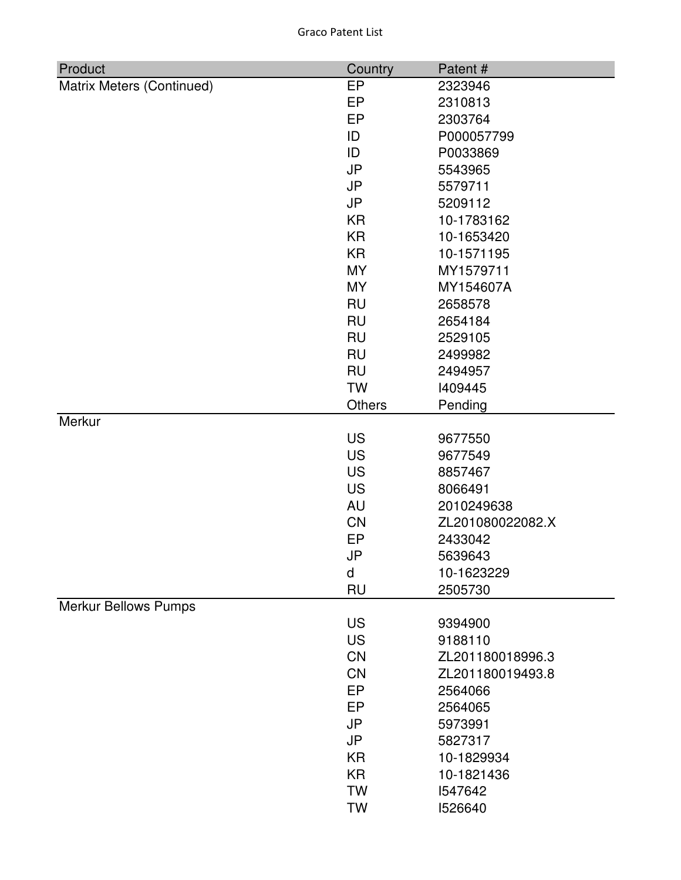| Product | Country | Patent # |
|---|---|---|
| Matrix Meters (Continued) | EP | 2323946 |
| | EP | 2310813 |
| | EP | 2303764 |
| | ID | P000057799 |
| | ID | P0033869 |
| | JP | 5543965 |
| | JP | 5579711 |
| | JP | 5209112 |
| | KR | 10-1783162 |
| | KR | 10-1653420 |
| | KR | 10-1571195 |
| | MY | MY1579711 |
| | MY | MY154607A |
| | RU | 2658578 |
| | RU | 2654184 |
| | RU | 2529105 |
| | RU | 2499982 |
| | RU | 2494957 |
| | TW | I409445 |
| | Others | Pending |
| Merkur | | |
| | US | 9677550 |
| | US | 9677549 |
| | US | 8857467 |
| | US | 8066491 |
| | AU | 2010249638 |
| | CN | ZL201080022082.X |
| | EP | 2433042 |
| | JP | 5639643 |
| | d | 10-1623229 |
| | RU | 2505730 |
| Merkur Bellows Pumps | | |
| | US | 9394900 |
| | US | 9188110 |
| | CN | ZL201180018996.3 |
| | CN | ZL201180019493.8 |
| | EP | 2564066 |
| | EP | 2564065 |
| | JP | 5973991 |
| | JP | 5827317 |
| | KR | 10-1829934 |
| | KR | 10-1821436 |
| | TW | I547642 |
| | TW | I526640 |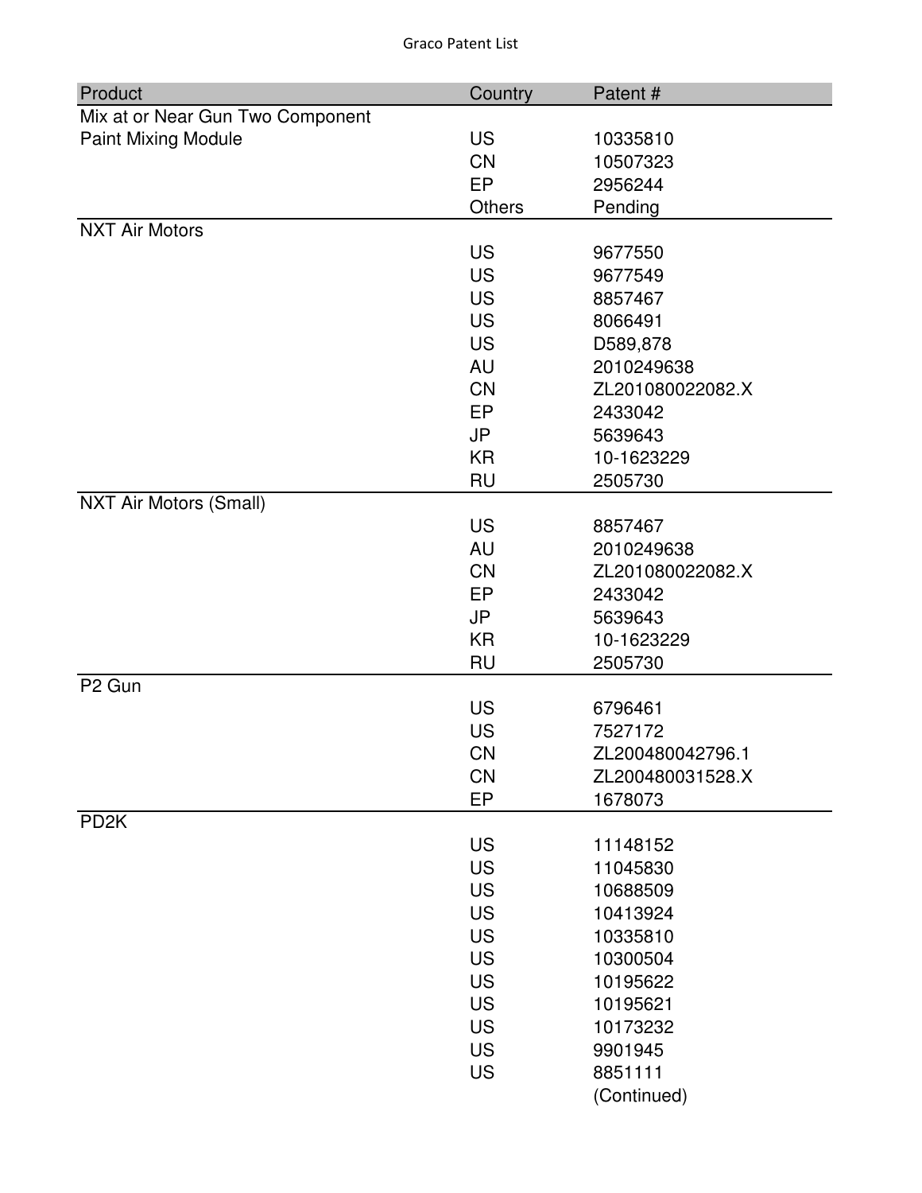| Product | Country | Patent # |
|---|---|---|
| Mix at or Near Gun Two Component Paint Mixing Module | US | 10335810 |
| | CN | 10507323 |
| | EP | 2956244 |
| | Others | Pending |
| NXT Air Motors | | |
| | US | 9677550 |
| | US | 9677549 |
| | US | 8857467 |
| | US | 8066491 |
| | US | D589,878 |
| | AU | 2010249638 |
| | CN | ZL201080022082.X |
| | EP | 2433042 |
| | JP | 5639643 |
| | KR | 10-1623229 |
| | RU | 2505730 |
| NXT Air Motors (Small) | | |
| | US | 8857467 |
| | AU | 2010249638 |
| | CN | ZL201080022082.X |
| | EP | 2433042 |
| | JP | 5639643 |
| | KR | 10-1623229 |
| | RU | 2505730 |
| P2 Gun | | |
| | US | 6796461 |
| | US | 7527172 |
| | CN | ZL200480042796.1 |
| | CN | ZL200480031528.X |
| | EP | 1678073 |
| PD2K | | |
| | US | 11148152 |
| | US | 11045830 |
| | US | 10688509 |
| | US | 10413924 |
| | US | 10335810 |
| | US | 10300504 |
| | US | 10195622 |
| | US | 10195621 |
| | US | 10173232 |
| | US | 9901945 |
| | US | 8851111 |
| | | (Continued) |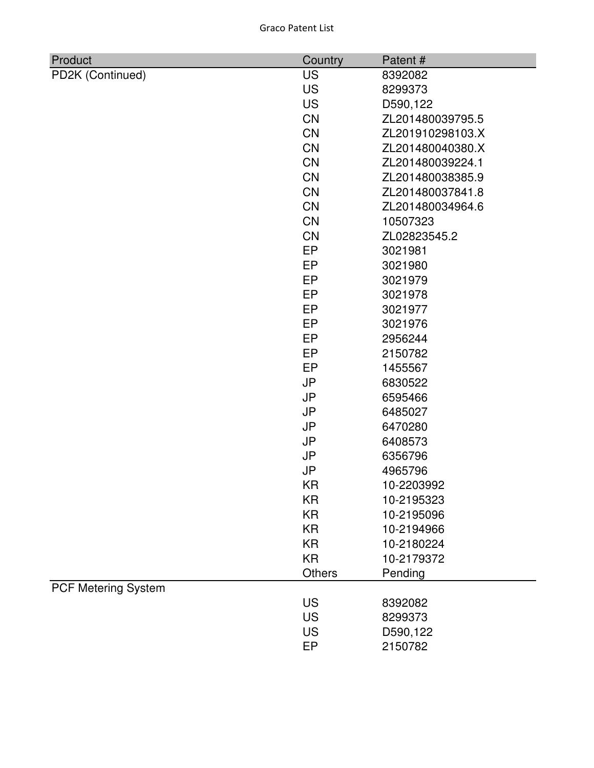| Product | Country | Patent # |
|---|---|---|
| PD2K (Continued) | US | 8392082 |
| | US | 8299373 |
| | US | D590,122 |
| | CN | ZL201480039795.5 |
| | CN | ZL201910298103.X |
| | CN | ZL201480040380.X |
| | CN | ZL201480039224.1 |
| | CN | ZL201480038385.9 |
| | CN | ZL201480037841.8 |
| | CN | ZL201480034964.6 |
| | CN | 10507323 |
| | CN | ZL02823545.2 |
| | EP | 3021981 |
| | EP | 3021980 |
| | EP | 3021979 |
| | EP | 3021978 |
| | EP | 3021977 |
| | EP | 3021976 |
| | EP | 2956244 |
| | EP | 2150782 |
| | EP | 1455567 |
| | JP | 6830522 |
| | JP | 6595466 |
| | JP | 6485027 |
| | JP | 6470280 |
| | JP | 6408573 |
| | JP | 6356796 |
| | JP | 4965796 |
| | KR | 10-2203992 |
| | KR | 10-2195323 |
| | KR | 10-2195096 |
| | KR | 10-2194966 |
| | KR | 10-2180224 |
| | KR | 10-2179372 |
| | Others | Pending |
| PCF Metering System | | |
| | US | 8392082 |
| | US | 8299373 |
| | US | D590,122 |
| | EP | 2150782 |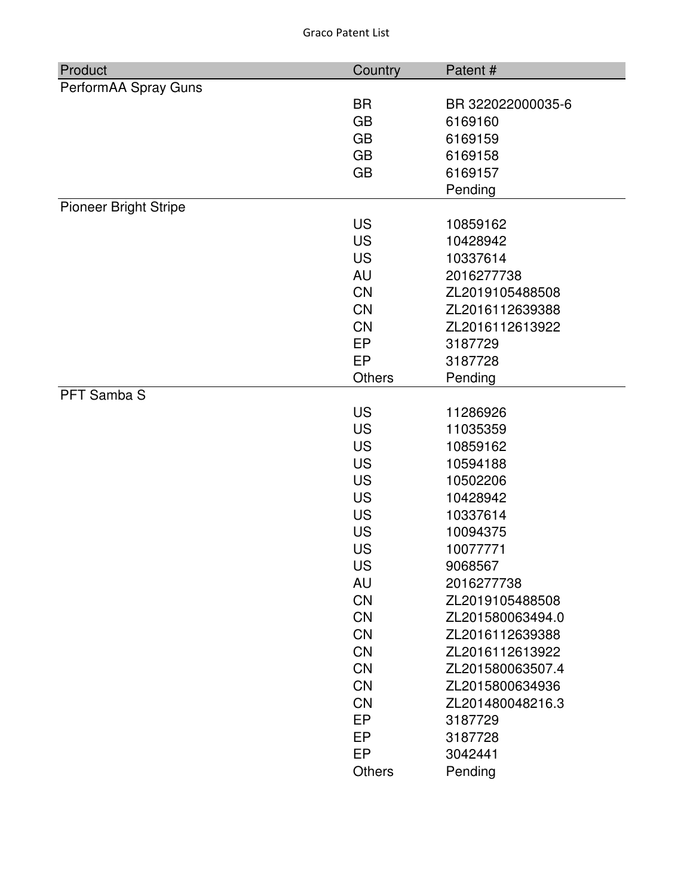Graco Patent List

| Product | Country | Patent # |
|---|---|---|
| PerformAA Spray Guns | | |
| | BR | BR 322022000035-6 |
| | GB | 6169160 |
| | GB | 6169159 |
| | GB | 6169158 |
| | GB | 6169157 |
| | | Pending |
| Pioneer Bright Stripe | | |
| | US | 10859162 |
| | US | 10428942 |
| | US | 10337614 |
| | AU | 2016277738 |
| | CN | ZL2019105488508 |
| | CN | ZL2016112639388 |
| | CN | ZL2016112613922 |
| | EP | 3187729 |
| | EP | 3187728 |
| | Others | Pending |
| PFT Samba S | | |
| | US | 11286926 |
| | US | 11035359 |
| | US | 10859162 |
| | US | 10594188 |
| | US | 10502206 |
| | US | 10428942 |
| | US | 10337614 |
| | US | 10094375 |
| | US | 10077771 |
| | US | 9068567 |
| | AU | 2016277738 |
| | CN | ZL2019105488508 |
| | CN | ZL201580063494.0 |
| | CN | ZL2016112639388 |
| | CN | ZL2016112613922 |
| | CN | ZL201580063507.4 |
| | CN | ZL2015800634936 |
| | CN | ZL201480048216.3 |
| | EP | 3187729 |
| | EP | 3187728 |
| | EP | 3042441 |
| | Others | Pending |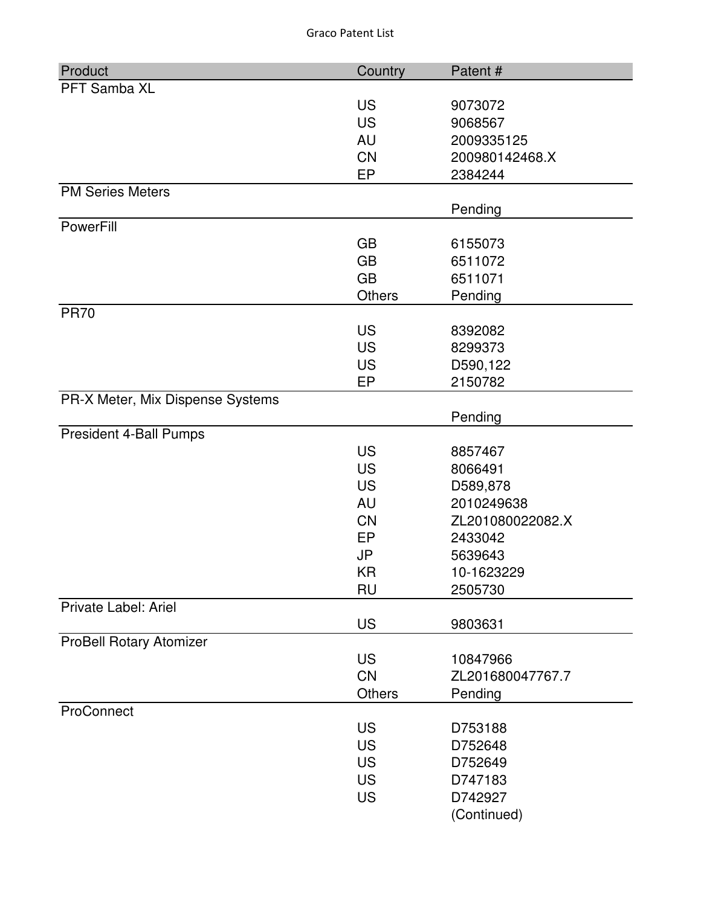| Product | Country | Patent # |
|---|---|---|
| PFT Samba XL | | |
| | US | 9073072 |
| | US | 9068567 |
| | AU | 2009335125 |
| | CN | 200980142468.X |
| | EP | 2384244 |
| PM Series Meters | | |
| | | Pending |
| PowerFill | | |
| | GB | 6155073 |
| | GB | 6511072 |
| | GB | 6511071 |
| | Others | Pending |
| PR70 | | |
| | US | 8392082 |
| | US | 8299373 |
| | US | D590,122 |
| | EP | 2150782 |
| PR-X Meter, Mix Dispense Systems | | |
| | | Pending |
| President 4-Ball Pumps | | |
| | US | 8857467 |
| | US | 8066491 |
| | US | D589,878 |
| | AU | 2010249638 |
| | CN | ZL201080022082.X |
| | EP | 2433042 |
| | JP | 5639643 |
| | KR | 10-1623229 |
| | RU | 2505730 |
| Private Label: Ariel | | |
| | US | 9803631 |
| ProBell Rotary Atomizer | | |
| | US | 10847966 |
| | CN | ZL201680047767.7 |
| | Others | Pending |
| ProConnect | | |
| | US | D753188 |
| | US | D752648 |
| | US | D752649 |
| | US | D747183 |
| | US | D742927 |
| | | (Continued) |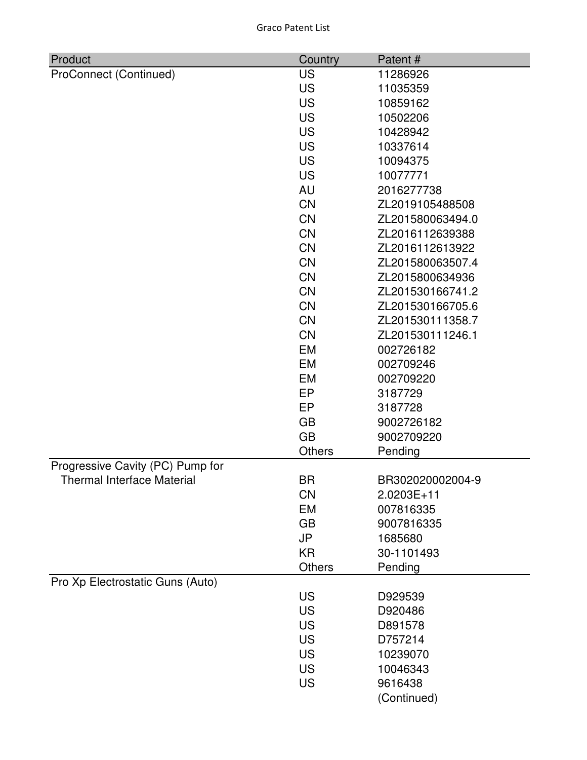| Product | Country | Patent # |
| --- | --- | --- |
| ProConnect (Continued) | US | 11286926 |
| | US | 11035359 |
| | US | 10859162 |
| | US | 10502206 |
| | US | 10428942 |
| | US | 10337614 |
| | US | 10094375 |
| | US | 10077771 |
| | AU | 2016277738 |
| | CN | ZL2019105488508 |
| | CN | ZL201580063494.0 |
| | CN | ZL2016112639388 |
| | CN | ZL2016112613922 |
| | CN | ZL201580063507.4 |
| | CN | ZL2015800634936 |
| | CN | ZL201530166741.2 |
| | CN | ZL201530166705.6 |
| | CN | ZL201530111358.7 |
| | CN | ZL201530111246.1 |
| | EM | 002726182 |
| | EM | 002709246 |
| | EM | 002709220 |
| | EP | 3187729 |
| | EP | 3187728 |
| | GB | 9002726182 |
| | GB | 9002709220 |
| | Others | Pending |
| Progressive Cavity (PC) Pump for Thermal Interface Material | BR | BR302020002004-9 |
| | CN | 2.0203E+11 |
| | EM | 007816335 |
| | GB | 9007816335 |
| | JP | 1685680 |
| | KR | 30-1101493 |
| | Others | Pending |
| Pro Xp Electrostatic Guns (Auto) | | |
| | US | D929539 |
| | US | D920486 |
| | US | D891578 |
| | US | D757214 |
| | US | 10239070 |
| | US | 10046343 |
| | US | 9616438 |
| | | (Continued) |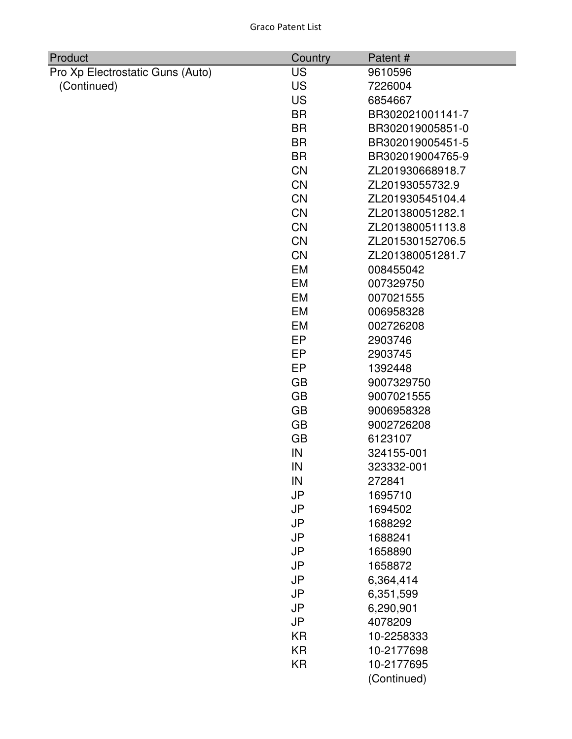| Product | Country | Patent # |
| --- | --- | --- |
| Pro Xp Electrostatic Guns (Auto) | US | 9610596 |
| (Continued) | US | 7226004 |
| | US | 6854667 |
| | BR | BR302021001141-7 |
| | BR | BR302019005851-0 |
| | BR | BR302019005451-5 |
| | BR | BR302019004765-9 |
| | CN | ZL201930668918.7 |
| | CN | ZL20193055732.9 |
| | CN | ZL201930545104.4 |
| | CN | ZL201380051282.1 |
| | CN | ZL201380051113.8 |
| | CN | ZL201530152706.5 |
| | CN | ZL201380051281.7 |
| | EM | 008455042 |
| | EM | 007329750 |
| | EM | 007021555 |
| | EM | 006958328 |
| | EM | 002726208 |
| | EP | 2903746 |
| | EP | 2903745 |
| | EP | 1392448 |
| | GB | 9007329750 |
| | GB | 9007021555 |
| | GB | 9006958328 |
| | GB | 9002726208 |
| | GB | 6123107 |
| | IN | 324155-001 |
| | IN | 323332-001 |
| | IN | 272841 |
| | JP | 1695710 |
| | JP | 1694502 |
| | JP | 1688292 |
| | JP | 1688241 |
| | JP | 1658890 |
| | JP | 1658872 |
| | JP | 6,364,414 |
| | JP | 6,351,599 |
| | JP | 6,290,901 |
| | JP | 4078209 |
| | KR | 10-2258333 |
| | KR | 10-2177698 |
| | KR | 10-2177695 |
| | | (Continued) |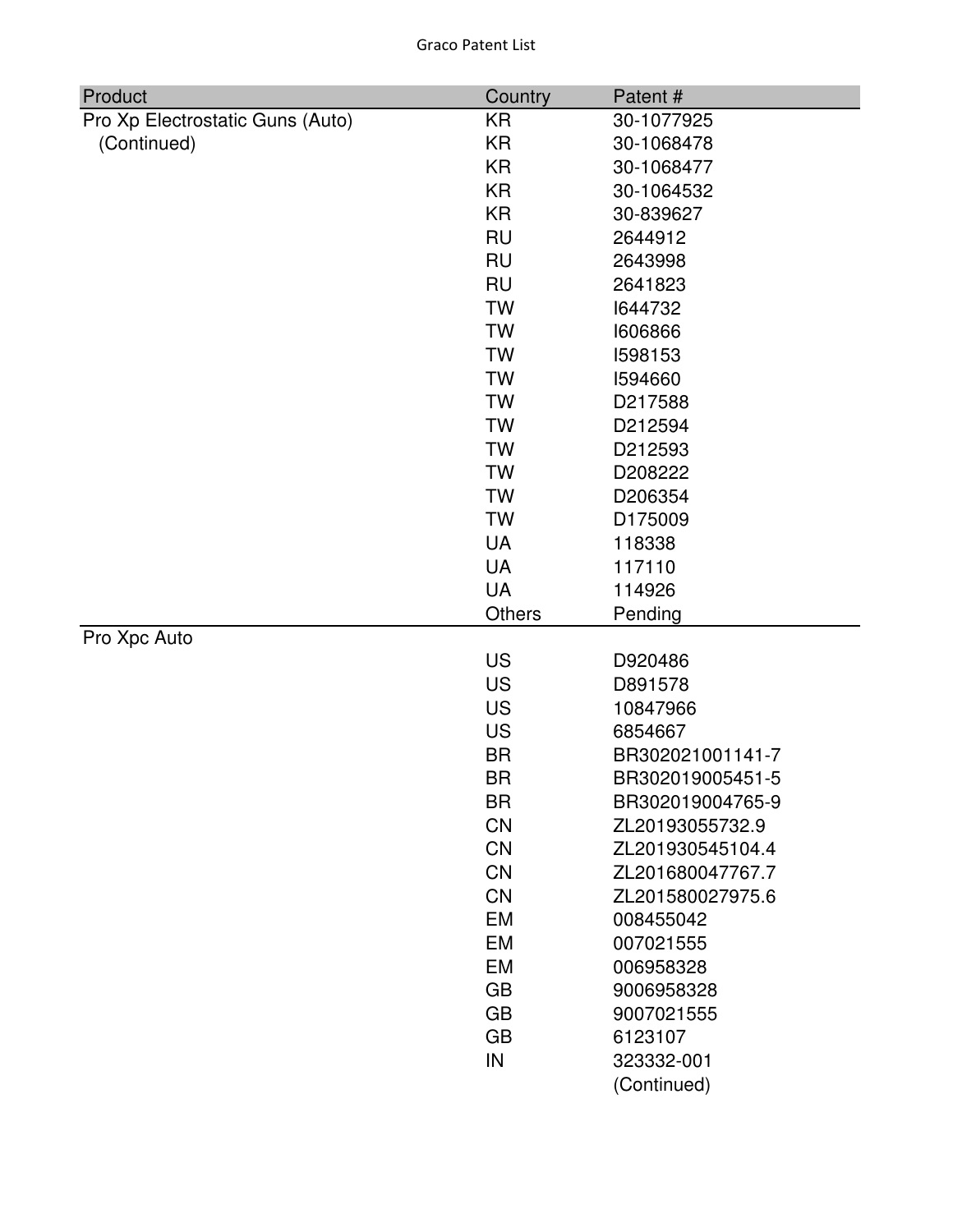| Product | Country | Patent # |
|---|---|---|
| Pro Xp Electrostatic Guns (Auto) (Continued) | KR | 30-1077925 |
| | KR | 30-1068478 |
| | KR | 30-1068477 |
| | KR | 30-1064532 |
| | KR | 30-839627 |
| | RU | 2644912 |
| | RU | 2643998 |
| | RU | 2641823 |
| | TW | I644732 |
| | TW | I606866 |
| | TW | I598153 |
| | TW | I594660 |
| | TW | D217588 |
| | TW | D212594 |
| | TW | D212593 |
| | TW | D208222 |
| | TW | D206354 |
| | TW | D175009 |
| | UA | 118338 |
| | UA | 117110 |
| | UA | 114926 |
| | Others | Pending |
| Pro Xpc Auto | | |
| | US | D920486 |
| | US | D891578 |
| | US | 10847966 |
| | US | 6854667 |
| | BR | BR302021001141-7 |
| | BR | BR302019005451-5 |
| | BR | BR302019004765-9 |
| | CN | ZL20193055732.9 |
| | CN | ZL201930545104.4 |
| | CN | ZL201680047767.7 |
| | CN | ZL201580027975.6 |
| | EM | 008455042 |
| | EM | 007021555 |
| | EM | 006958328 |
| | GB | 9006958328 |
| | GB | 9007021555 |
| | GB | 6123107 |
| | IN | 323332-001 |
| | | (Continued) |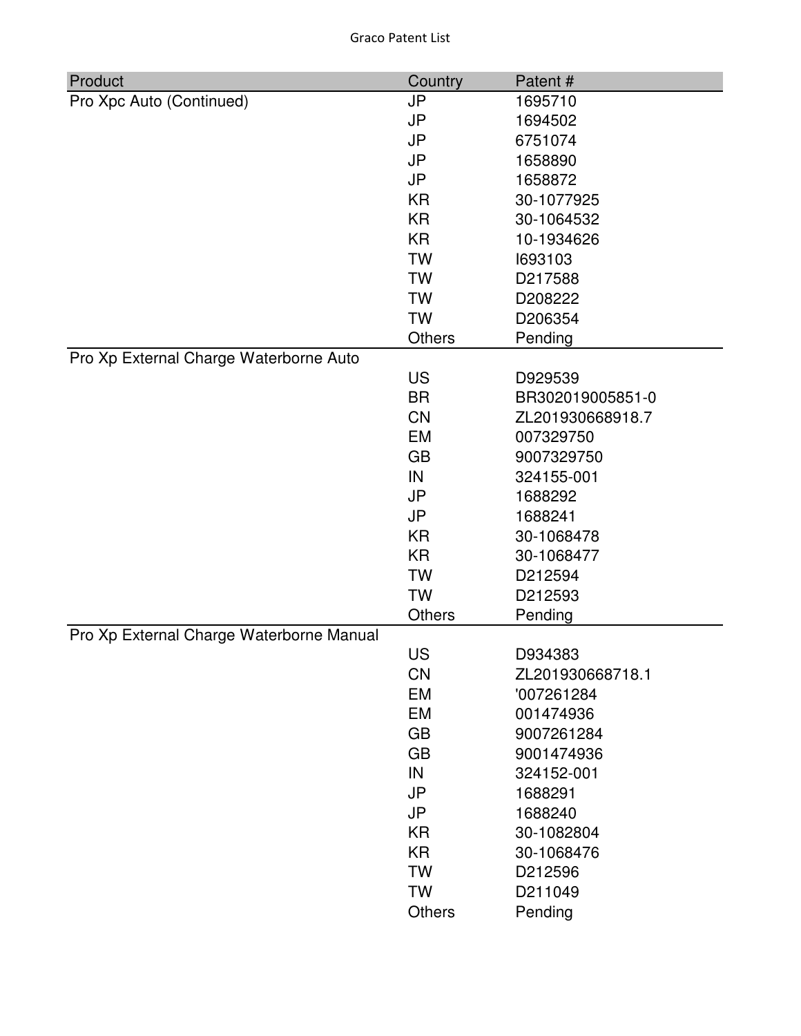| Product | Country | Patent # |
|---|---|---|
| Pro Xpc Auto (Continued) | JP | 1695710 |
| | JP | 1694502 |
| | JP | 6751074 |
| | JP | 1658890 |
| | JP | 1658872 |
| | KR | 30-1077925 |
| | KR | 30-1064532 |
| | KR | 10-1934626 |
| | TW | I693103 |
| | TW | D217588 |
| | TW | D208222 |
| | TW | D206354 |
| | Others | Pending |
| Pro Xp External Charge Waterborne Auto | | |
| | US | D929539 |
| | BR | BR302019005851-0 |
| | CN | ZL201930668918.7 |
| | EM | 007329750 |
| | GB | 9007329750 |
| | IN | 324155-001 |
| | JP | 1688292 |
| | JP | 1688241 |
| | KR | 30-1068478 |
| | KR | 30-1068477 |
| | TW | D212594 |
| | TW | D212593 |
| | Others | Pending |
| Pro Xp External Charge Waterborne Manual | | |
| | US | D934383 |
| | CN | ZL201930668718.1 |
| | EM | '007261284 |
| | EM | 001474936 |
| | GB | 9007261284 |
| | GB | 9001474936 |
| | IN | 324152-001 |
| | JP | 1688291 |
| | JP | 1688240 |
| | KR | 30-1082804 |
| | KR | 30-1068476 |
| | TW | D212596 |
| | TW | D211049 |
| | Others | Pending |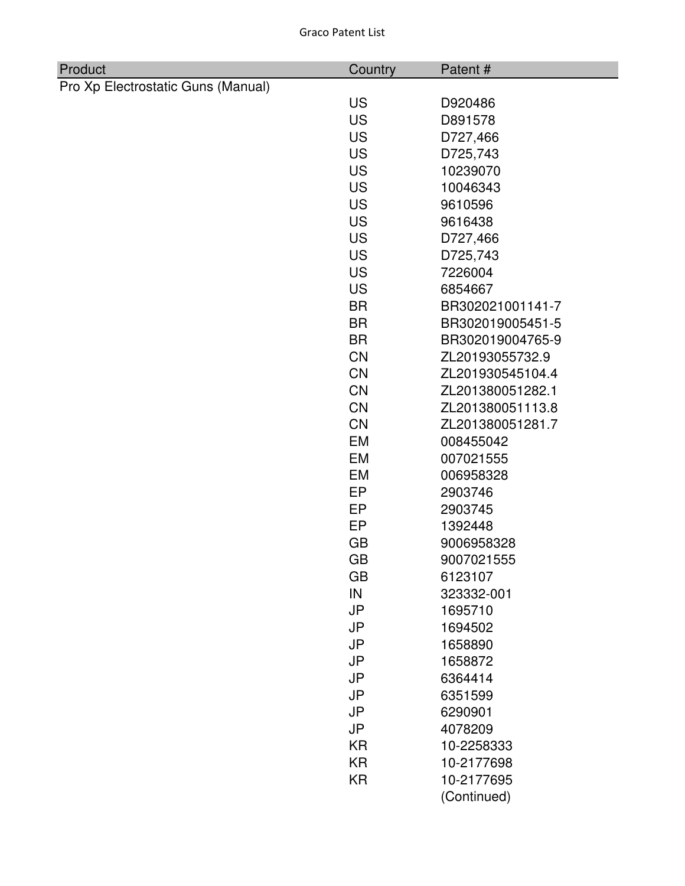| Product | Country | Patent # |
|---|---|---|
| Pro Xp Electrostatic Guns (Manual) | | |
| | US | D920486 |
| | US | D891578 |
| | US | D727,466 |
| | US | D725,743 |
| | US | 10239070 |
| | US | 10046343 |
| | US | 9610596 |
| | US | 9616438 |
| | US | D727,466 |
| | US | D725,743 |
| | US | 7226004 |
| | US | 6854667 |
| | BR | BR302021001141-7 |
| | BR | BR302019005451-5 |
| | BR | BR302019004765-9 |
| | CN | ZL20193055732.9 |
| | CN | ZL201930545104.4 |
| | CN | ZL201380051282.1 |
| | CN | ZL201380051113.8 |
| | CN | ZL201380051281.7 |
| | EM | 008455042 |
| | EM | 007021555 |
| | EM | 006958328 |
| | EP | 2903746 |
| | EP | 2903745 |
| | EP | 1392448 |
| | GB | 9006958328 |
| | GB | 9007021555 |
| | GB | 6123107 |
| | IN | 323332-001 |
| | JP | 1695710 |
| | JP | 1694502 |
| | JP | 1658890 |
| | JP | 1658872 |
| | JP | 6364414 |
| | JP | 6351599 |
| | JP | 6290901 |
| | JP | 4078209 |
| | KR | 10-2258333 |
| | KR | 10-2177698 |
| | KR | 10-2177695 |
| | | (Continued) |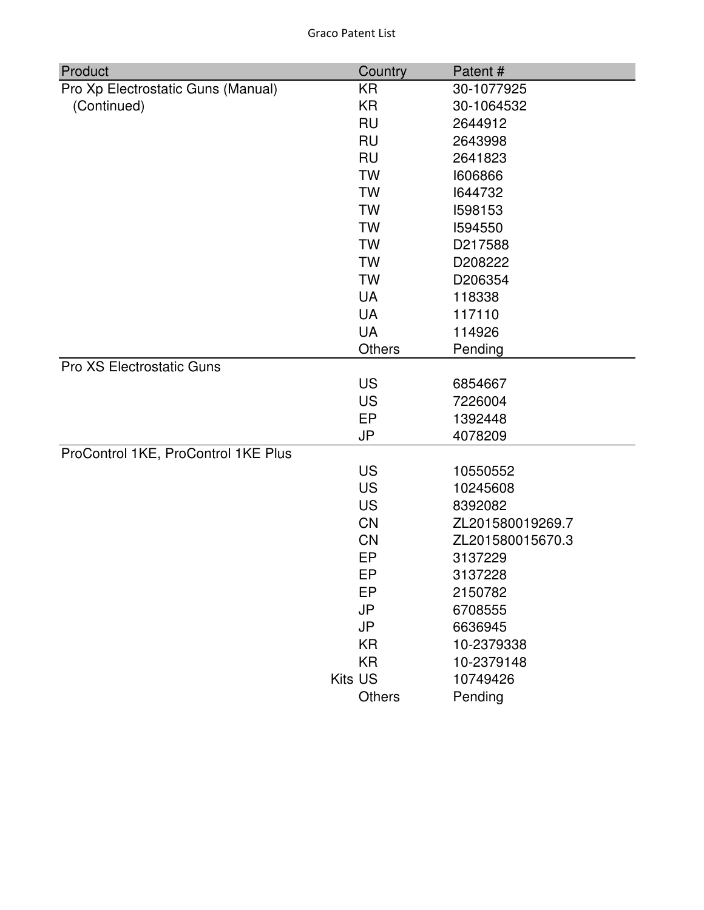| Product | Country | Patent # |
|---|---|---|
| Pro Xp Electrostatic Guns (Manual) (Continued) | KR | 30-1077925 |
| | KR | 30-1064532 |
| | RU | 2644912 |
| | RU | 2643998 |
| | RU | 2641823 |
| | TW | I606866 |
| | TW | I644732 |
| | TW | I598153 |
| | TW | I594550 |
| | TW | D217588 |
| | TW | D208222 |
| | TW | D206354 |
| | UA | 118338 |
| | UA | 117110 |
| | UA | 114926 |
| | Others | Pending |
| Pro XS Electrostatic Guns | | |
| | US | 6854667 |
| | US | 7226004 |
| | EP | 1392448 |
| | JP | 4078209 |
| ProControl 1KE, ProControl 1KE Plus | | |
| | US | 10550552 |
| | US | 10245608 |
| | US | 8392082 |
| | CN | ZL201580019269.7 |
| | CN | ZL201580015670.3 |
| | EP | 3137229 |
| | EP | 3137228 |
| | EP | 2150782 |
| | JP | 6708555 |
| | JP | 6636945 |
| | KR | 10-2379338 |
| | KR | 10-2379148 |
| Kits | US | 10749426 |
| | Others | Pending |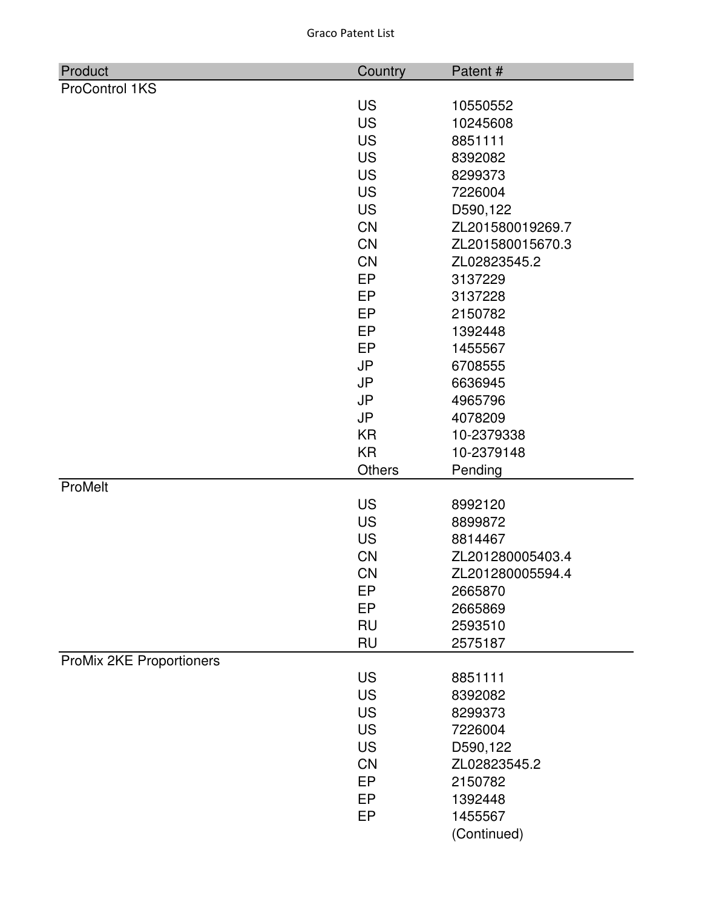| Product | Country | Patent # |
|---|---|---|
| ProControl 1KS | | |
| | US | 10550552 |
| | US | 10245608 |
| | US | 8851111 |
| | US | 8392082 |
| | US | 8299373 |
| | US | 7226004 |
| | US | D590,122 |
| | CN | ZL201580019269.7 |
| | CN | ZL201580015670.3 |
| | CN | ZL02823545.2 |
| | EP | 3137229 |
| | EP | 3137228 |
| | EP | 2150782 |
| | EP | 1392448 |
| | EP | 1455567 |
| | JP | 6708555 |
| | JP | 6636945 |
| | JP | 4965796 |
| | JP | 4078209 |
| | KR | 10-2379338 |
| | KR | 10-2379148 |
| | Others | Pending |
| ProMelt | | |
| | US | 8992120 |
| | US | 8899872 |
| | US | 8814467 |
| | CN | ZL201280005403.4 |
| | CN | ZL201280005594.4 |
| | EP | 2665870 |
| | EP | 2665869 |
| | RU | 2593510 |
| | RU | 2575187 |
| ProMix 2KE Proportioners | | |
| | US | 8851111 |
| | US | 8392082 |
| | US | 8299373 |
| | US | 7226004 |
| | US | D590,122 |
| | CN | ZL02823545.2 |
| | EP | 2150782 |
| | EP | 1392448 |
| | EP | 1455567 |
| | | (Continued) |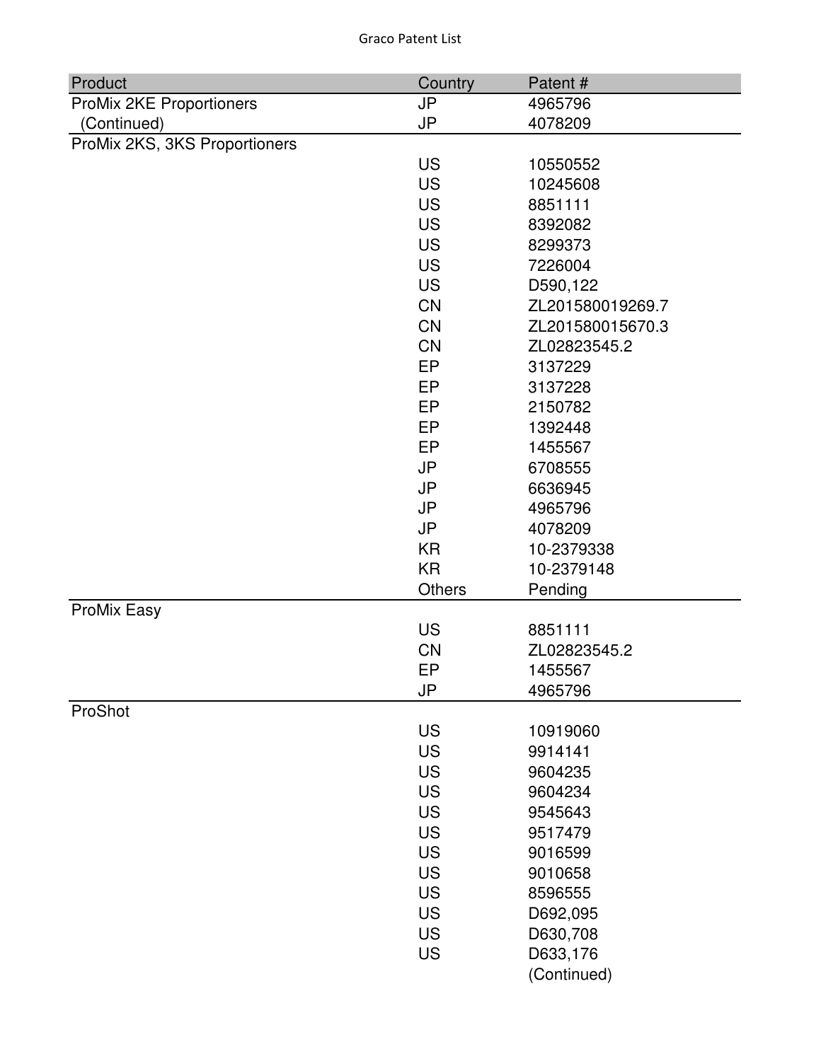| Product | Country | Patent # |
| --- | --- | --- |
| ProMix 2KE Proportioners | JP | 4965796 |
| (Continued) | JP | 4078209 |
| ProMix 2KS, 3KS Proportioners | | |
| | US | 10550552 |
| | US | 10245608 |
| | US | 8851111 |
| | US | 8392082 |
| | US | 8299373 |
| | US | 7226004 |
| | US | D590,122 |
| | CN | ZL201580019269.7 |
| | CN | ZL201580015670.3 |
| | CN | ZL02823545.2 |
| | EP | 3137229 |
| | EP | 3137228 |
| | EP | 2150782 |
| | EP | 1392448 |
| | EP | 1455567 |
| | JP | 6708555 |
| | JP | 6636945 |
| | JP | 4965796 |
| | JP | 4078209 |
| | KR | 10-2379338 |
| | KR | 10-2379148 |
| | Others | Pending |
| ProMix Easy | | |
| | US | 8851111 |
| | CN | ZL02823545.2 |
| | EP | 1455567 |
| | JP | 4965796 |
| ProShot | | |
| | US | 10919060 |
| | US | 9914141 |
| | US | 9604235 |
| | US | 9604234 |
| | US | 9545643 |
| | US | 9517479 |
| | US | 9016599 |
| | US | 9010658 |
| | US | 8596555 |
| | US | D692,095 |
| | US | D630,708 |
| | US | D633,176 |
| | | (Continued) |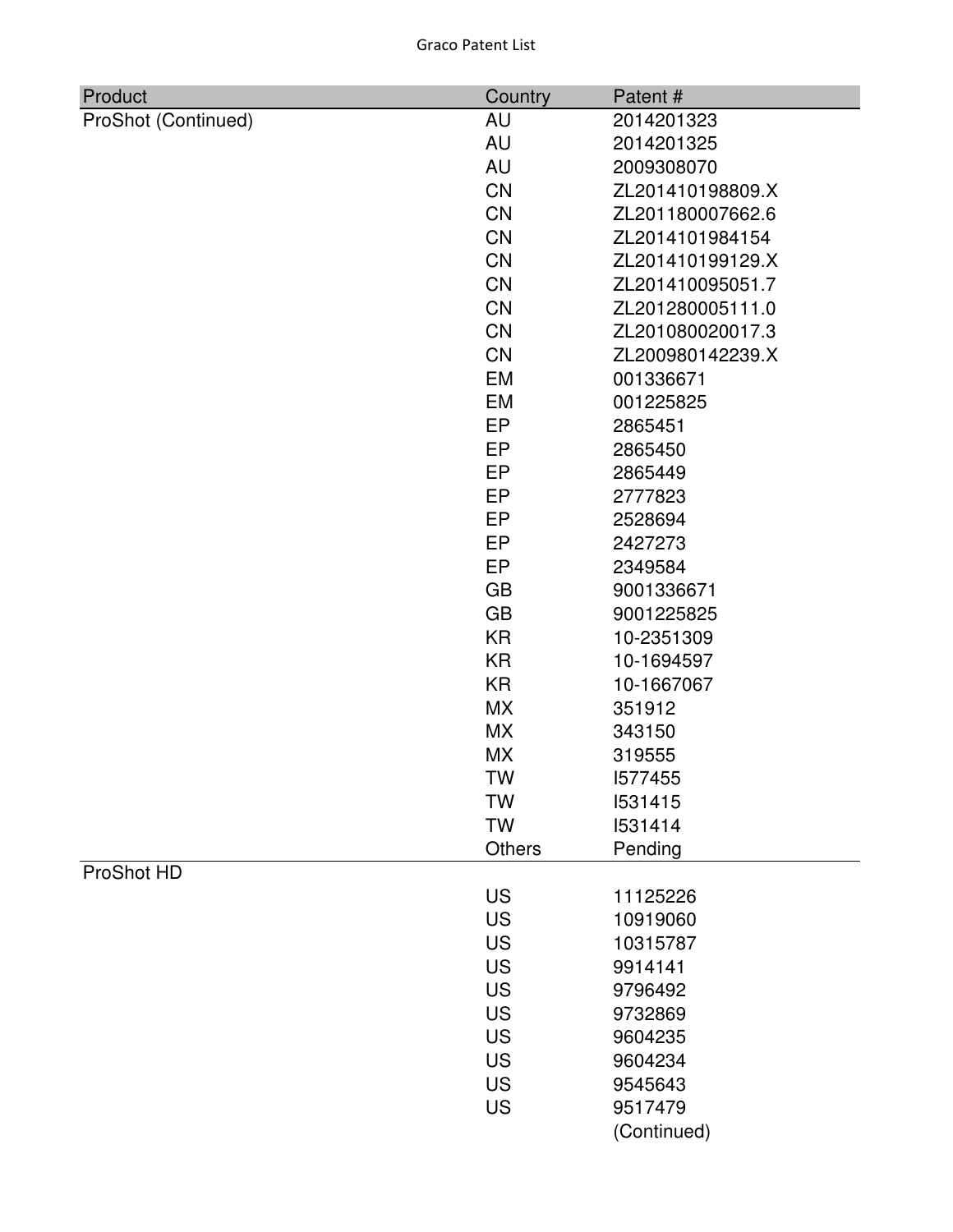| Product | Country | Patent # |
|---|---|---|
| ProShot (Continued) | AU | 2014201323 |
| | AU | 2014201325 |
| | AU | 2009308070 |
| | CN | ZL201410198809.X |
| | CN | ZL201180007662.6 |
| | CN | ZL2014101984154 |
| | CN | ZL201410199129.X |
| | CN | ZL201410095051.7 |
| | CN | ZL201280005111.0 |
| | CN | ZL201080020017.3 |
| | CN | ZL200980142239.X |
| | EM | 001336671 |
| | EM | 001225825 |
| | EP | 2865451 |
| | EP | 2865450 |
| | EP | 2865449 |
| | EP | 2777823 |
| | EP | 2528694 |
| | EP | 2427273 |
| | EP | 2349584 |
| | GB | 9001336671 |
| | GB | 9001225825 |
| | KR | 10-2351309 |
| | KR | 10-1694597 |
| | KR | 10-1667067 |
| | MX | 351912 |
| | MX | 343150 |
| | MX | 319555 |
| | TW | I577455 |
| | TW | I531415 |
| | TW | I531414 |
| | Others | Pending |
| ProShot HD | | |
| | US | 11125226 |
| | US | 10919060 |
| | US | 10315787 |
| | US | 9914141 |
| | US | 9796492 |
| | US | 9732869 |
| | US | 9604235 |
| | US | 9604234 |
| | US | 9545643 |
| | US | 9517479 |
| | | (Continued) |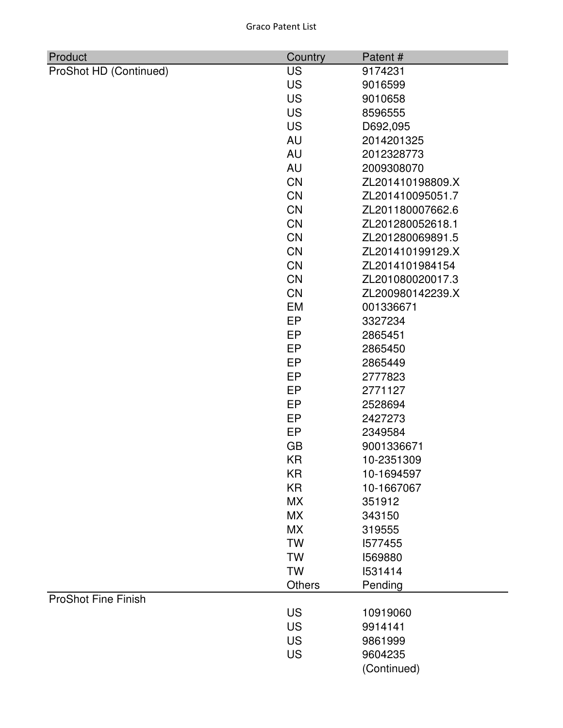| Product | Country | Patent # |
|---|---|---|
| ProShot HD (Continued) | US | 9174231 |
| | US | 9016599 |
| | US | 9010658 |
| | US | 8596555 |
| | US | D692,095 |
| | AU | 2014201325 |
| | AU | 2012328773 |
| | AU | 2009308070 |
| | CN | ZL201410198809.X |
| | CN | ZL201410095051.7 |
| | CN | ZL201180007662.6 |
| | CN | ZL201280052618.1 |
| | CN | ZL201280069891.5 |
| | CN | ZL201410199129.X |
| | CN | ZL2014101984154 |
| | CN | ZL201080020017.3 |
| | CN | ZL200980142239.X |
| | EM | 001336671 |
| | EP | 3327234 |
| | EP | 2865451 |
| | EP | 2865450 |
| | EP | 2865449 |
| | EP | 2777823 |
| | EP | 2771127 |
| | EP | 2528694 |
| | EP | 2427273 |
| | EP | 2349584 |
| | GB | 9001336671 |
| | KR | 10-2351309 |
| | KR | 10-1694597 |
| | KR | 10-1667067 |
| | MX | 351912 |
| | MX | 343150 |
| | MX | 319555 |
| | TW | I577455 |
| | TW | I569880 |
| | TW | I531414 |
| | Others | Pending |
| ProShot Fine Finish | | |
| | US | 10919060 |
| | US | 9914141 |
| | US | 9861999 |
| | US | 9604235 |
| | | (Continued) |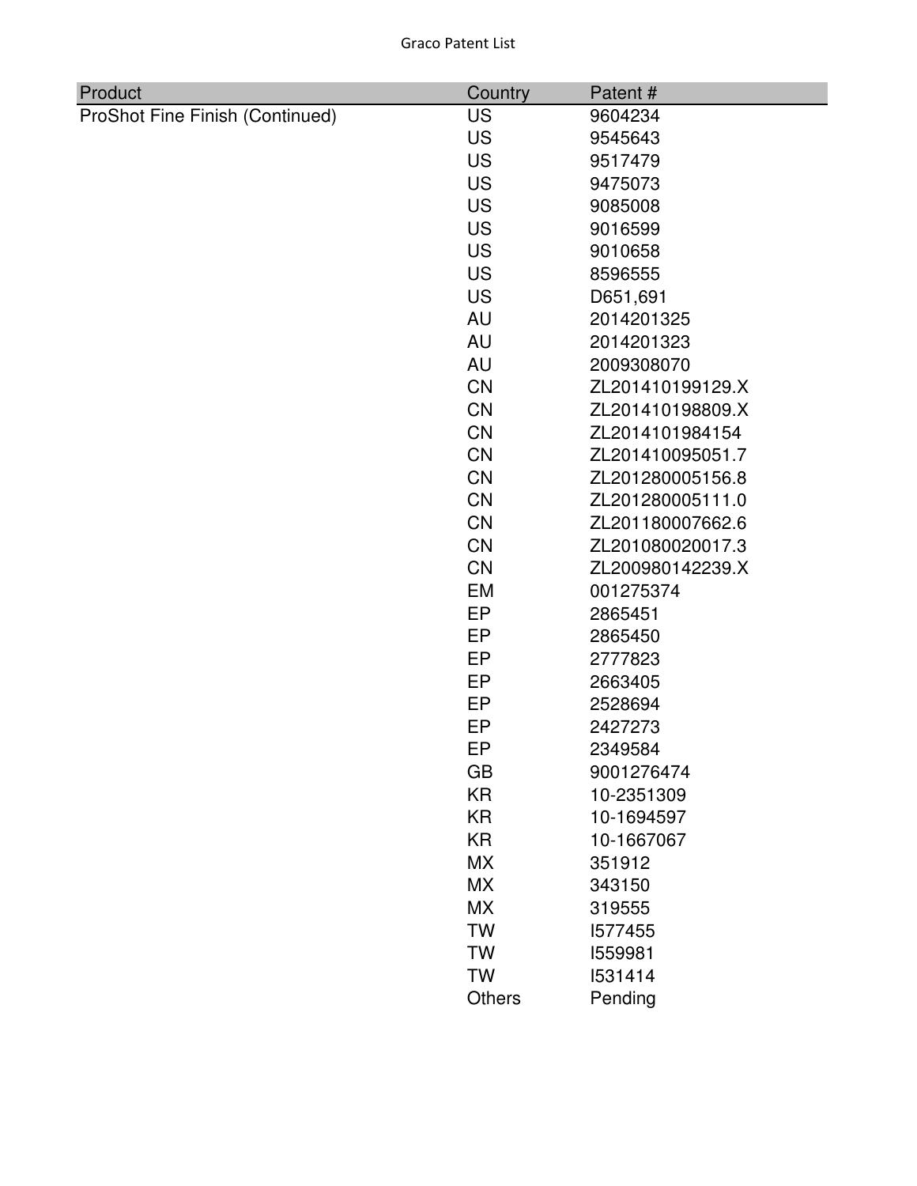| Product | Country | Patent # |
| --- | --- | --- |
| ProShot Fine Finish (Continued) | US | 9604234 |
| | US | 9545643 |
| | US | 9517479 |
| | US | 9475073 |
| | US | 9085008 |
| | US | 9016599 |
| | US | 9010658 |
| | US | 8596555 |
| | US | D651,691 |
| | AU | 2014201325 |
| | AU | 2014201323 |
| | AU | 2009308070 |
| | CN | ZL201410199129.X |
| | CN | ZL201410198809.X |
| | CN | ZL2014101984154 |
| | CN | ZL201410095051.7 |
| | CN | ZL201280005156.8 |
| | CN | ZL201280005111.0 |
| | CN | ZL201180007662.6 |
| | CN | ZL201080020017.3 |
| | CN | ZL200980142239.X |
| | EM | 001275374 |
| | EP | 2865451 |
| | EP | 2865450 |
| | EP | 2777823 |
| | EP | 2663405 |
| | EP | 2528694 |
| | EP | 2427273 |
| | EP | 2349584 |
| | GB | 9001276474 |
| | KR | 10-2351309 |
| | KR | 10-1694597 |
| | KR | 10-1667067 |
| | MX | 351912 |
| | MX | 343150 |
| | MX | 319555 |
| | TW | I577455 |
| | TW | I559981 |
| | TW | I531414 |
| | Others | Pending |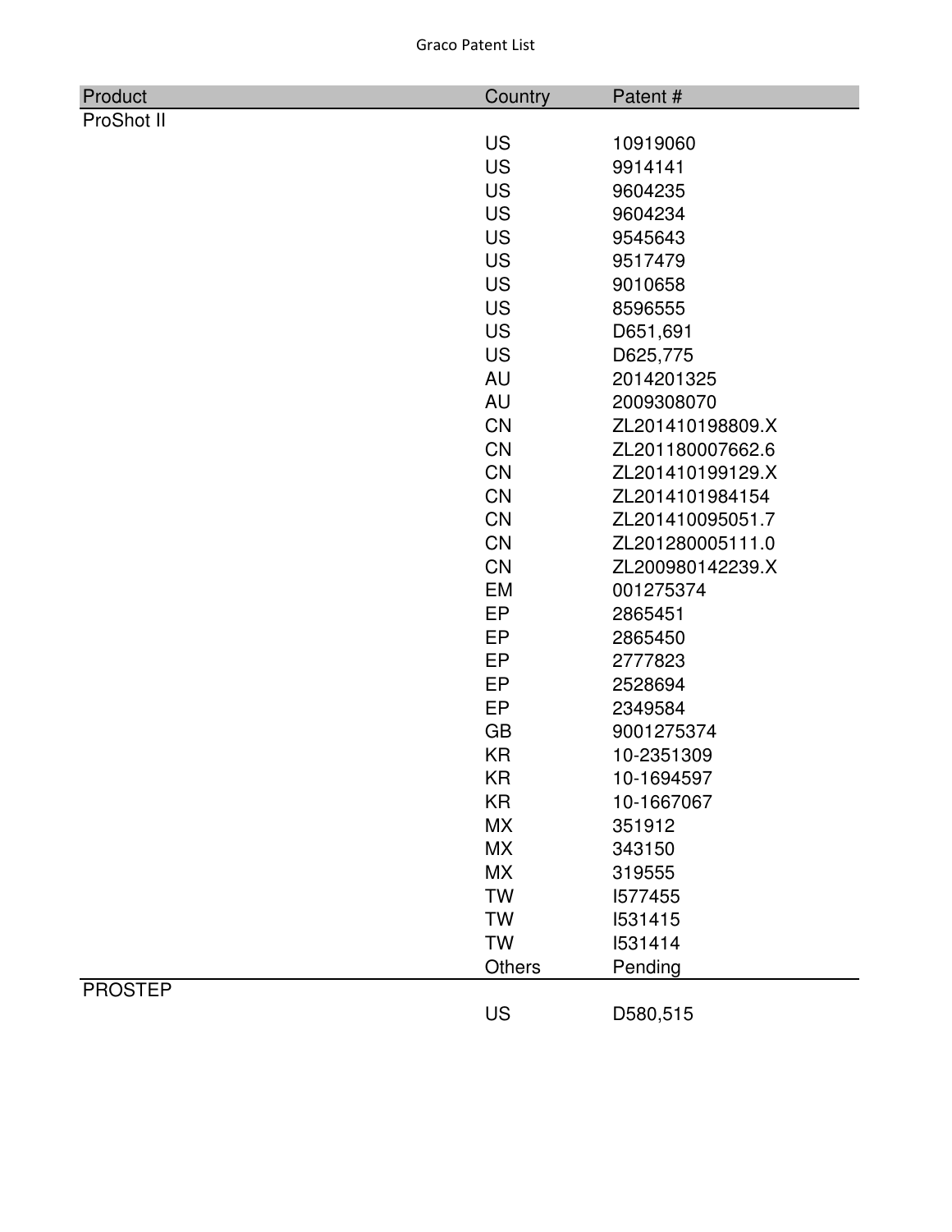| Product | Country | Patent # |
|---|---|---|
| ProShot II | | |
| | US | 10919060 |
| | US | 9914141 |
| | US | 9604235 |
| | US | 9604234 |
| | US | 9545643 |
| | US | 9517479 |
| | US | 9010658 |
| | US | 8596555 |
| | US | D651,691 |
| | US | D625,775 |
| | AU | 2014201325 |
| | AU | 2009308070 |
| | CN | ZL201410198809.X |
| | CN | ZL201180007662.6 |
| | CN | ZL201410199129.X |
| | CN | ZL2014101984154 |
| | CN | ZL201410095051.7 |
| | CN | ZL201280005111.0 |
| | CN | ZL200980142239.X |
| | EM | 001275374 |
| | EP | 2865451 |
| | EP | 2865450 |
| | EP | 2777823 |
| | EP | 2528694 |
| | EP | 2349584 |
| | GB | 9001275374 |
| | KR | 10-2351309 |
| | KR | 10-1694597 |
| | KR | 10-1667067 |
| | MX | 351912 |
| | MX | 343150 |
| | MX | 319555 |
| | TW | I577455 |
| | TW | I531415 |
| | TW | I531414 |
| | Others | Pending |
| PROSTEP | | |
| | US | D580,515 |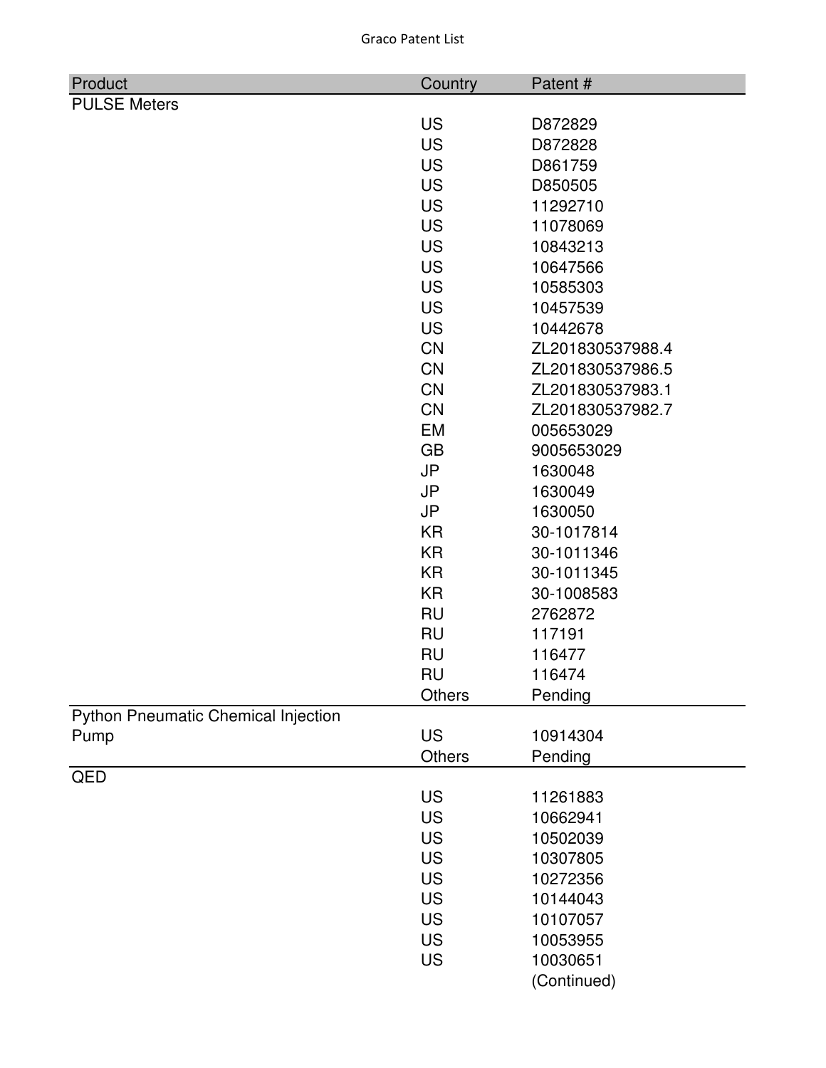| Product | Country | Patent # |
| --- | --- | --- |
| PULSE Meters | | |
| | US | D872829 |
| | US | D872828 |
| | US | D861759 |
| | US | D850505 |
| | US | 11292710 |
| | US | 11078069 |
| | US | 10843213 |
| | US | 10647566 |
| | US | 10585303 |
| | US | 10457539 |
| | US | 10442678 |
| | CN | ZL201830537988.4 |
| | CN | ZL201830537986.5 |
| | CN | ZL201830537983.1 |
| | CN | ZL201830537982.7 |
| | EM | 005653029 |
| | GB | 9005653029 |
| | JP | 1630048 |
| | JP | 1630049 |
| | JP | 1630050 |
| | KR | 30-1017814 |
| | KR | 30-1011346 |
| | KR | 30-1011345 |
| | KR | 30-1008583 |
| | RU | 2762872 |
| | RU | 117191 |
| | RU | 116477 |
| | RU | 116474 |
| | Others | Pending |
| Python Pneumatic Chemical Injection Pump | US | 10914304 |
| | Others | Pending |
| QED | | |
| | US | 11261883 |
| | US | 10662941 |
| | US | 10502039 |
| | US | 10307805 |
| | US | 10272356 |
| | US | 10144043 |
| | US | 10107057 |
| | US | 10053955 |
| | US | 10030651 |
| | | (Continued) |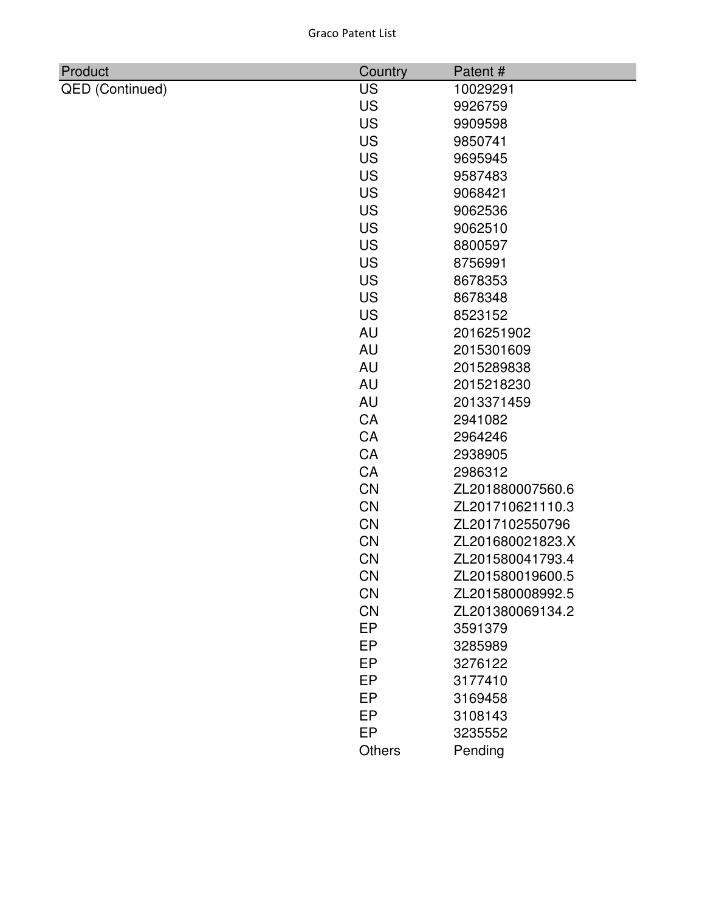| Product | Country | Patent # |
| --- | --- | --- |
| QED (Continued) | US | 10029291 |
| | US | 9926759 |
| | US | 9909598 |
| | US | 9850741 |
| | US | 9695945 |
| | US | 9587483 |
| | US | 9068421 |
| | US | 9062536 |
| | US | 9062510 |
| | US | 8800597 |
| | US | 8756991 |
| | US | 8678353 |
| | US | 8678348 |
| | US | 8523152 |
| | AU | 2016251902 |
| | AU | 2015301609 |
| | AU | 2015289838 |
| | AU | 2015218230 |
| | AU | 2013371459 |
| | CA | 2941082 |
| | CA | 2964246 |
| | CA | 2938905 |
| | CA | 2986312 |
| | CN | ZL201880007560.6 |
| | CN | ZL201710621110.3 |
| | CN | ZL2017102550796 |
| | CN | ZL201680021823.X |
| | CN | ZL201580041793.4 |
| | CN | ZL201580019600.5 |
| | CN | ZL201580008992.5 |
| | CN | ZL201380069134.2 |
| | EP | 3591379 |
| | EP | 3285989 |
| | EP | 3276122 |
| | EP | 3177410 |
| | EP | 3169458 |
| | EP | 3108143 |
| | EP | 3235552 |
| | Others | Pending |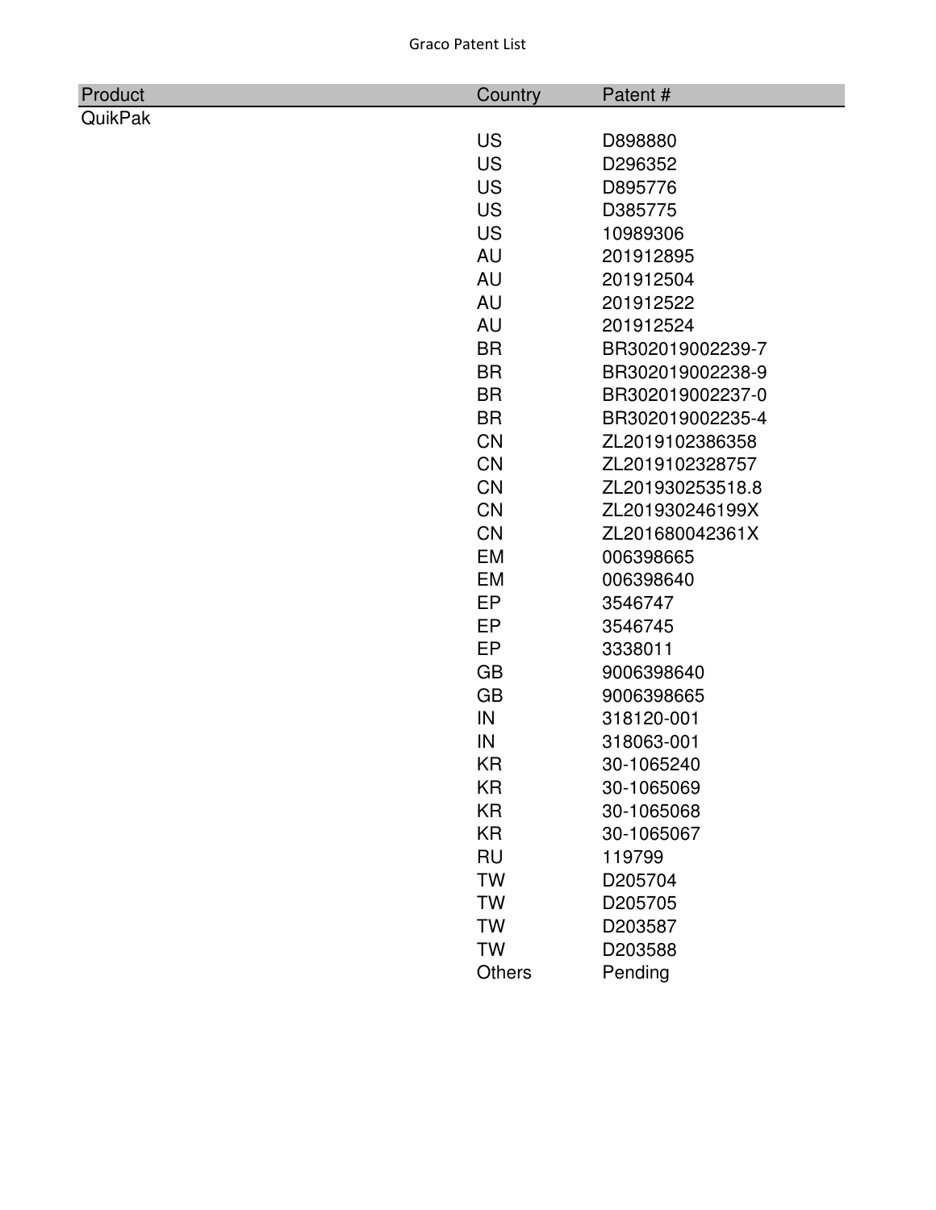| Product | Country | Patent # |
|---|---|---|
| QuikPak | | |
| | US | D898880 |
| | US | D296352 |
| | US | D895776 |
| | US | D385775 |
| | US | 10989306 |
| | AU | 201912895 |
| | AU | 201912504 |
| | AU | 201912522 |
| | AU | 201912524 |
| | BR | BR302019002239-7 |
| | BR | BR302019002238-9 |
| | BR | BR302019002237-0 |
| | BR | BR302019002235-4 |
| | CN | ZL2019102386358 |
| | CN | ZL2019102328757 |
| | CN | ZL201930253518.8 |
| | CN | ZL201930246199X |
| | CN | ZL201680042361X |
| | EM | 006398665 |
| | EM | 006398640 |
| | EP | 3546747 |
| | EP | 3546745 |
| | EP | 3338011 |
| | GB | 9006398640 |
| | GB | 9006398665 |
| | IN | 318120-001 |
| | IN | 318063-001 |
| | KR | 30-1065240 |
| | KR | 30-1065069 |
| | KR | 30-1065068 |
| | KR | 30-1065067 |
| | RU | 119799 |
| | TW | D205704 |
| | TW | D205705 |
| | TW | D203587 |
| | TW | D203588 |
| | Others | Pending |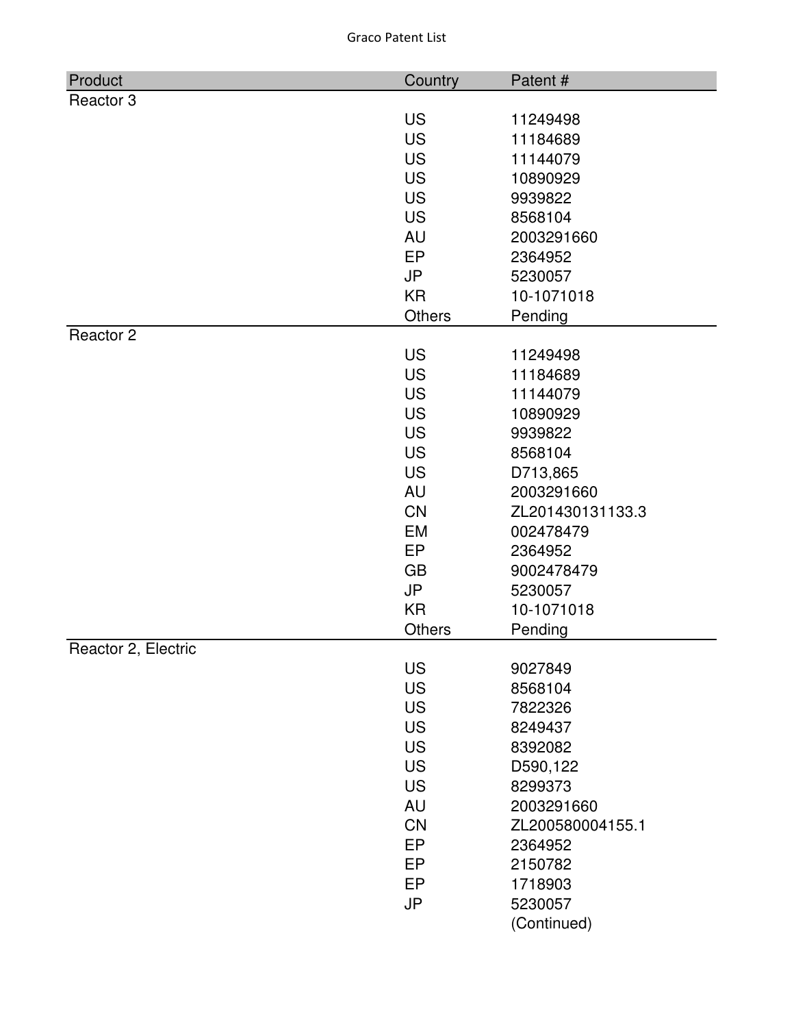| Product | Country | Patent # |
| --- | --- | --- |
| Reactor 3 | | |
| | US | 11249498 |
| | US | 11184689 |
| | US | 11144079 |
| | US | 10890929 |
| | US | 9939822 |
| | US | 8568104 |
| | AU | 2003291660 |
| | EP | 2364952 |
| | JP | 5230057 |
| | KR | 10-1071018 |
| | Others | Pending |
| Reactor 2 | | |
| | US | 11249498 |
| | US | 11184689 |
| | US | 11144079 |
| | US | 10890929 |
| | US | 9939822 |
| | US | 8568104 |
| | US | D713,865 |
| | AU | 2003291660 |
| | CN | ZL201430131133.3 |
| | EM | 002478479 |
| | EP | 2364952 |
| | GB | 9002478479 |
| | JP | 5230057 |
| | KR | 10-1071018 |
| | Others | Pending |
| Reactor 2, Electric | | |
| | US | 9027849 |
| | US | 8568104 |
| | US | 7822326 |
| | US | 8249437 |
| | US | 8392082 |
| | US | D590,122 |
| | US | 8299373 |
| | AU | 2003291660 |
| | CN | ZL200580004155.1 |
| | EP | 2364952 |
| | EP | 2150782 |
| | EP | 1718903 |
| | JP | 5230057 |
| | | (Continued) |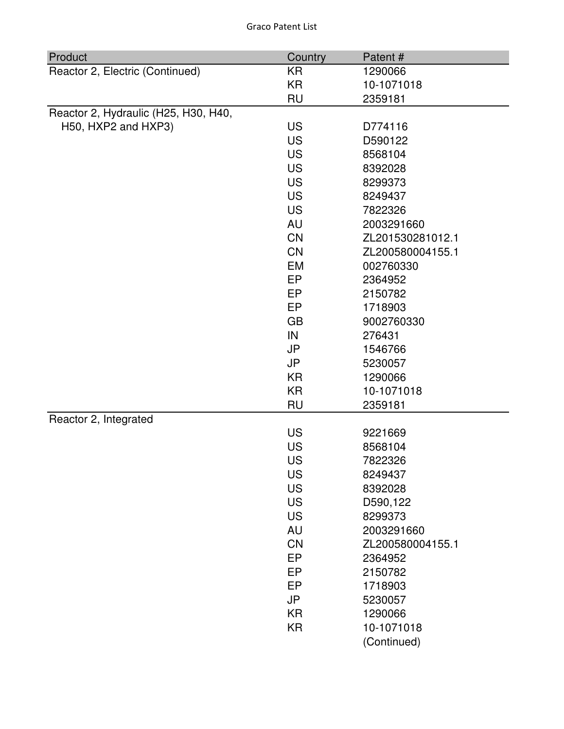| Product | Country | Patent # |
| --- | --- | --- |
| Reactor 2, Electric (Continued) | KR | 1290066 |
| | KR | 10-1071018 |
| | RU | 2359181 |
| Reactor 2, Hydraulic (H25, H30, H40, H50, HXP2 and HXP3) | US | D774116 |
| | US | D590122 |
| | US | 8568104 |
| | US | 8392028 |
| | US | 8299373 |
| | US | 8249437 |
| | US | 7822326 |
| | AU | 2003291660 |
| | CN | ZL201530281012.1 |
| | CN | ZL200580004155.1 |
| | EM | 002760330 |
| | EP | 2364952 |
| | EP | 2150782 |
| | EP | 1718903 |
| | GB | 9002760330 |
| | IN | 276431 |
| | JP | 1546766 |
| | JP | 5230057 |
| | KR | 1290066 |
| | KR | 10-1071018 |
| | RU | 2359181 |
| Reactor 2, Integrated | | |
| | US | 9221669 |
| | US | 8568104 |
| | US | 7822326 |
| | US | 8249437 |
| | US | 8392028 |
| | US | D590,122 |
| | US | 8299373 |
| | AU | 2003291660 |
| | CN | ZL200580004155.1 |
| | EP | 2364952 |
| | EP | 2150782 |
| | EP | 1718903 |
| | JP | 5230057 |
| | KR | 1290066 |
| | KR | 10-1071018 |
| | | (Continued) |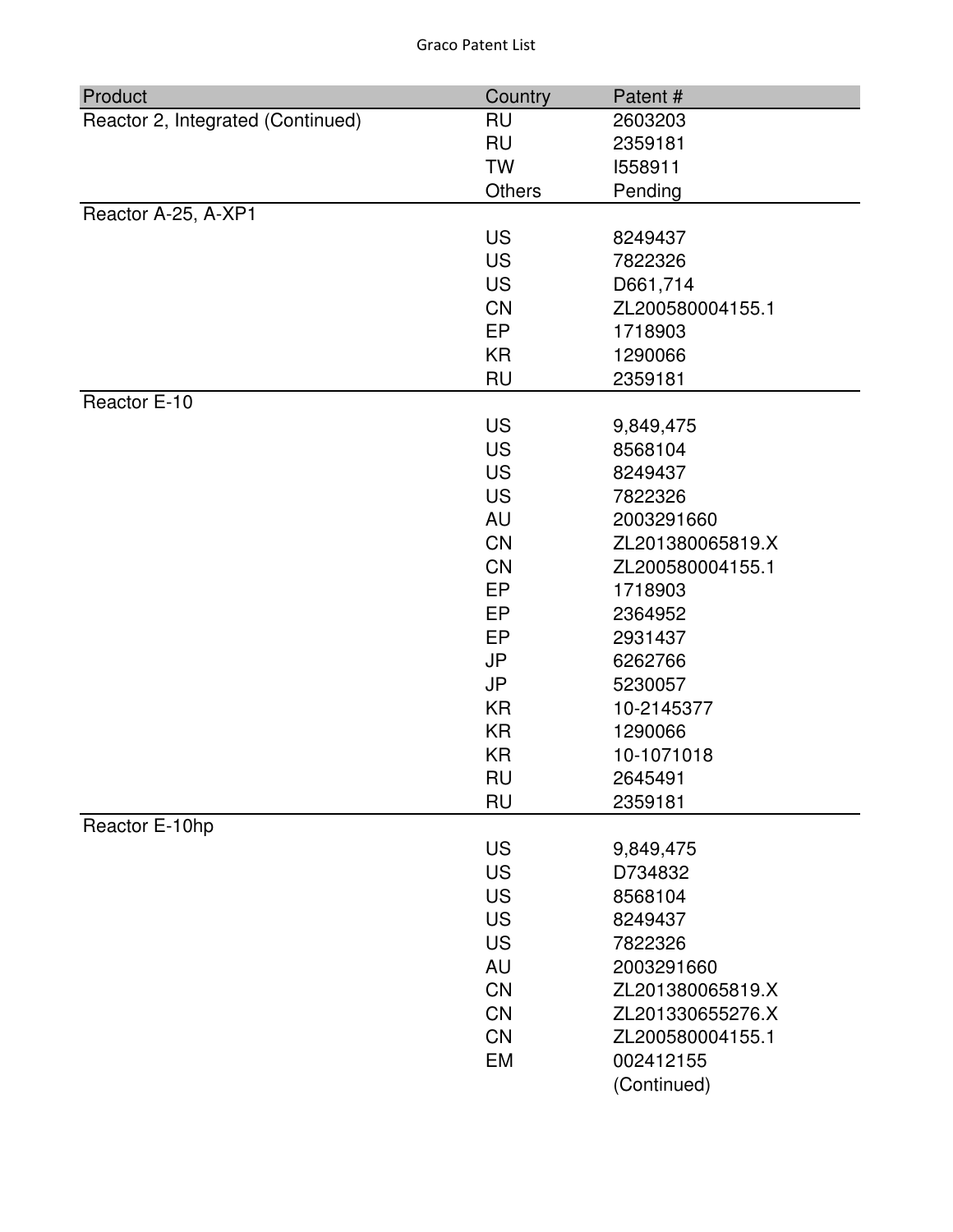| Product | Country | Patent # |
|---|---|---|
| Reactor 2, Integrated (Continued) | RU | 2603203 |
| | RU | 2359181 |
| | TW | I558911 |
| | Others | Pending |
| Reactor A-25, A-XP1 | | |
| | US | 8249437 |
| | US | 7822326 |
| | US | D661,714 |
| | CN | ZL200580004155.1 |
| | EP | 1718903 |
| | KR | 1290066 |
| | RU | 2359181 |
| Reactor E-10 | | |
| | US | 9,849,475 |
| | US | 8568104 |
| | US | 8249437 |
| | US | 7822326 |
| | AU | 2003291660 |
| | CN | ZL201380065819.X |
| | CN | ZL200580004155.1 |
| | EP | 1718903 |
| | EP | 2364952 |
| | EP | 2931437 |
| | JP | 6262766 |
| | JP | 5230057 |
| | KR | 10-2145377 |
| | KR | 1290066 |
| | KR | 10-1071018 |
| | RU | 2645491 |
| | RU | 2359181 |
| Reactor E-10hp | | |
| | US | 9,849,475 |
| | US | D734832 |
| | US | 8568104 |
| | US | 8249437 |
| | US | 7822326 |
| | AU | 2003291660 |
| | CN | ZL201380065819.X |
| | CN | ZL201330655276.X |
| | CN | ZL200580004155.1 |
| | EM | 002412155 |
| | | (Continued) |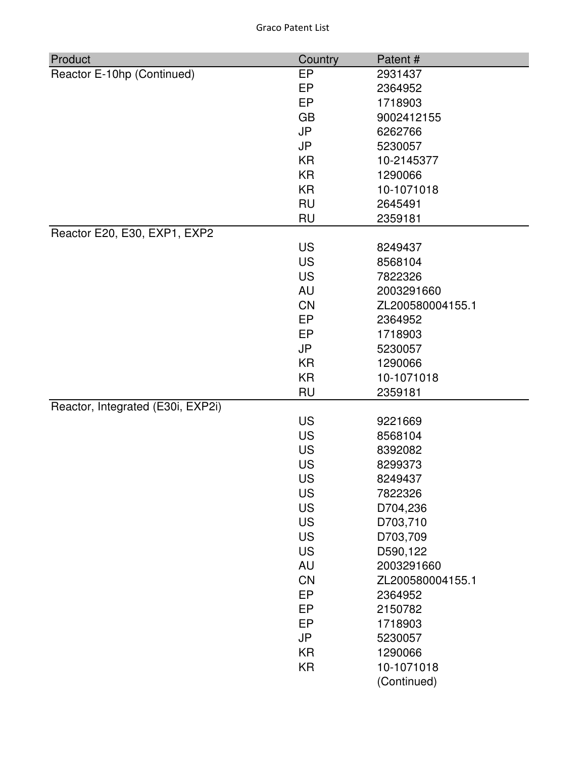| Product | Country | Patent # |
| --- | --- | --- |
| Reactor E-10hp (Continued) | EP | 2931437 |
| | EP | 2364952 |
| | EP | 1718903 |
| | GB | 9002412155 |
| | JP | 6262766 |
| | JP | 5230057 |
| | KR | 10-2145377 |
| | KR | 1290066 |
| | KR | 10-1071018 |
| | RU | 2645491 |
| | RU | 2359181 |
| Reactor E20, E30, EXP1, EXP2 | | |
| | US | 8249437 |
| | US | 8568104 |
| | US | 7822326 |
| | AU | 2003291660 |
| | CN | ZL200580004155.1 |
| | EP | 2364952 |
| | EP | 1718903 |
| | JP | 5230057 |
| | KR | 1290066 |
| | KR | 10-1071018 |
| | RU | 2359181 |
| Reactor, Integrated (E30i, EXP2i) | | |
| | US | 9221669 |
| | US | 8568104 |
| | US | 8392082 |
| | US | 8299373 |
| | US | 8249437 |
| | US | 7822326 |
| | US | D704,236 |
| | US | D703,710 |
| | US | D703,709 |
| | US | D590,122 |
| | AU | 2003291660 |
| | CN | ZL200580004155.1 |
| | EP | 2364952 |
| | EP | 2150782 |
| | EP | 1718903 |
| | JP | 5230057 |
| | KR | 1290066 |
| | KR | 10-1071018 |
| | | (Continued) |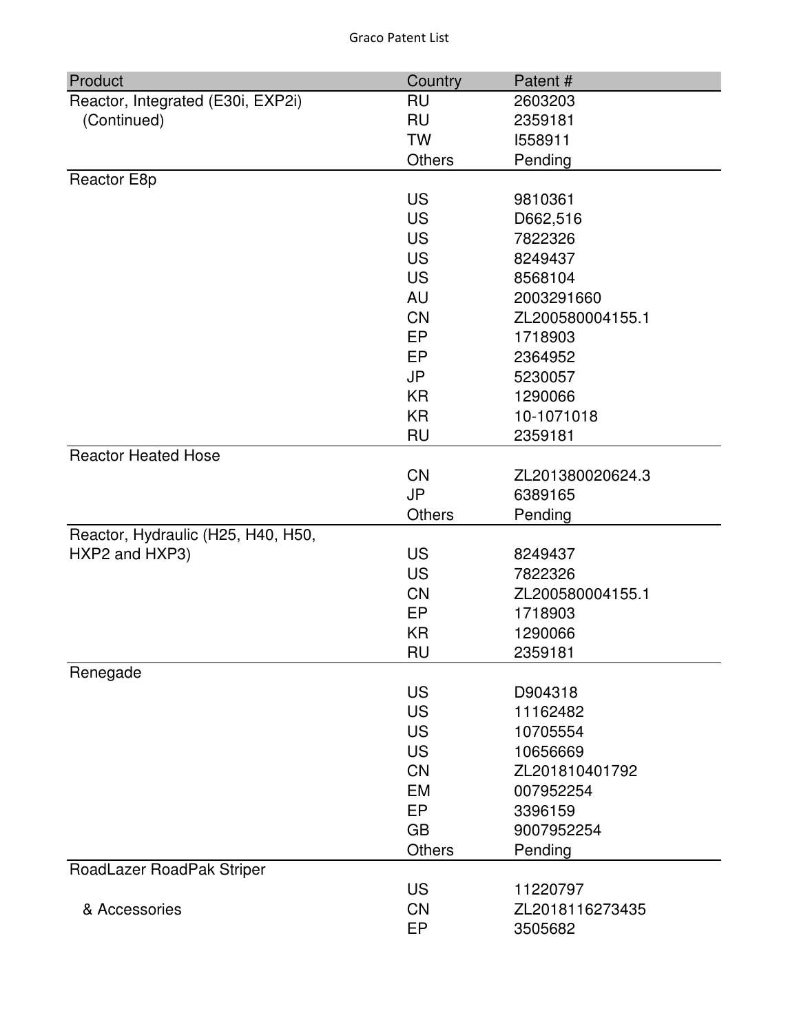| Product | Country | Patent # |
|---|---|---|
| Reactor, Integrated (E30i, EXP2i) | RU | 2603203 |
| (Continued) | RU | 2359181 |
| | TW | I558911 |
| | Others | Pending |
| Reactor E8p | | |
| | US | 9810361 |
| | US | D662,516 |
| | US | 7822326 |
| | US | 8249437 |
| | US | 8568104 |
| | AU | 2003291660 |
| | CN | ZL200580004155.1 |
| | EP | 1718903 |
| | EP | 2364952 |
| | JP | 5230057 |
| | KR | 1290066 |
| | KR | 10-1071018 |
| | RU | 2359181 |
| Reactor Heated Hose | | |
| | CN | ZL201380020624.3 |
| | JP | 6389165 |
| | Others | Pending |
| Reactor, Hydraulic (H25, H40, H50, | | |
| HXP2 and HXP3) | US | 8249437 |
| | US | 7822326 |
| | CN | ZL200580004155.1 |
| | EP | 1718903 |
| | KR | 1290066 |
| | RU | 2359181 |
| Renegade | | |
| | US | D904318 |
| | US | 11162482 |
| | US | 10705554 |
| | US | 10656669 |
| | CN | ZL201810401792 |
| | EM | 007952254 |
| | EP | 3396159 |
| | GB | 9007952254 |
| | Others | Pending |
| RoadLazer RoadPak Striper | | |
| | US | 11220797 |
| & Accessories | CN | ZL2018116273435 |
| | EP | 3505682 |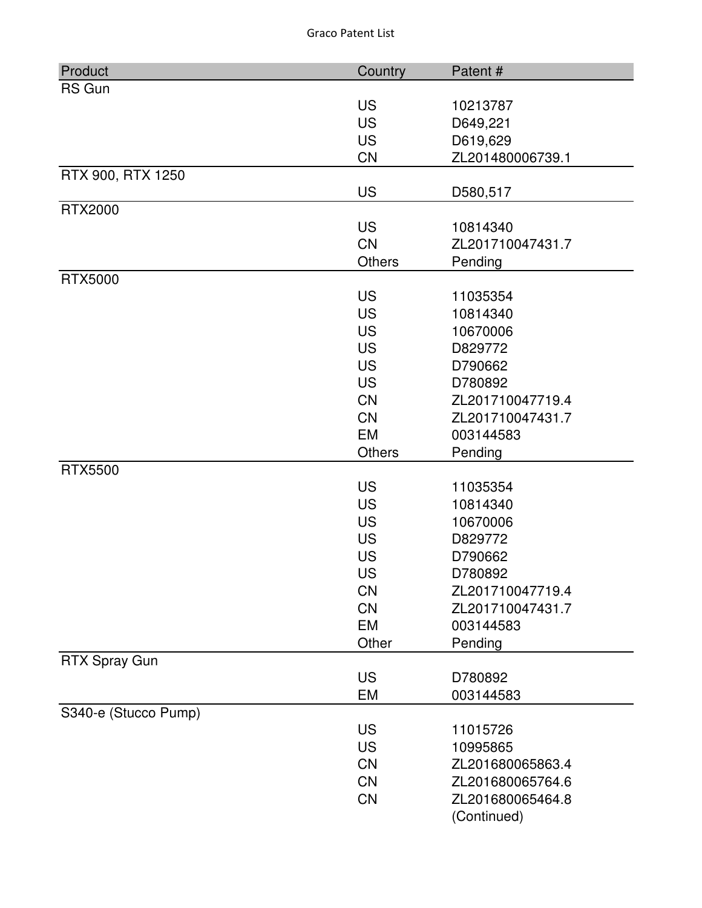# Graco Patent List

| Product | Country | Patent # |
|---|---|---|
| RS Gun | | |
| | US | 10213787 |
| | US | D649,221 |
| | US | D619,629 |
| | CN | ZL201480006739.1 |
| RTX 900, RTX 1250 | | |
| | US | D580,517 |
| RTX2000 | | |
| | US | 10814340 |
| | CN | ZL201710047431.7 |
| | Others | Pending |
| RTX5000 | | |
| | US | 11035354 |
| | US | 10814340 |
| | US | 10670006 |
| | US | D829772 |
| | US | D790662 |
| | US | D780892 |
| | CN | ZL201710047719.4 |
| | CN | ZL201710047431.7 |
| | EM | 003144583 |
| | Others | Pending |
| RTX5500 | | |
| | US | 11035354 |
| | US | 10814340 |
| | US | 10670006 |
| | US | D829772 |
| | US | D790662 |
| | US | D780892 |
| | CN | ZL201710047719.4 |
| | CN | ZL201710047431.7 |
| | EM | 003144583 |
| | Other | Pending |
| RTX Spray Gun | | |
| | US | D780892 |
| | EM | 003144583 |
| S340-e (Stucco Pump) | | |
| | US | 11015726 |
| | US | 10995865 |
| | CN | ZL201680065863.4 |
| | CN | ZL201680065764.6 |
| | CN | ZL201680065464.8 |
| | | (Continued) |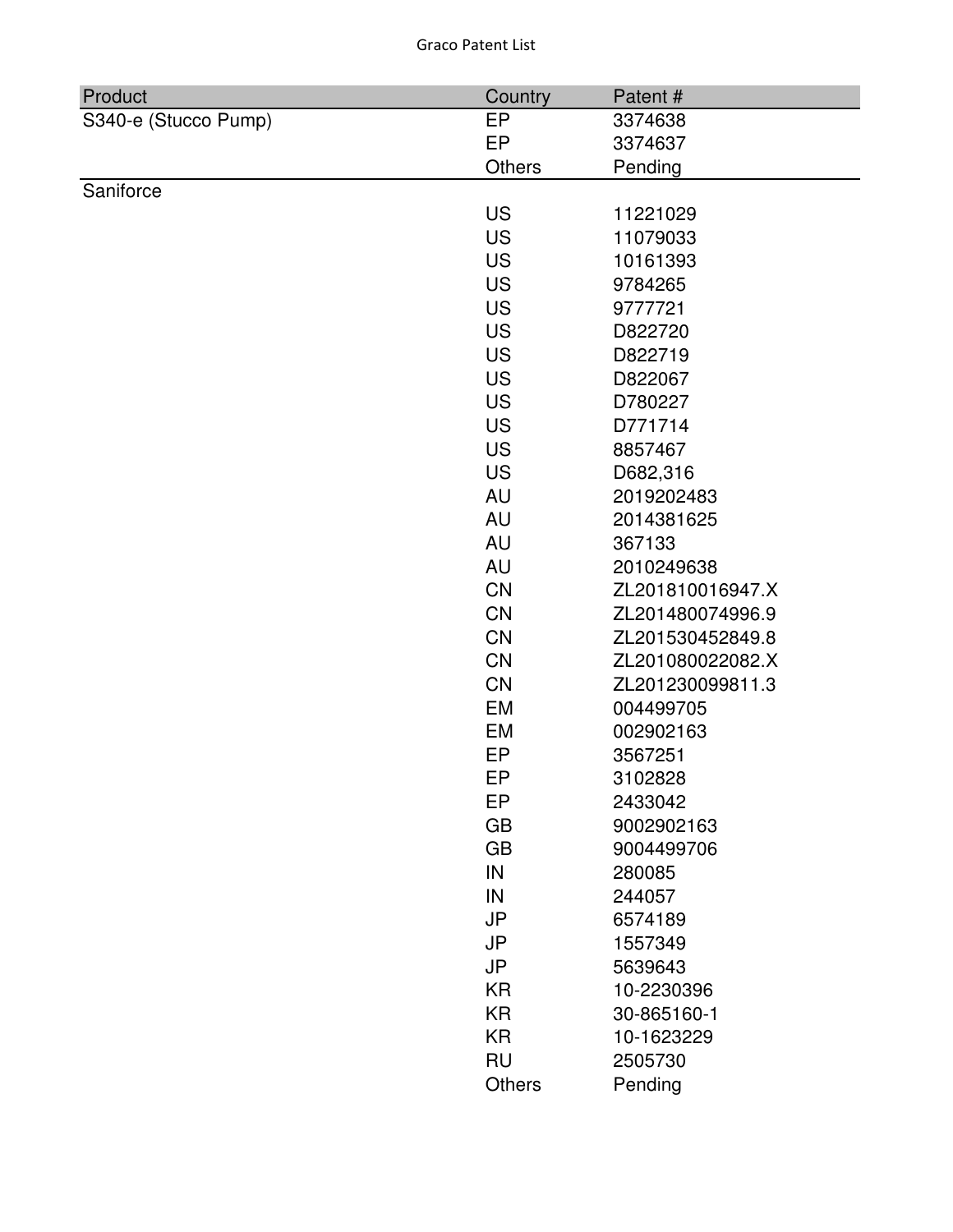| Product | Country | Patent # |
|---|---|---|
| S340-e (Stucco Pump) | EP | 3374638 |
| | EP | 3374637 |
| | Others | Pending |
| Saniforce | | |
| | US | 11221029 |
| | US | 11079033 |
| | US | 10161393 |
| | US | 9784265 |
| | US | 9777721 |
| | US | D822720 |
| | US | D822719 |
| | US | D822067 |
| | US | D780227 |
| | US | D771714 |
| | US | 8857467 |
| | US | D682,316 |
| | AU | 2019202483 |
| | AU | 2014381625 |
| | AU | 367133 |
| | AU | 2010249638 |
| | CN | ZL201810016947.X |
| | CN | ZL201480074996.9 |
| | CN | ZL201530452849.8 |
| | CN | ZL201080022082.X |
| | CN | ZL201230099811.3 |
| | EM | 004499705 |
| | EM | 002902163 |
| | EP | 3567251 |
| | EP | 3102828 |
| | EP | 2433042 |
| | GB | 9002902163 |
| | GB | 9004499706 |
| | IN | 280085 |
| | IN | 244057 |
| | JP | 6574189 |
| | JP | 1557349 |
| | JP | 5639643 |
| | KR | 10-2230396 |
| | KR | 30-865160-1 |
| | KR | 10-1623229 |
| | RU | 2505730 |
| | Others | Pending |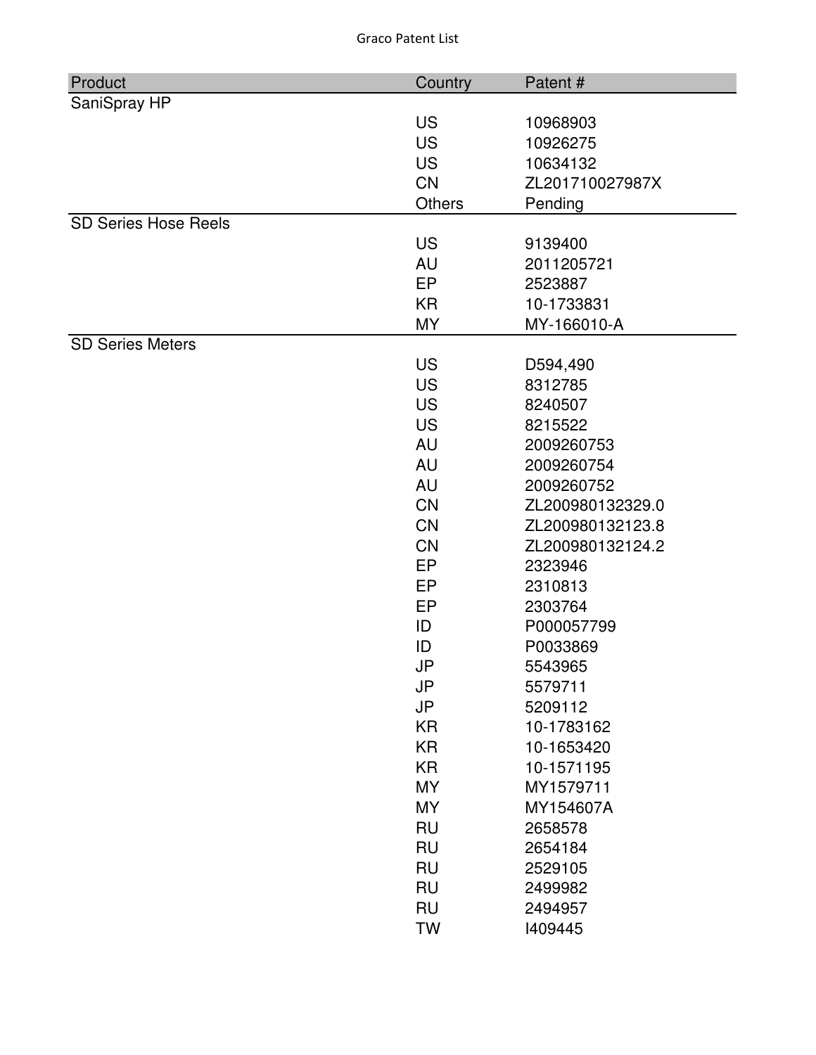| Product | Country | Patent # |
|---|---|---|
| SaniSpray HP | | |
| | US | 10968903 |
| | US | 10926275 |
| | US | 10634132 |
| | CN | ZL201710027987X |
| | Others | Pending |
| SD Series Hose Reels | | |
| | US | 9139400 |
| | AU | 2011205721 |
| | EP | 2523887 |
| | KR | 10-1733831 |
| | MY | MY-166010-A |
| SD Series Meters | | |
| | US | D594,490 |
| | US | 8312785 |
| | US | 8240507 |
| | US | 8215522 |
| | AU | 2009260753 |
| | AU | 2009260754 |
| | AU | 2009260752 |
| | CN | ZL200980132329.0 |
| | CN | ZL200980132123.8 |
| | CN | ZL200980132124.2 |
| | EP | 2323946 |
| | EP | 2310813 |
| | EP | 2303764 |
| | ID | P000057799 |
| | ID | P0033869 |
| | JP | 5543965 |
| | JP | 5579711 |
| | JP | 5209112 |
| | KR | 10-1783162 |
| | KR | 10-1653420 |
| | KR | 10-1571195 |
| | MY | MY1579711 |
| | MY | MY154607A |
| | RU | 2658578 |
| | RU | 2654184 |
| | RU | 2529105 |
| | RU | 2499982 |
| | RU | 2494957 |
| | TW | I409445 |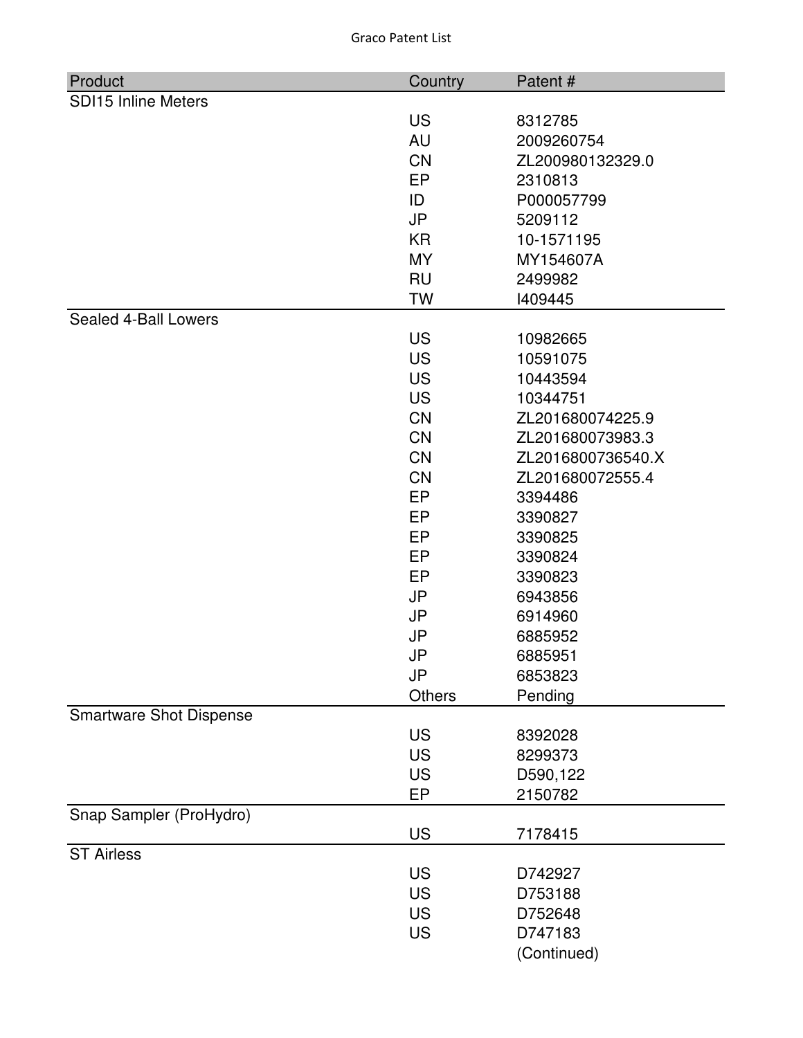| Product | Country | Patent # |
| --- | --- | --- |
| SDI15 Inline Meters | | |
| | US | 8312785 |
| | AU | 2009260754 |
| | CN | ZL200980132329.0 |
| | EP | 2310813 |
| | ID | P000057799 |
| | JP | 5209112 |
| | KR | 10-1571195 |
| | MY | MY154607A |
| | RU | 2499982 |
| | TW | I409445 |
| Sealed 4-Ball Lowers | | |
| | US | 10982665 |
| | US | 10591075 |
| | US | 10443594 |
| | US | 10344751 |
| | CN | ZL201680074225.9 |
| | CN | ZL201680073983.3 |
| | CN | ZL2016800736540.X |
| | CN | ZL201680072555.4 |
| | EP | 3394486 |
| | EP | 3390827 |
| | EP | 3390825 |
| | EP | 3390824 |
| | EP | 3390823 |
| | JP | 6943856 |
| | JP | 6914960 |
| | JP | 6885952 |
| | JP | 6885951 |
| | JP | 6853823 |
| | Others | Pending |
| Smartware Shot Dispense | | |
| | US | 8392028 |
| | US | 8299373 |
| | US | D590,122 |
| | EP | 2150782 |
| Snap Sampler (ProHydro) | | |
| | US | 7178415 |
| ST Airless | | |
| | US | D742927 |
| | US | D753188 |
| | US | D752648 |
| | US | D747183 |
| | | (Continued) |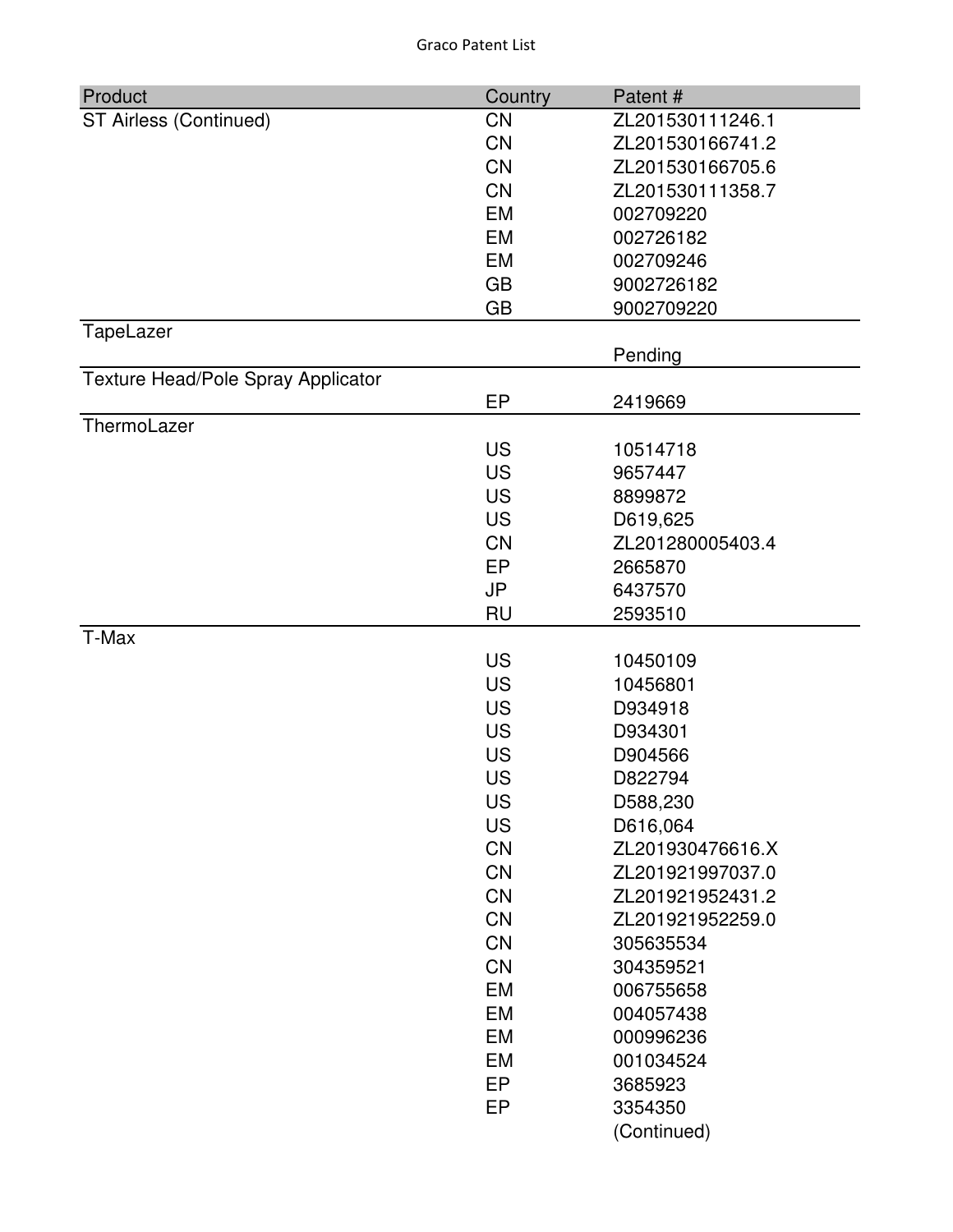| Product | Country | Patent # |
|---|---|---|
| ST Airless (Continued) | CN | ZL201530111246.1 |
| | CN | ZL201530166741.2 |
| | CN | ZL201530166705.6 |
| | CN | ZL201530111358.7 |
| | EM | 002709220 |
| | EM | 002726182 |
| | EM | 002709246 |
| | GB | 9002726182 |
| | GB | 9002709220 |
| TapeLazer | | |
| | | Pending |
| Texture Head/Pole Spray Applicator | | |
| | EP | 2419669 |
| ThermoLazer | | |
| | US | 10514718 |
| | US | 9657447 |
| | US | 8899872 |
| | US | D619,625 |
| | CN | ZL201280005403.4 |
| | EP | 2665870 |
| | JP | 6437570 |
| | RU | 2593510 |
| T-Max | | |
| | US | 10450109 |
| | US | 10456801 |
| | US | D934918 |
| | US | D934301 |
| | US | D904566 |
| | US | D822794 |
| | US | D588,230 |
| | US | D616,064 |
| | CN | ZL201930476616.X |
| | CN | ZL201921997037.0 |
| | CN | ZL201921952431.2 |
| | CN | ZL201921952259.0 |
| | CN | 305635534 |
| | CN | 304359521 |
| | EM | 006755658 |
| | EM | 004057438 |
| | EM | 000996236 |
| | EM | 001034524 |
| | EP | 3685923 |
| | EP | 3354350 |
| | | (Continued) |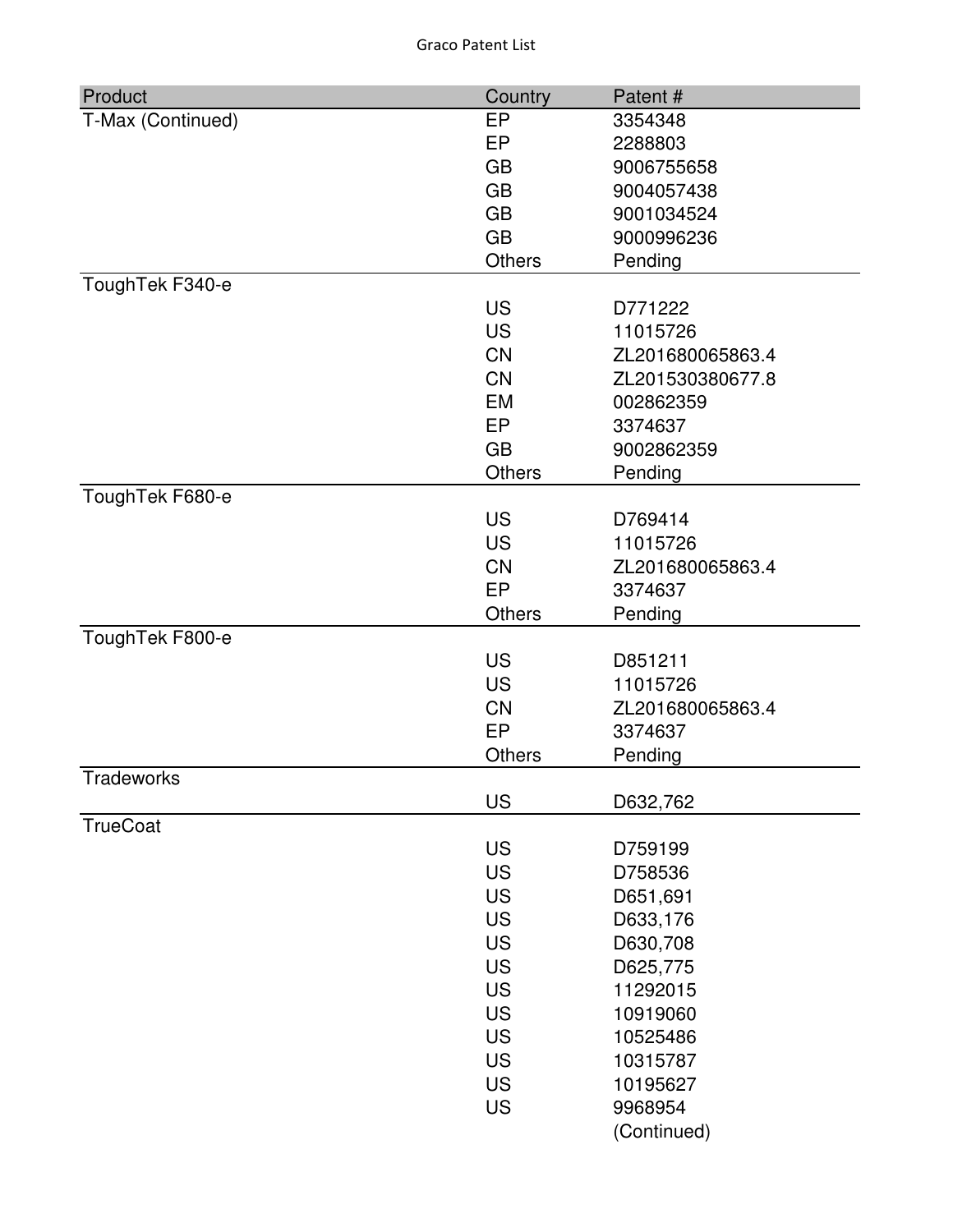| Product | Country | Patent # |
| --- | --- | --- |
| T-Max (Continued) | EP | 3354348 |
| | EP | 2288803 |
| | GB | 9006755658 |
| | GB | 9004057438 |
| | GB | 9001034524 |
| | GB | 9000996236 |
| | Others | Pending |
| ToughTek F340-e | | |
| | US | D771222 |
| | US | 11015726 |
| | CN | ZL201680065863.4 |
| | CN | ZL201530380677.8 |
| | EM | 002862359 |
| | EP | 3374637 |
| | GB | 9002862359 |
| | Others | Pending |
| ToughTek F680-e | | |
| | US | D769414 |
| | US | 11015726 |
| | CN | ZL201680065863.4 |
| | EP | 3374637 |
| | Others | Pending |
| ToughTek F800-e | | |
| | US | D851211 |
| | US | 11015726 |
| | CN | ZL201680065863.4 |
| | EP | 3374637 |
| | Others | Pending |
| Tradeworks | | |
| | US | D632,762 |
| TrueCoat | | |
| | US | D759199 |
| | US | D758536 |
| | US | D651,691 |
| | US | D633,176 |
| | US | D630,708 |
| | US | D625,775 |
| | US | 11292015 |
| | US | 10919060 |
| | US | 10525486 |
| | US | 10315787 |
| | US | 10195627 |
| | US | 9968954 |
| | | (Continued) |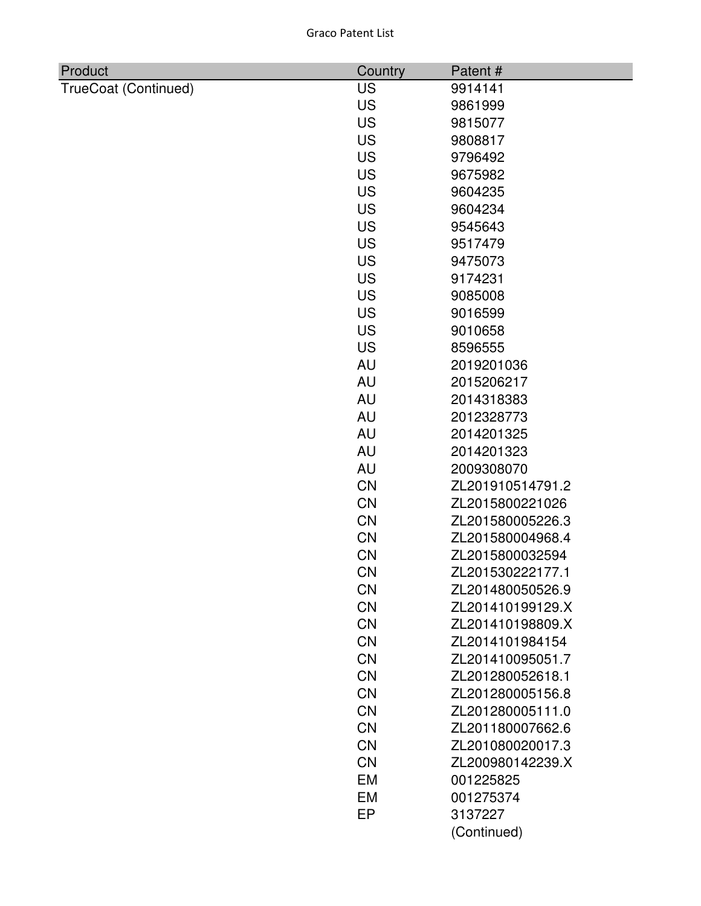| Product | Country | Patent # |
| --- | --- | --- |
| TrueCoat (Continued) | US | 9914141 |
| | US | 9861999 |
| | US | 9815077 |
| | US | 9808817 |
| | US | 9796492 |
| | US | 9675982 |
| | US | 9604235 |
| | US | 9604234 |
| | US | 9545643 |
| | US | 9517479 |
| | US | 9475073 |
| | US | 9174231 |
| | US | 9085008 |
| | US | 9016599 |
| | US | 9010658 |
| | US | 8596555 |
| | AU | 2019201036 |
| | AU | 2015206217 |
| | AU | 2014318383 |
| | AU | 2012328773 |
| | AU | 2014201325 |
| | AU | 2014201323 |
| | AU | 2009308070 |
| | CN | ZL201910514791.2 |
| | CN | ZL2015800221026 |
| | CN | ZL201580005226.3 |
| | CN | ZL201580004968.4 |
| | CN | ZL2015800032594 |
| | CN | ZL201530222177.1 |
| | CN | ZL201480050526.9 |
| | CN | ZL201410199129.X |
| | CN | ZL201410198809.X |
| | CN | ZL2014101984154 |
| | CN | ZL201410095051.7 |
| | CN | ZL201280052618.1 |
| | CN | ZL201280005156.8 |
| | CN | ZL201280005111.0 |
| | CN | ZL201180007662.6 |
| | CN | ZL201080020017.3 |
| | CN | ZL200980142239.X |
| | EM | 001225825 |
| | EM | 001275374 |
| | EP | 3137227 |
| | | (Continued) |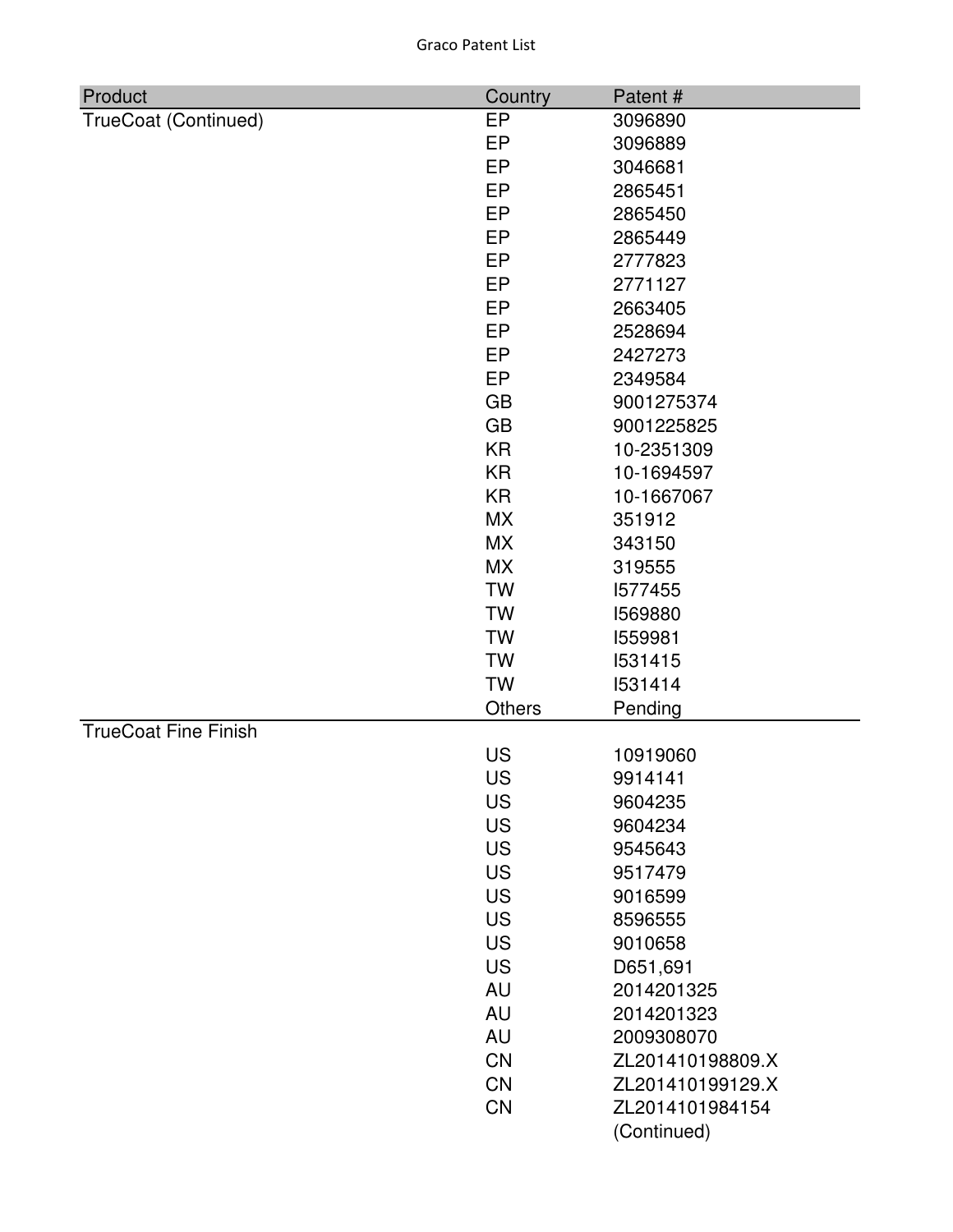| Product | Country | Patent # |
|---|---|---|
| TrueCoat (Continued) | EP | 3096890 |
| | EP | 3096889 |
| | EP | 3046681 |
| | EP | 2865451 |
| | EP | 2865450 |
| | EP | 2865449 |
| | EP | 2777823 |
| | EP | 2771127 |
| | EP | 2663405 |
| | EP | 2528694 |
| | EP | 2427273 |
| | EP | 2349584 |
| | GB | 9001275374 |
| | GB | 9001225825 |
| | KR | 10-2351309 |
| | KR | 10-1694597 |
| | KR | 10-1667067 |
| | MX | 351912 |
| | MX | 343150 |
| | MX | 319555 |
| | TW | I577455 |
| | TW | I569880 |
| | TW | I559981 |
| | TW | I531415 |
| | TW | I531414 |
| | Others | Pending |
| TrueCoat Fine Finish | | |
| | US | 10919060 |
| | US | 9914141 |
| | US | 9604235 |
| | US | 9604234 |
| | US | 9545643 |
| | US | 9517479 |
| | US | 9016599 |
| | US | 8596555 |
| | US | 9010658 |
| | US | D651,691 |
| | AU | 2014201325 |
| | AU | 2014201323 |
| | AU | 2009308070 |
| | CN | ZL201410198809.X |
| | CN | ZL201410199129.X |
| | CN | ZL2014101984154 |
| | | (Continued) |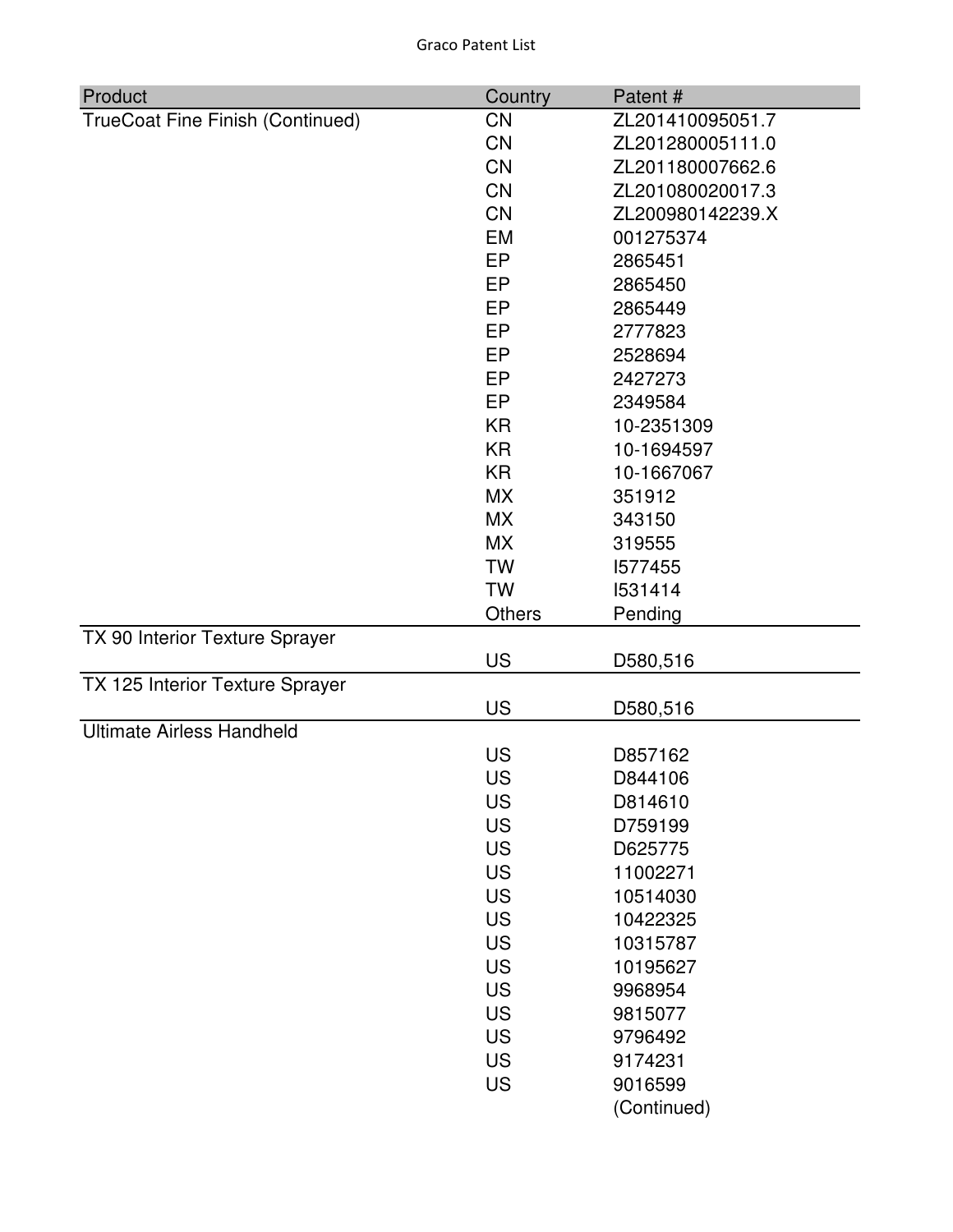| Product | Country | Patent # |
|---|---|---|
| TrueCoat Fine Finish (Continued) | CN | ZL201410095051.7 |
| | CN | ZL201280005111.0 |
| | CN | ZL201180007662.6 |
| | CN | ZL201080020017.3 |
| | CN | ZL200980142239.X |
| | EM | 001275374 |
| | EP | 2865451 |
| | EP | 2865450 |
| | EP | 2865449 |
| | EP | 2777823 |
| | EP | 2528694 |
| | EP | 2427273 |
| | EP | 2349584 |
| | KR | 10-2351309 |
| | KR | 10-1694597 |
| | KR | 10-1667067 |
| | MX | 351912 |
| | MX | 343150 |
| | MX | 319555 |
| | TW | I577455 |
| | TW | I531414 |
| | Others | Pending |
| TX 90 Interior Texture Sprayer | | |
| | US | D580,516 |
| TX 125 Interior Texture Sprayer | | |
| | US | D580,516 |
| Ultimate Airless Handheld | | |
| | US | D857162 |
| | US | D844106 |
| | US | D814610 |
| | US | D759199 |
| | US | D625775 |
| | US | 11002271 |
| | US | 10514030 |
| | US | 10422325 |
| | US | 10315787 |
| | US | 10195627 |
| | US | 9968954 |
| | US | 9815077 |
| | US | 9796492 |
| | US | 9174231 |
| | US | 9016599 |
| | | (Continued) |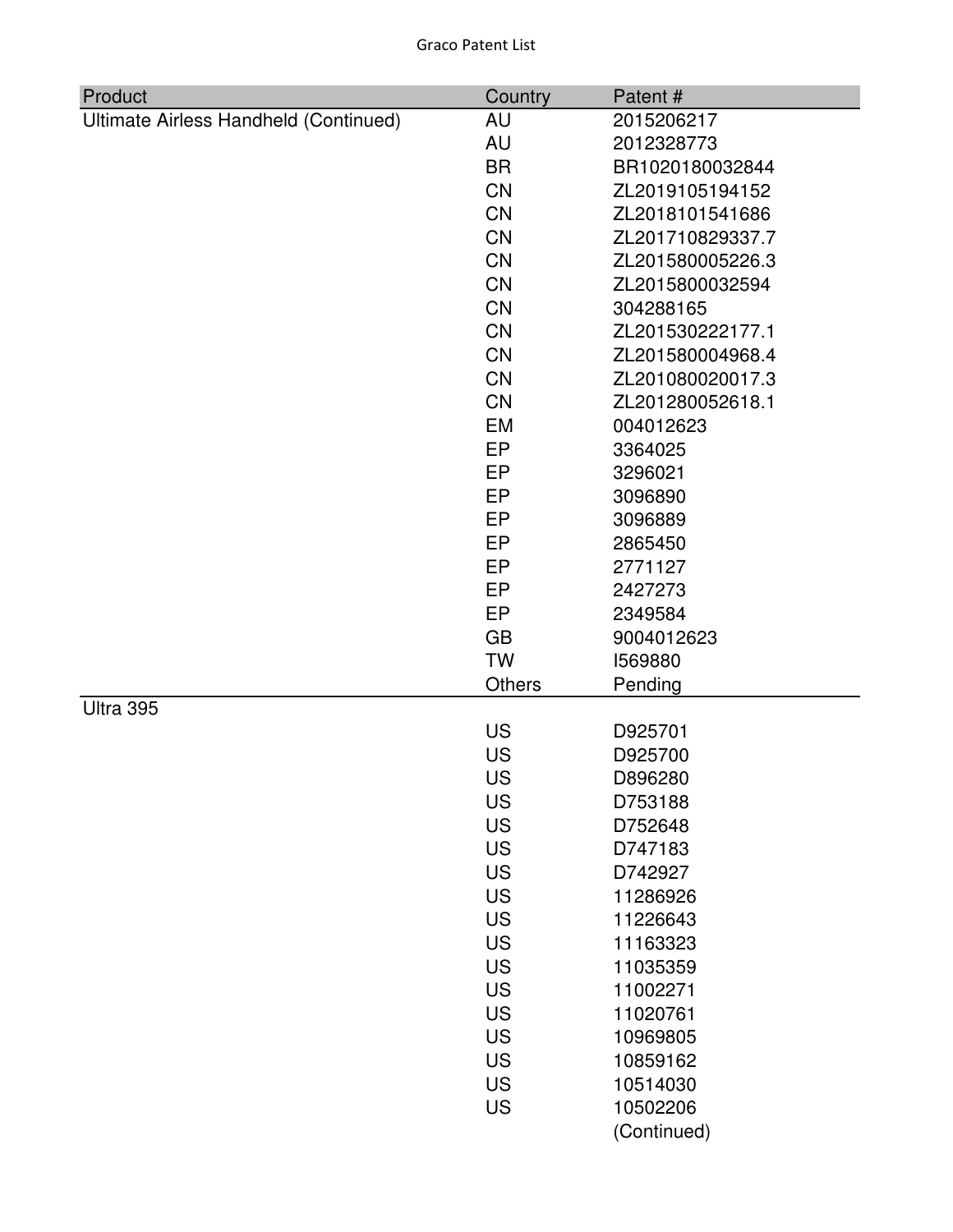| Product | Country | Patent # |
| --- | --- | --- |
| Ultimate Airless Handheld (Continued) | AU | 2015206217 |
| | AU | 2012328773 |
| | BR | BR1020180032844 |
| | CN | ZL2019105194152 |
| | CN | ZL2018101541686 |
| | CN | ZL201710829337.7 |
| | CN | ZL201580005226.3 |
| | CN | ZL2015800032594 |
| | CN | 304288165 |
| | CN | ZL201530222177.1 |
| | CN | ZL201580004968.4 |
| | CN | ZL201080020017.3 |
| | CN | ZL201280052618.1 |
| | EM | 004012623 |
| | EP | 3364025 |
| | EP | 3296021 |
| | EP | 3096890 |
| | EP | 3096889 |
| | EP | 2865450 |
| | EP | 2771127 |
| | EP | 2427273 |
| | EP | 2349584 |
| | GB | 9004012623 |
| | TW | I569880 |
| | Others | Pending |
| Ultra 395 | | |
| | US | D925701 |
| | US | D925700 |
| | US | D896280 |
| | US | D753188 |
| | US | D752648 |
| | US | D747183 |
| | US | D742927 |
| | US | 11286926 |
| | US | 11226643 |
| | US | 11163323 |
| | US | 11035359 |
| | US | 11002271 |
| | US | 11020761 |
| | US | 10969805 |
| | US | 10859162 |
| | US | 10514030 |
| | US | 10502206 |
| | | (Continued) |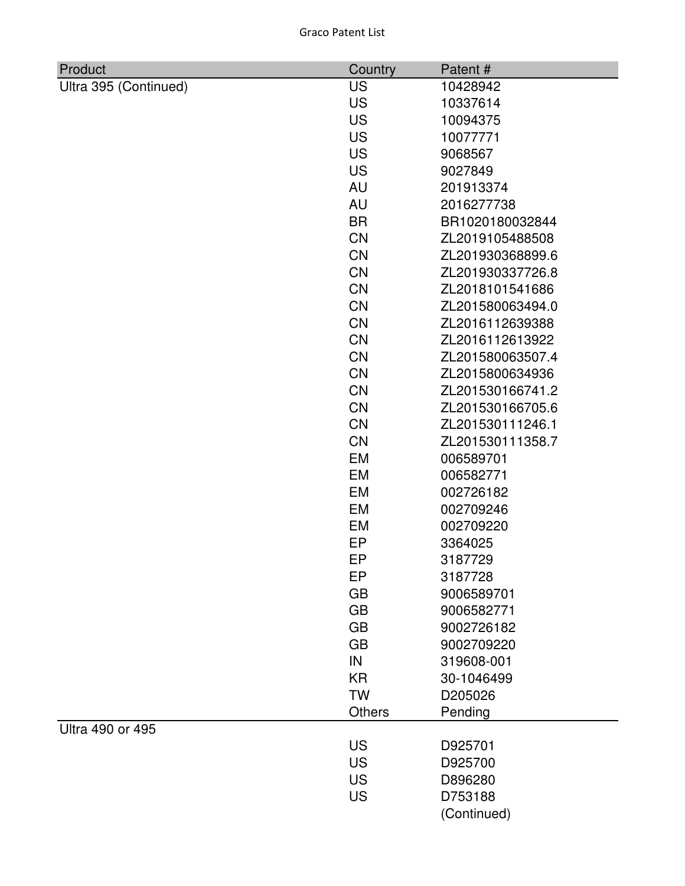| Product | Country | Patent # |
|---|---|---|
| Ultra 395 (Continued) | US | 10428942 |
| | US | 10337614 |
| | US | 10094375 |
| | US | 10077771 |
| | US | 9068567 |
| | US | 9027849 |
| | AU | 201913374 |
| | AU | 2016277738 |
| | BR | BR1020180032844 |
| | CN | ZL2019105488508 |
| | CN | ZL201930368899.6 |
| | CN | ZL201930337726.8 |
| | CN | ZL2018101541686 |
| | CN | ZL201580063494.0 |
| | CN | ZL2016112639388 |
| | CN | ZL2016112613922 |
| | CN | ZL201580063507.4 |
| | CN | ZL2015800634936 |
| | CN | ZL201530166741.2 |
| | CN | ZL201530166705.6 |
| | CN | ZL201530111246.1 |
| | CN | ZL201530111358.7 |
| | EM | 006589701 |
| | EM | 006582771 |
| | EM | 002726182 |
| | EM | 002709246 |
| | EM | 002709220 |
| | EP | 3364025 |
| | EP | 3187729 |
| | EP | 3187728 |
| | GB | 9006589701 |
| | GB | 9006582771 |
| | GB | 9002726182 |
| | GB | 9002709220 |
| | IN | 319608-001 |
| | KR | 30-1046499 |
| | TW | D205026 |
| | Others | Pending |
| Ultra 490 or 495 | | |
| | US | D925701 |
| | US | D925700 |
| | US | D896280 |
| | US | D753188 |
| | | (Continued) |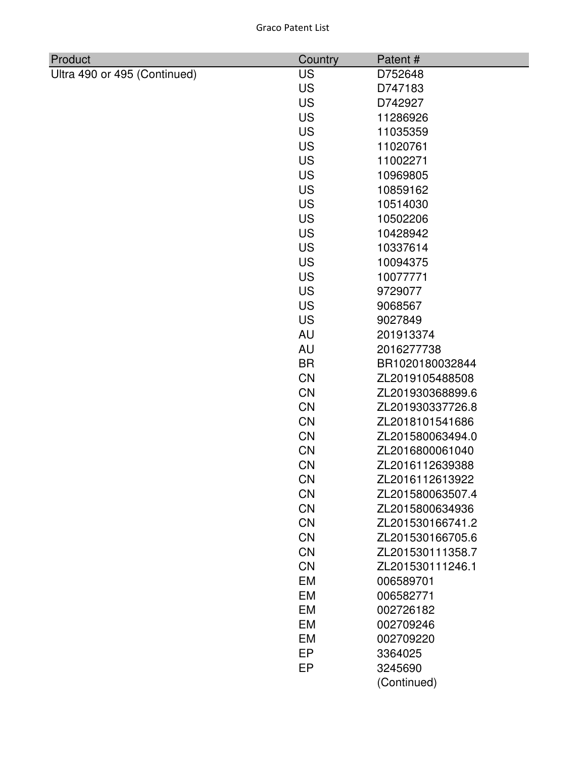| Product | Country | Patent # |
|---|---|---|
| Ultra 490 or 495 (Continued) | US | D752648 |
| | US | D747183 |
| | US | D742927 |
| | US | 11286926 |
| | US | 11035359 |
| | US | 11020761 |
| | US | 11002271 |
| | US | 10969805 |
| | US | 10859162 |
| | US | 10514030 |
| | US | 10502206 |
| | US | 10428942 |
| | US | 10337614 |
| | US | 10094375 |
| | US | 10077771 |
| | US | 9729077 |
| | US | 9068567 |
| | US | 9027849 |
| | AU | 201913374 |
| | AU | 2016277738 |
| | BR | BR1020180032844 |
| | CN | ZL2019105488508 |
| | CN | ZL201930368899.6 |
| | CN | ZL201930337726.8 |
| | CN | ZL2018101541686 |
| | CN | ZL201580063494.0 |
| | CN | ZL2016800061040 |
| | CN | ZL2016112639388 |
| | CN | ZL2016112613922 |
| | CN | ZL201580063507.4 |
| | CN | ZL2015800634936 |
| | CN | ZL201530166741.2 |
| | CN | ZL201530166705.6 |
| | CN | ZL201530111358.7 |
| | CN | ZL201530111246.1 |
| | EM | 006589701 |
| | EM | 006582771 |
| | EM | 002726182 |
| | EM | 002709246 |
| | EM | 002709220 |
| | EP | 3364025 |
| | EP | 3245690 |
| | | (Continued) |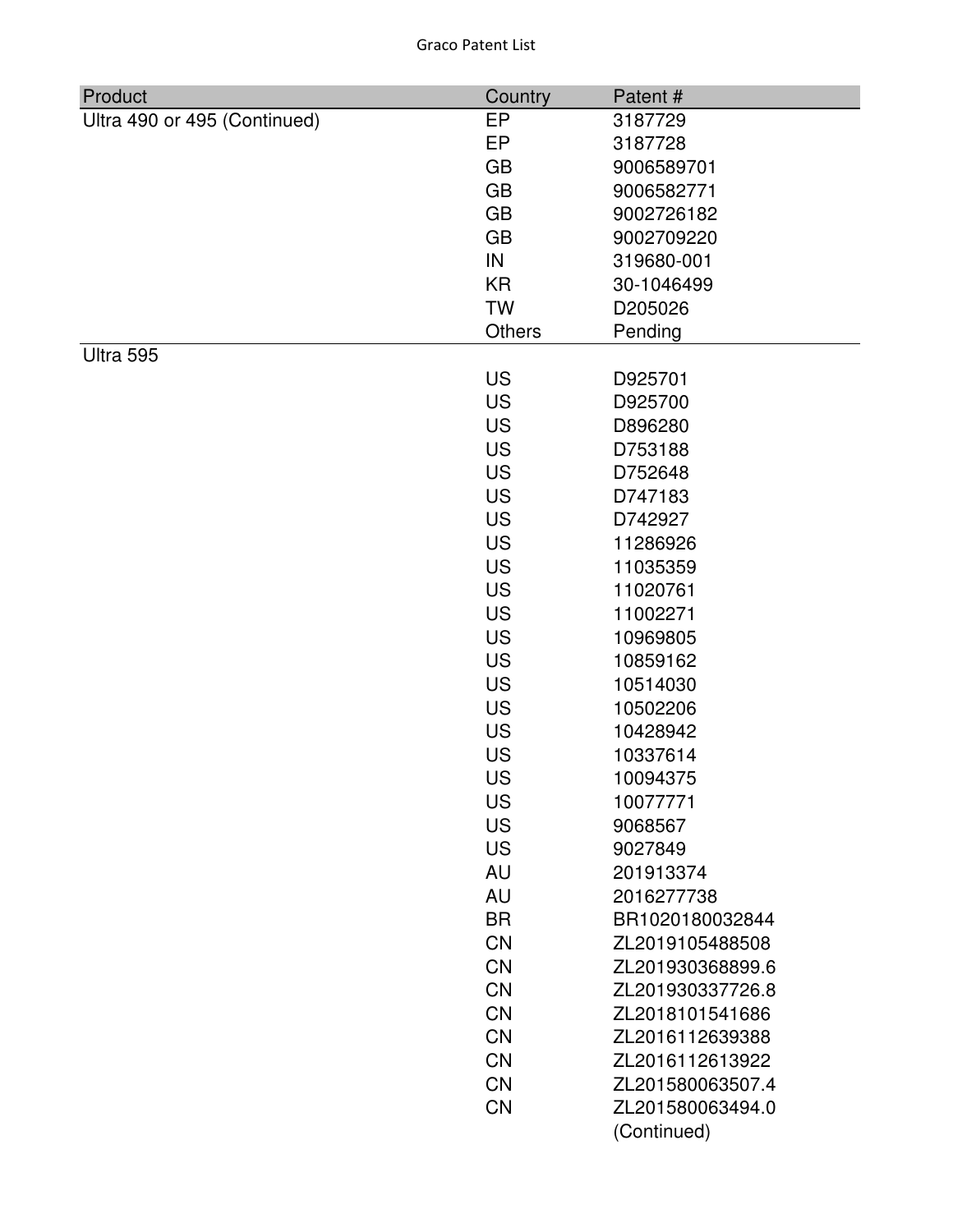| Product | Country | Patent # |
|---|---|---|
| Ultra 490 or 495 (Continued) | EP | 3187729 |
| | EP | 3187728 |
| | GB | 9006589701 |
| | GB | 9006582771 |
| | GB | 9002726182 |
| | GB | 9002709220 |
| | IN | 319680-001 |
| | KR | 30-1046499 |
| | TW | D205026 |
| | Others | Pending |
| Ultra 595 | | |
| | US | D925701 |
| | US | D925700 |
| | US | D896280 |
| | US | D753188 |
| | US | D752648 |
| | US | D747183 |
| | US | D742927 |
| | US | 11286926 |
| | US | 11035359 |
| | US | 11020761 |
| | US | 11002271 |
| | US | 10969805 |
| | US | 10859162 |
| | US | 10514030 |
| | US | 10502206 |
| | US | 10428942 |
| | US | 10337614 |
| | US | 10094375 |
| | US | 10077771 |
| | US | 9068567 |
| | US | 9027849 |
| | AU | 201913374 |
| | AU | 2016277738 |
| | BR | BR1020180032844 |
| | CN | ZL2019105488508 |
| | CN | ZL201930368899.6 |
| | CN | ZL201930337726.8 |
| | CN | ZL2018101541686 |
| | CN | ZL2016112639388 |
| | CN | ZL2016112613922 |
| | CN | ZL201580063507.4 |
| | CN | ZL201580063494.0 |
| | | (Continued) |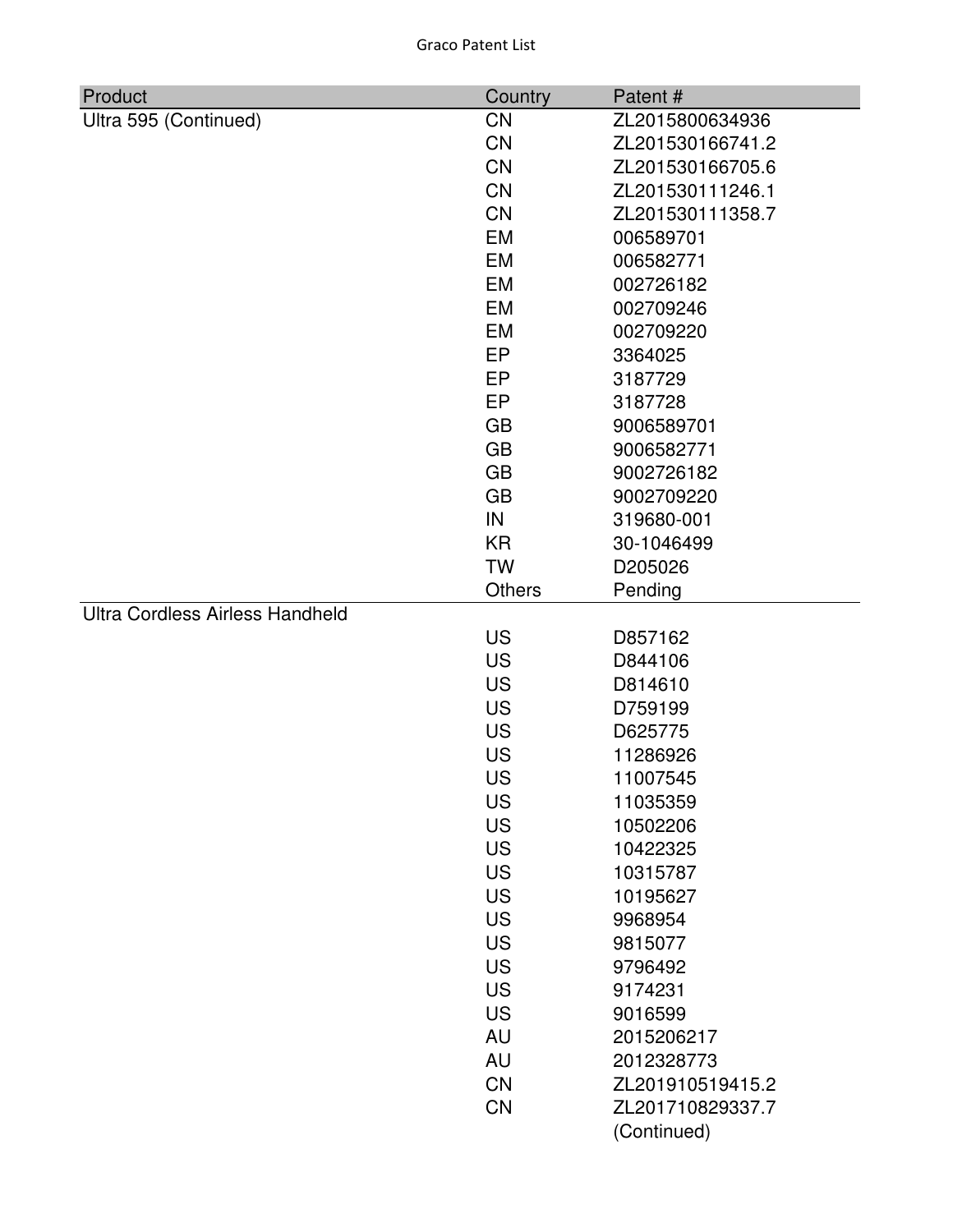| Product | Country | Patent # |
|---|---|---|
| Ultra 595 (Continued) | CN | ZL2015800634936 |
| | CN | ZL201530166741.2 |
| | CN | ZL201530166705.6 |
| | CN | ZL201530111246.1 |
| | CN | ZL201530111358.7 |
| | EM | 006589701 |
| | EM | 006582771 |
| | EM | 002726182 |
| | EM | 002709246 |
| | EM | 002709220 |
| | EP | 3364025 |
| | EP | 3187729 |
| | EP | 3187728 |
| | GB | 9006589701 |
| | GB | 9006582771 |
| | GB | 9002726182 |
| | GB | 9002709220 |
| | IN | 319680-001 |
| | KR | 30-1046499 |
| | TW | D205026 |
| | Others | Pending |
| Ultra Cordless Airless Handheld | | |
| | US | D857162 |
| | US | D844106 |
| | US | D814610 |
| | US | D759199 |
| | US | D625775 |
| | US | 11286926 |
| | US | 11007545 |
| | US | 11035359 |
| | US | 10502206 |
| | US | 10422325 |
| | US | 10315787 |
| | US | 10195627 |
| | US | 9968954 |
| | US | 9815077 |
| | US | 9796492 |
| | US | 9174231 |
| | US | 9016599 |
| | AU | 2015206217 |
| | AU | 2012328773 |
| | CN | ZL201910519415.2 |
| | CN | ZL201710829337.7 |
| | | (Continued) |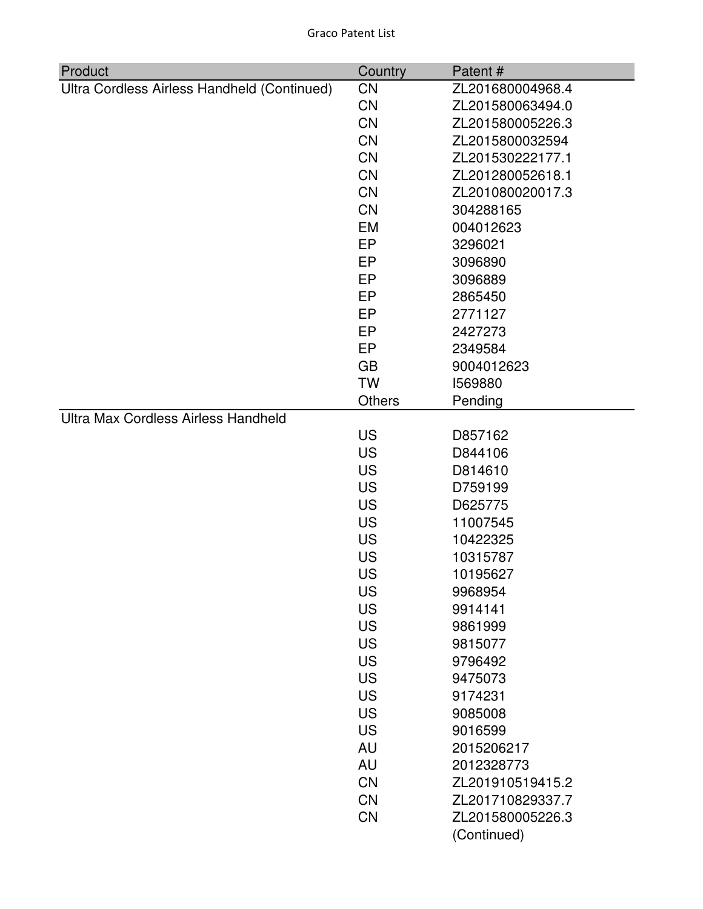| Product | Country | Patent # |
|---|---|---|
| Ultra Cordless Airless Handheld (Continued) | CN | ZL201680004968.4 |
| | CN | ZL201580063494.0 |
| | CN | ZL201580005226.3 |
| | CN | ZL2015800032594 |
| | CN | ZL201530222177.1 |
| | CN | ZL201280052618.1 |
| | CN | ZL201080020017.3 |
| | CN | 304288165 |
| | EM | 004012623 |
| | EP | 3296021 |
| | EP | 3096890 |
| | EP | 3096889 |
| | EP | 2865450 |
| | EP | 2771127 |
| | EP | 2427273 |
| | EP | 2349584 |
| | GB | 9004012623 |
| | TW | I569880 |
| | Others | Pending |
| Ultra Max Cordless Airless Handheld | | |
| | US | D857162 |
| | US | D844106 |
| | US | D814610 |
| | US | D759199 |
| | US | D625775 |
| | US | 11007545 |
| | US | 10422325 |
| | US | 10315787 |
| | US | 10195627 |
| | US | 9968954 |
| | US | 9914141 |
| | US | 9861999 |
| | US | 9815077 |
| | US | 9796492 |
| | US | 9475073 |
| | US | 9174231 |
| | US | 9085008 |
| | US | 9016599 |
| | AU | 2015206217 |
| | AU | 2012328773 |
| | CN | ZL201910519415.2 |
| | CN | ZL201710829337.7 |
| | CN | ZL201580005226.3 |
| | | (Continued) |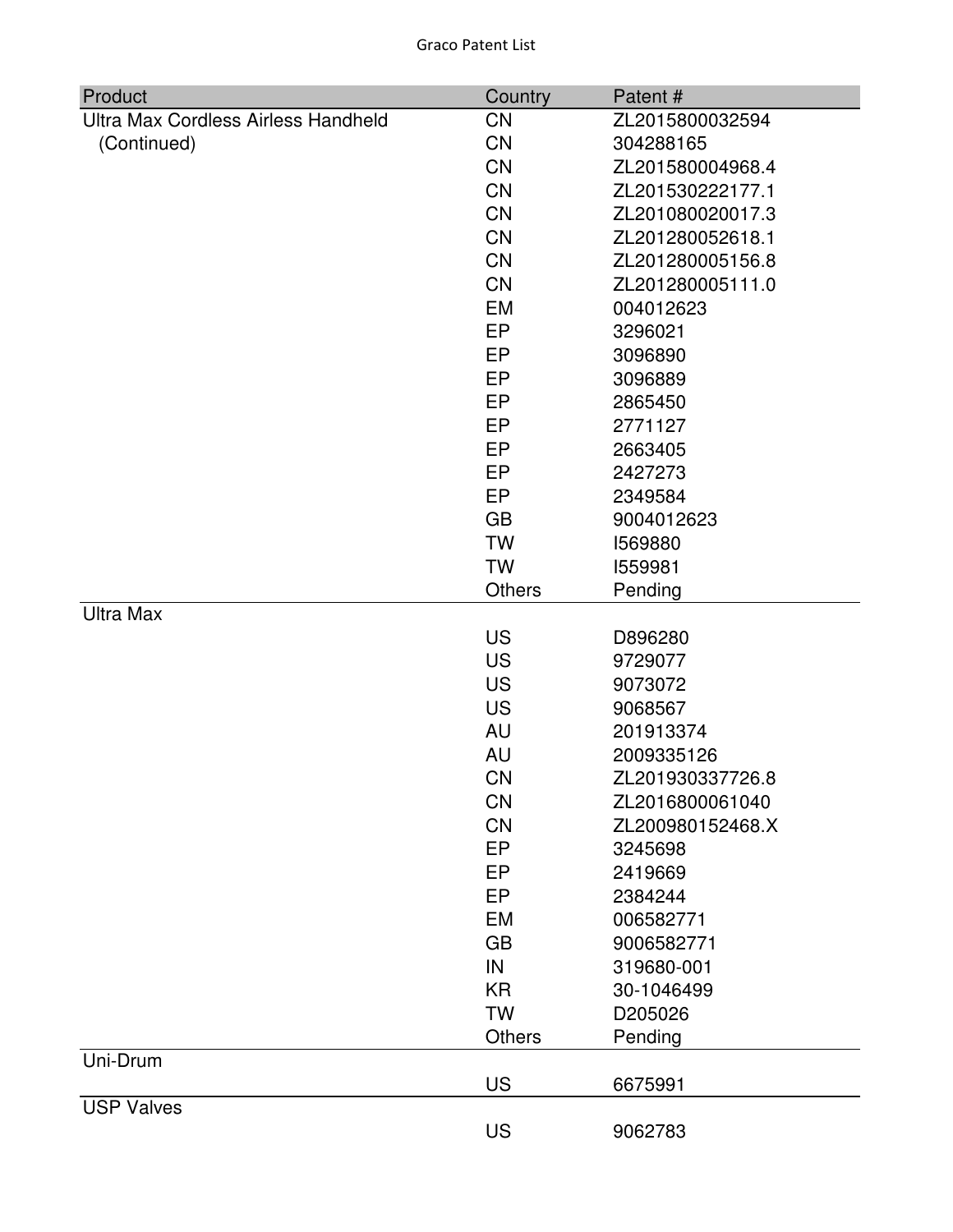| Product | Country | Patent # |
| --- | --- | --- |
| Ultra Max Cordless Airless Handheld (Continued) | CN | ZL2015800032594 |
| | CN | 304288165 |
| | CN | ZL201580004968.4 |
| | CN | ZL201530222177.1 |
| | CN | ZL201080020017.3 |
| | CN | ZL201280052618.1 |
| | CN | ZL201280005156.8 |
| | CN | ZL201280005111.0 |
| | EM | 004012623 |
| | EP | 3296021 |
| | EP | 3096890 |
| | EP | 3096889 |
| | EP | 2865450 |
| | EP | 2771127 |
| | EP | 2663405 |
| | EP | 2427273 |
| | EP | 2349584 |
| | GB | 9004012623 |
| | TW | I569880 |
| | TW | I559981 |
| | Others | Pending |
| Ultra Max | | |
| | US | D896280 |
| | US | 9729077 |
| | US | 9073072 |
| | US | 9068567 |
| | AU | 201913374 |
| | AU | 2009335126 |
| | CN | ZL201930337726.8 |
| | CN | ZL2016800061040 |
| | CN | ZL200980152468.X |
| | EP | 3245698 |
| | EP | 2419669 |
| | EP | 2384244 |
| | EM | 006582771 |
| | GB | 9006582771 |
| | IN | 319680-001 |
| | KR | 30-1046499 |
| | TW | D205026 |
| | Others | Pending |
| Uni-Drum | | |
| | US | 6675991 |
| USP Valves | | |
| | US | 9062783 |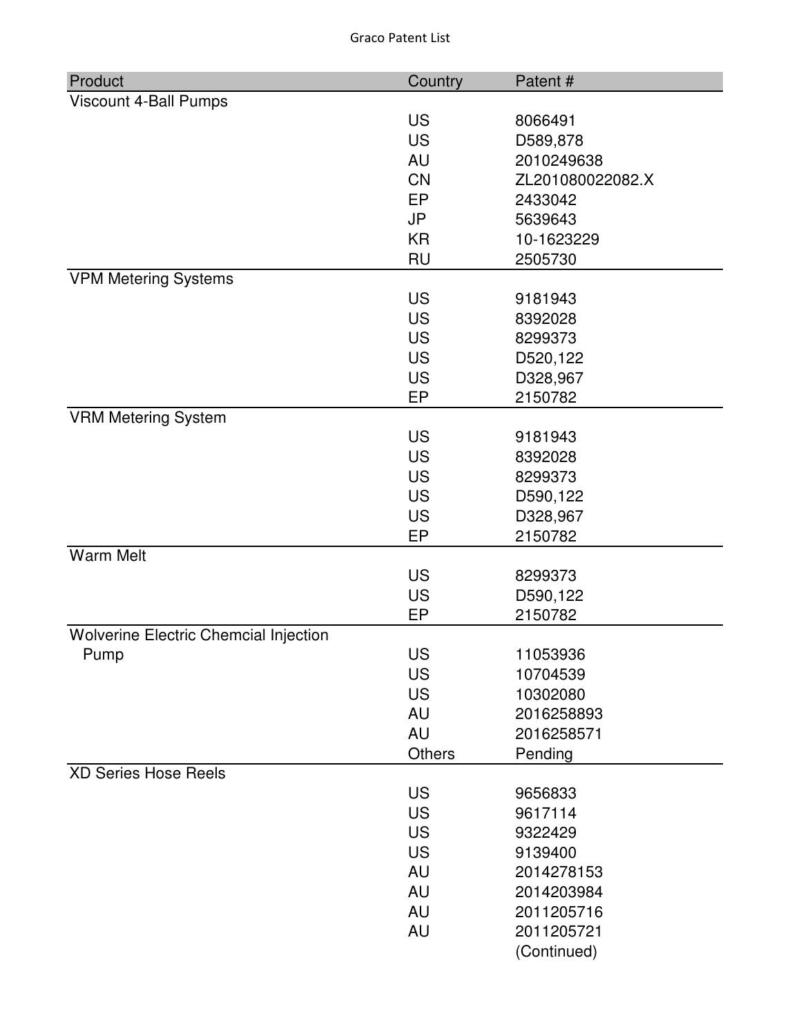| Product | Country | Patent # |
| --- | --- | --- |
| Viscount 4-Ball Pumps | | |
| | US | 8066491 |
| | US | D589,878 |
| | AU | 2010249638 |
| | CN | ZL201080022082.X |
| | EP | 2433042 |
| | JP | 5639643 |
| | KR | 10-1623229 |
| | RU | 2505730 |
| VPM Metering Systems | | |
| | US | 9181943 |
| | US | 8392028 |
| | US | 8299373 |
| | US | D520,122 |
| | US | D328,967 |
| | EP | 2150782 |
| VRM Metering System | | |
| | US | 9181943 |
| | US | 8392028 |
| | US | 8299373 |
| | US | D590,122 |
| | US | D328,967 |
| | EP | 2150782 |
| Warm Melt | | |
| | US | 8299373 |
| | US | D590,122 |
| | EP | 2150782 |
| Wolverine Electric Chemcial Injection Pump | US | 11053936 |
| | US | 10704539 |
| | US | 10302080 |
| | AU | 2016258893 |
| | AU | 2016258571 |
| | Others | Pending |
| XD Series Hose Reels | | |
| | US | 9656833 |
| | US | 9617114 |
| | US | 9322429 |
| | US | 9139400 |
| | AU | 2014278153 |
| | AU | 2014203984 |
| | AU | 2011205716 |
| | AU | 2011205721 |
| | | (Continued) |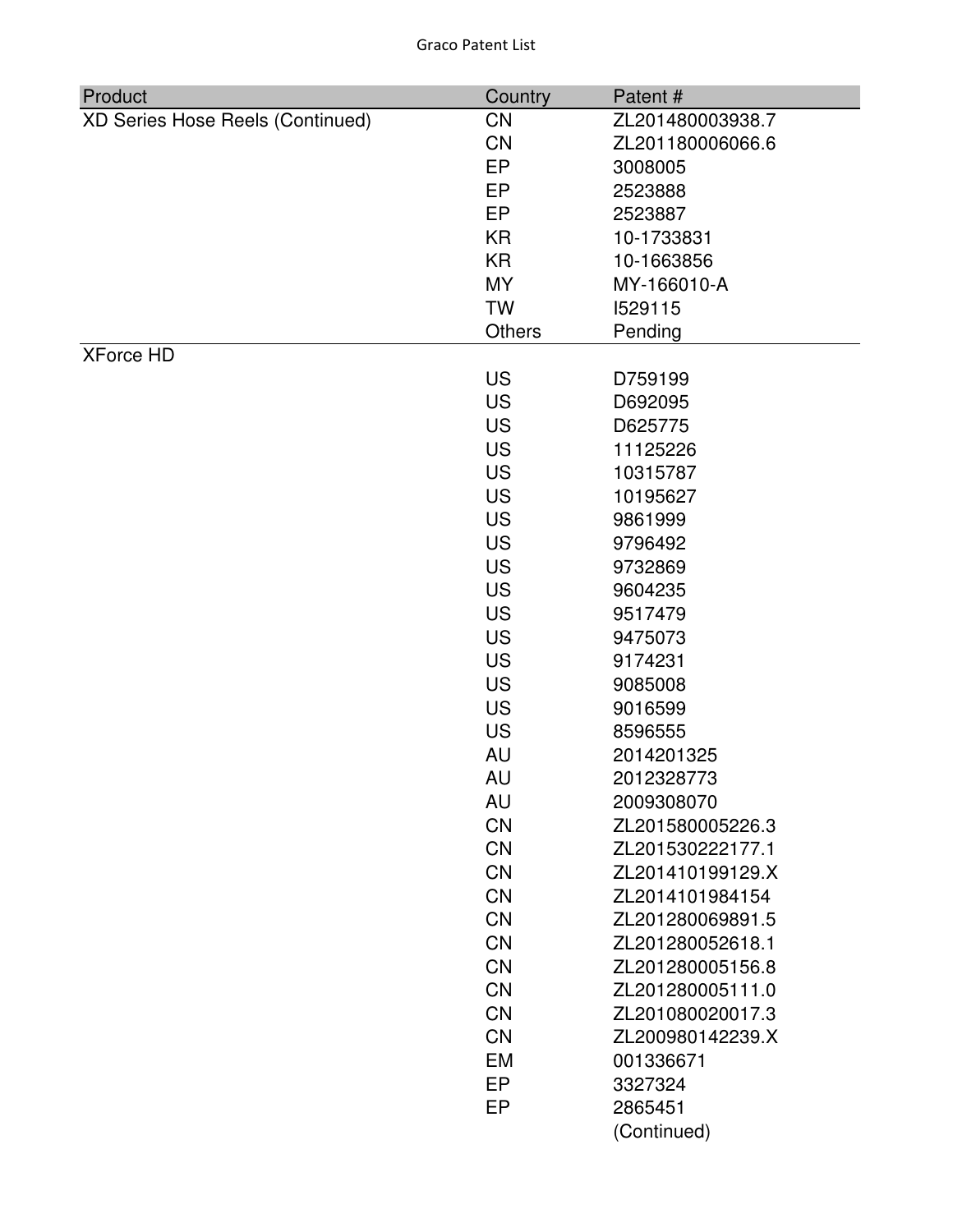| Product | Country | Patent # |
|---|---|---|
| XD Series Hose Reels (Continued) | CN | ZL201480003938.7 |
| | CN | ZL201180006066.6 |
| | EP | 3008005 |
| | EP | 2523888 |
| | EP | 2523887 |
| | KR | 10-1733831 |
| | KR | 10-1663856 |
| | MY | MY-166010-A |
| | TW | I529115 |
| | Others | Pending |
| XForce HD | | |
| | US | D759199 |
| | US | D692095 |
| | US | D625775 |
| | US | 11125226 |
| | US | 10315787 |
| | US | 10195627 |
| | US | 9861999 |
| | US | 9796492 |
| | US | 9732869 |
| | US | 9604235 |
| | US | 9517479 |
| | US | 9475073 |
| | US | 9174231 |
| | US | 9085008 |
| | US | 9016599 |
| | US | 8596555 |
| | AU | 2014201325 |
| | AU | 2012328773 |
| | AU | 2009308070 |
| | CN | ZL201580005226.3 |
| | CN | ZL201530222177.1 |
| | CN | ZL201410199129.X |
| | CN | ZL2014101984154 |
| | CN | ZL201280069891.5 |
| | CN | ZL201280052618.1 |
| | CN | ZL201280005156.8 |
| | CN | ZL201280005111.0 |
| | CN | ZL201080020017.3 |
| | CN | ZL200980142239.X |
| | EM | 001336671 |
| | EP | 3327324 |
| | EP | 2865451 |
| | | (Continued) |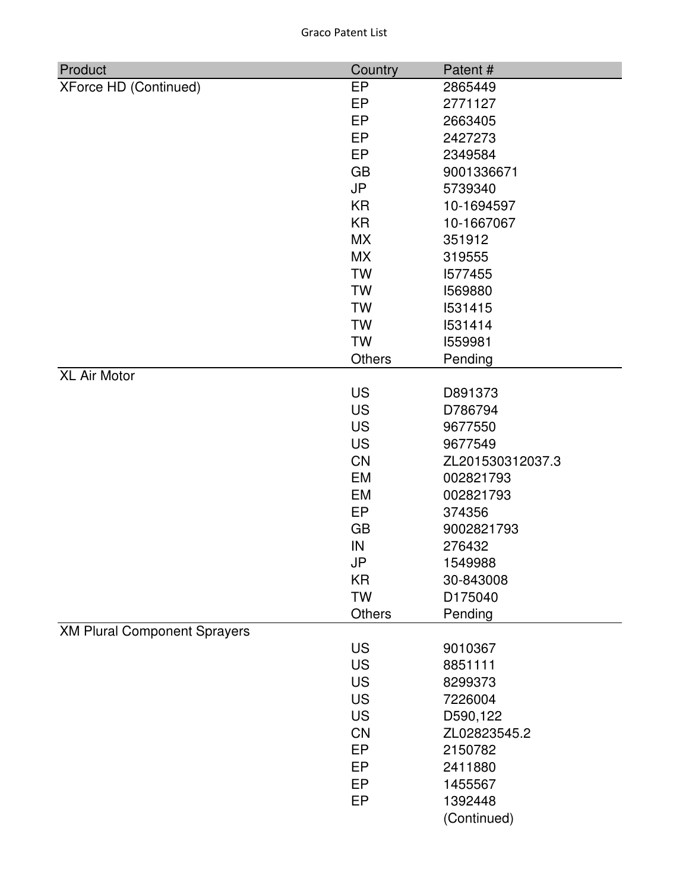| Product | Country | Patent # |
|---|---|---|
| XForce HD (Continued) | EP | 2865449 |
| | EP | 2771127 |
| | EP | 2663405 |
| | EP | 2427273 |
| | EP | 2349584 |
| | GB | 9001336671 |
| | JP | 5739340 |
| | KR | 10-1694597 |
| | KR | 10-1667067 |
| | MX | 351912 |
| | MX | 319555 |
| | TW | I577455 |
| | TW | I569880 |
| | TW | I531415 |
| | TW | I531414 |
| | TW | I559981 |
| | Others | Pending |
| XL Air Motor | | |
| | US | D891373 |
| | US | D786794 |
| | US | 9677550 |
| | US | 9677549 |
| | CN | ZL201530312037.3 |
| | EM | 002821793 |
| | EM | 002821793 |
| | EP | 374356 |
| | GB | 9002821793 |
| | IN | 276432 |
| | JP | 1549988 |
| | KR | 30-843008 |
| | TW | D175040 |
| | Others | Pending |
| XM Plural Component Sprayers | | |
| | US | 9010367 |
| | US | 8851111 |
| | US | 8299373 |
| | US | 7226004 |
| | US | D590,122 |
| | CN | ZL02823545.2 |
| | EP | 2150782 |
| | EP | 2411880 |
| | EP | 1455567 |
| | EP | 1392448 |
| | | (Continued) |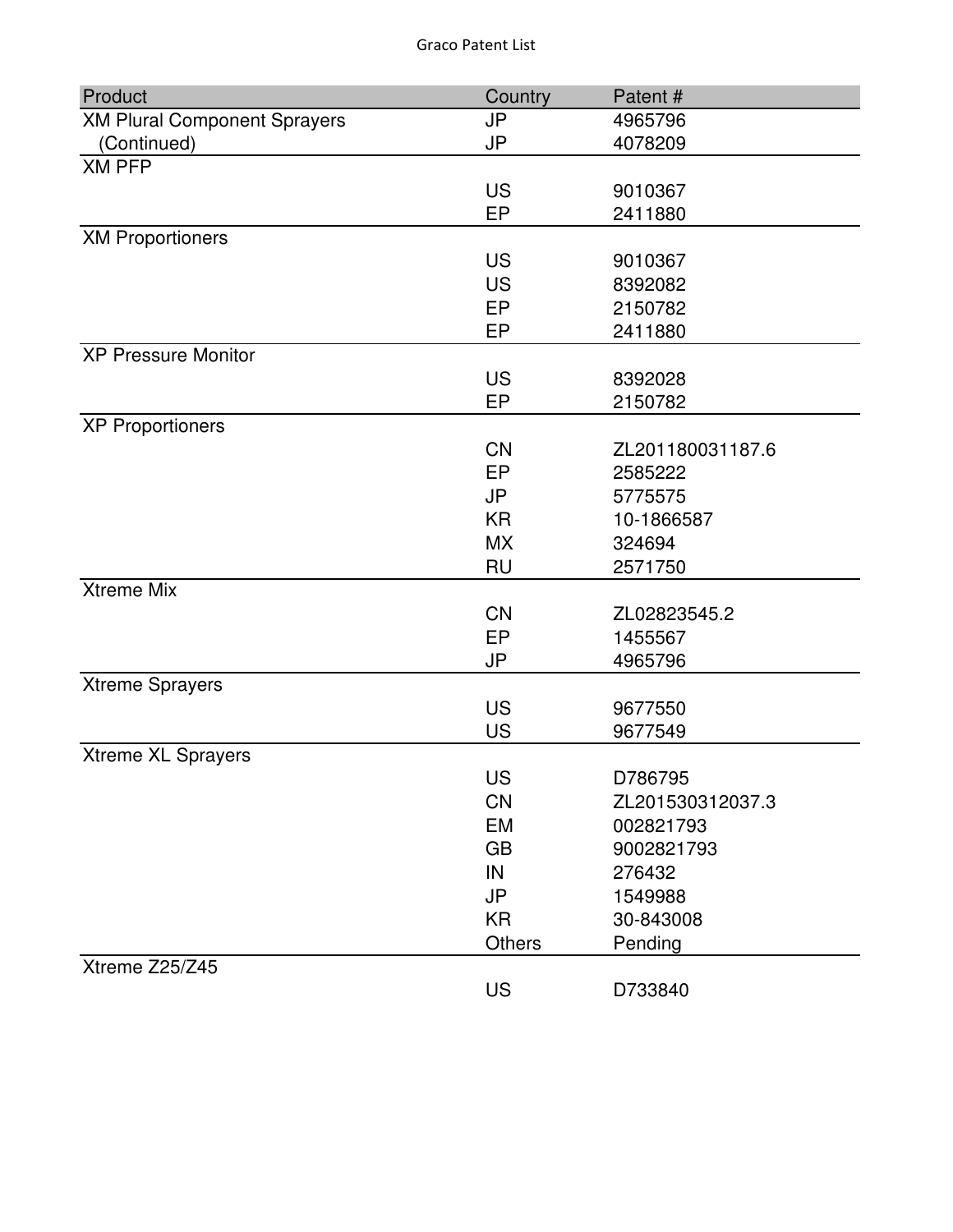| Product | Country | Patent # |
|---|---|---|
| XM Plural Component Sprayers | JP | 4965796 |
| (Continued) | JP | 4078209 |
| XM PFP | | |
| | US | 9010367 |
| | EP | 2411880 |
| XM Proportioners | | |
| | US | 9010367 |
| | US | 8392082 |
| | EP | 2150782 |
| | EP | 2411880 |
| XP Pressure Monitor | | |
| | US | 8392028 |
| | EP | 2150782 |
| XP Proportioners | | |
| | CN | ZL201180031187.6 |
| | EP | 2585222 |
| | JP | 5775575 |
| | KR | 10-1866587 |
| | MX | 324694 |
| | RU | 2571750 |
| Xtreme Mix | | |
| | CN | ZL02823545.2 |
| | EP | 1455567 |
| | JP | 4965796 |
| Xtreme Sprayers | | |
| | US | 9677550 |
| | US | 9677549 |
| Xtreme XL Sprayers | | |
| | US | D786795 |
| | CN | ZL201530312037.3 |
| | EM | 002821793 |
| | GB | 9002821793 |
| | IN | 276432 |
| | JP | 1549988 |
| | KR | 30-843008 |
| | Others | Pending |
| Xtreme Z25/Z45 | | |
| | US | D733840 |